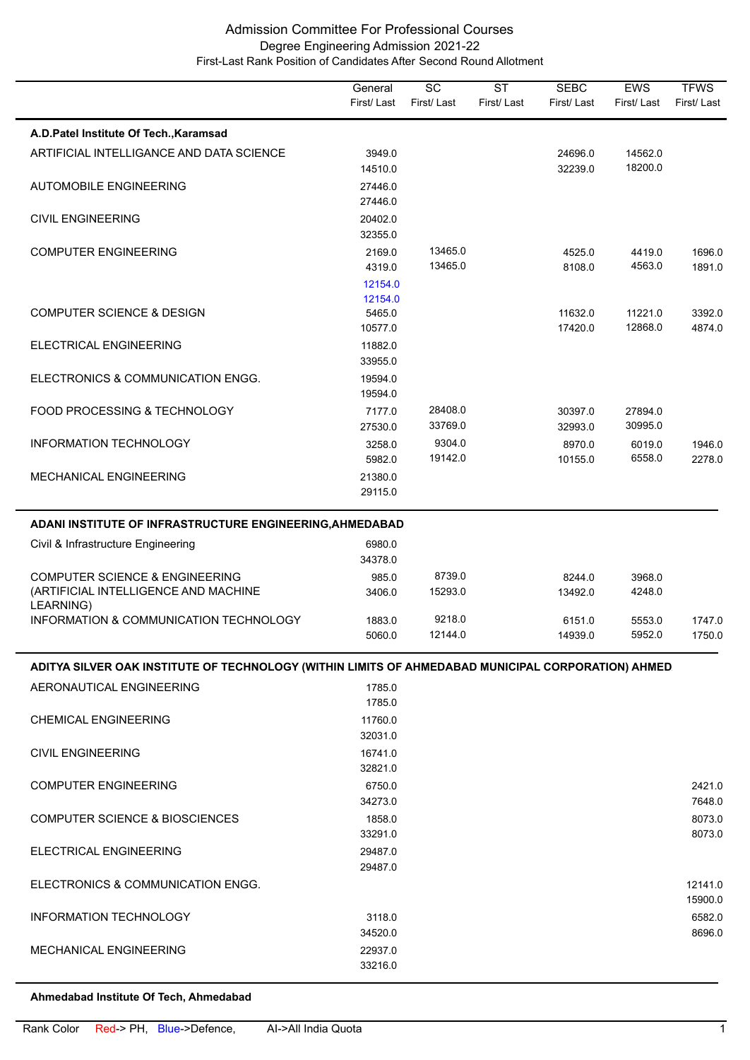# Admission Committee For Professional Courses

## Degree Engineering Admission 2021-22

### First-Last Rank Position of Candidates After Second Round Allotment

| | General First/ Last | SC First/ Last | ST First/ Last | SEBC First/ Last | EWS First/ Last | TFWS First/ Last |
|---|---|---|---|---|---|---|
| **A.D.Patel Institute Of Tech.,Karamsad** | | | | | | |
| ARTIFICIAL INTELLIGANCE AND DATA SCIENCE | 3949.0<br>14510.0 | | | 24696.0<br>32239.0 | 14562.0<br>18200.0 | |
| AUTOMOBILE ENGINEERING | 27446.0<br>27446.0 | | | | | |
| CIVIL ENGINEERING | 20402.0<br>32355.0 | | | | | |
| COMPUTER ENGINEERING | 2169.0<br>4319.0<br>12154.0<br>12154.0 | 13465.0<br>13465.0 | | 4525.0<br>8108.0 | 4419.0<br>4563.0 | 1696.0<br>1891.0 |
| COMPUTER SCIENCE & DESIGN | 5465.0<br>10577.0 | | | 11632.0<br>17420.0 | 11221.0<br>12868.0 | 3392.0<br>4874.0 |
| ELECTRICAL ENGINEERING | 11882.0<br>33955.0 | | | | | |
| ELECTRONICS & COMMUNICATION ENGG. | 19594.0<br>19594.0 | | | | | |
| FOOD PROCESSING & TECHNOLOGY | 7177.0<br>27530.0 | 28408.0<br>33769.0 | | 30397.0<br>32993.0 | 27894.0<br>30995.0 | |
| INFORMATION TECHNOLOGY | 3258.0<br>5982.0 | 9304.0<br>19142.0 | | 8970.0<br>10155.0 | 6019.0<br>6558.0 | 1946.0<br>2278.0 |
| MECHANICAL ENGINEERING | 21380.0<br>29115.0 | | | | | |
| **ADANI INSTITUTE OF INFRASTRUCTURE ENGINEERING,AHMEDABAD** | | | | | | |
| Civil & Infrastructure Engineering | 6980.0<br>34378.0 | | | | | |
| COMPUTER SCIENCE & ENGINEERING (ARTIFICIAL INTELLIGENCE AND MACHINE LEARNING) | 985.0<br>3406.0 | 8739.0<br>15293.0 | | 8244.0<br>13492.0 | 3968.0<br>4248.0 | |
| INFORMATION & COMMUNICATION TECHNOLOGY | 1883.0<br>5060.0 | 9218.0<br>12144.0 | | 6151.0<br>14939.0 | 5553.0<br>5952.0 | 1747.0<br>1750.0 |
| **ADITYA SILVER OAK INSTITUTE OF TECHNOLOGY (WITHIN LIMITS OF AHMEDABAD MUNICIPAL CORPORATION) AHMED** | | | | | | |
| AERONAUTICAL ENGINEERING | 1785.0<br>1785.0 | | | | | |
| CHEMICAL ENGINEERING | 11760.0<br>32031.0 | | | | | |
| CIVIL ENGINEERING | 16741.0<br>32821.0 | | | | | |
| COMPUTER ENGINEERING | 6750.0<br>34273.0 | | | | | 2421.0<br>7648.0 |
| COMPUTER SCIENCE & BIOSCIENCES | 1858.0<br>33291.0 | | | | | 8073.0<br>8073.0 |
| ELECTRICAL ENGINEERING | 29487.0<br>29487.0 | | | | | |
| ELECTRONICS & COMMUNICATION ENGG. | | | | | | 12141.0<br>15900.0 |
| INFORMATION TECHNOLOGY | 3118.0<br>34520.0 | | | | | 6582.0<br>8696.0 |
| MECHANICAL ENGINEERING | 22937.0<br>33216.0 | | | | | |
| **Ahmedabad Institute Of Tech, Ahmedabad** | | | | | | |

Rank Color Red-> PH, Blue->Defence, AI->All India Quota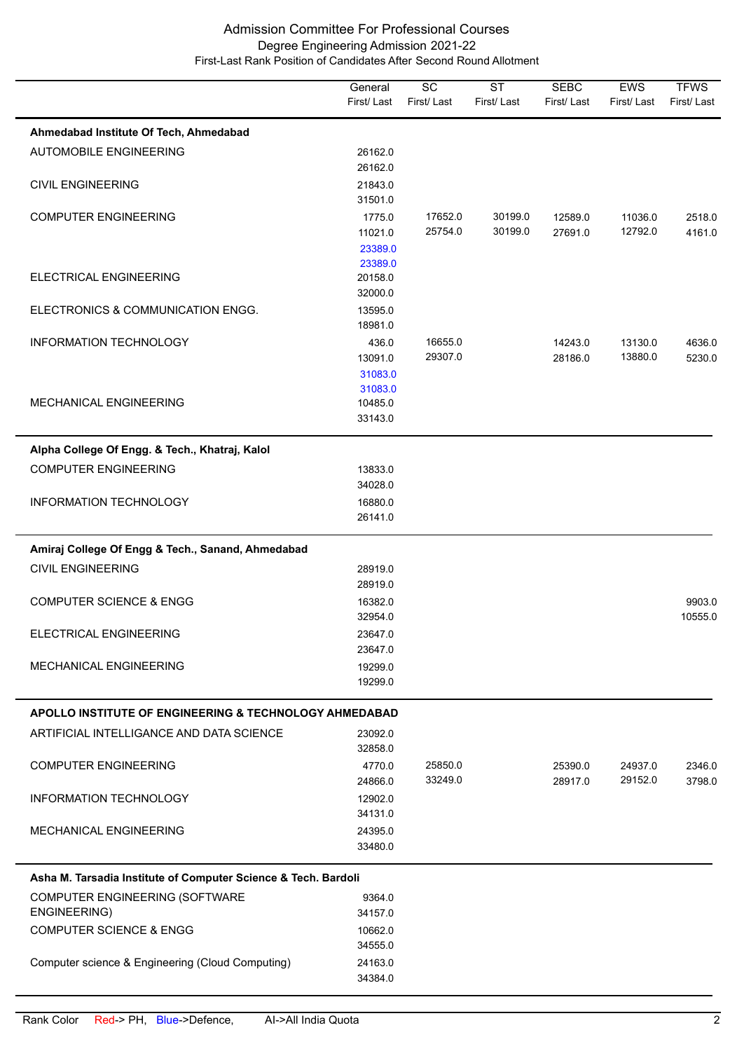# Admission Committee For Professional Courses

## Degree Engineering Admission 2021-22

### First-Last Rank Position of Candidates After Second Round Allotment

| | General First/ Last | SC First/ Last | ST First/ Last | SEBC First/ Last | EWS First/ Last | TFWS First/ Last |
|---|---|---|---|---|---|---|
| **Ahmedabad Institute Of Tech, Ahmedabad** | | | | | | |
| AUTOMOBILE ENGINEERING | 26162.0<br>26162.0 | | | | | |
| CIVIL ENGINEERING | 21843.0<br>31501.0 | | | | | |
| COMPUTER ENGINEERING | 1775.0<br>11021.0<br>23389.0<br>23389.0 | 17652.0<br>25754.0 | 30199.0<br>30199.0 | 12589.0<br>27691.0 | 11036.0<br>12792.0 | 2518.0<br>4161.0 |
| ELECTRICAL ENGINEERING | 20158.0<br>32000.0 | | | | | |
| ELECTRONICS & COMMUNICATION ENGG. | 13595.0<br>18981.0 | | | | | |
| INFORMATION TECHNOLOGY | 436.0<br>13091.0<br>31083.0<br>31083.0 | 16655.0<br>29307.0 | | 14243.0<br>28186.0 | 13130.0<br>13880.0 | 4636.0<br>5230.0 |
| MECHANICAL ENGINEERING | 10485.0<br>33143.0 | | | | | |
| **Alpha College Of Engg. & Tech., Khatraj, Kalol** | | | | | | |
| COMPUTER ENGINEERING | 13833.0<br>34028.0 | | | | | |
| INFORMATION TECHNOLOGY | 16880.0<br>26141.0 | | | | | |
| **Amiraj College Of Engg & Tech., Sanand, Ahmedabad** | | | | | | |
| CIVIL ENGINEERING | 28919.0<br>28919.0 | | | | | |
| COMPUTER SCIENCE & ENGG | 16382.0<br>32954.0 | | | | | 9903.0<br>10555.0 |
| ELECTRICAL ENGINEERING | 23647.0<br>23647.0 | | | | | |
| MECHANICAL ENGINEERING | 19299.0<br>19299.0 | | | | | |
| **APOLLO INSTITUTE OF ENGINEERING & TECHNOLOGY AHMEDABAD** | | | | | | |
| ARTIFICIAL INTELLIGANCE AND DATA SCIENCE | 23092.0<br>32858.0 | | | | | |
| COMPUTER ENGINEERING | 4770.0<br>24866.0 | 25850.0<br>33249.0 | | 25390.0<br>28917.0 | 24937.0<br>29152.0 | 2346.0<br>3798.0 |
| INFORMATION TECHNOLOGY | 12902.0<br>34131.0 | | | | | |
| MECHANICAL ENGINEERING | 24395.0<br>33480.0 | | | | | |
| **Asha M. Tarsadia Institute of Computer Science & Tech. Bardoli** | | | | | | |
| COMPUTER ENGINEERING (SOFTWARE ENGINEERING) | 9364.0<br>34157.0 | | | | | |
| COMPUTER SCIENCE & ENGG | 10662.0<br>34555.0 | | | | | |
| Computer science & Engineering (Cloud Computing) | 24163.0<br>34384.0 | | | | | |

Rank Color Red-> PH, Blue->Defence, AI->All India Quota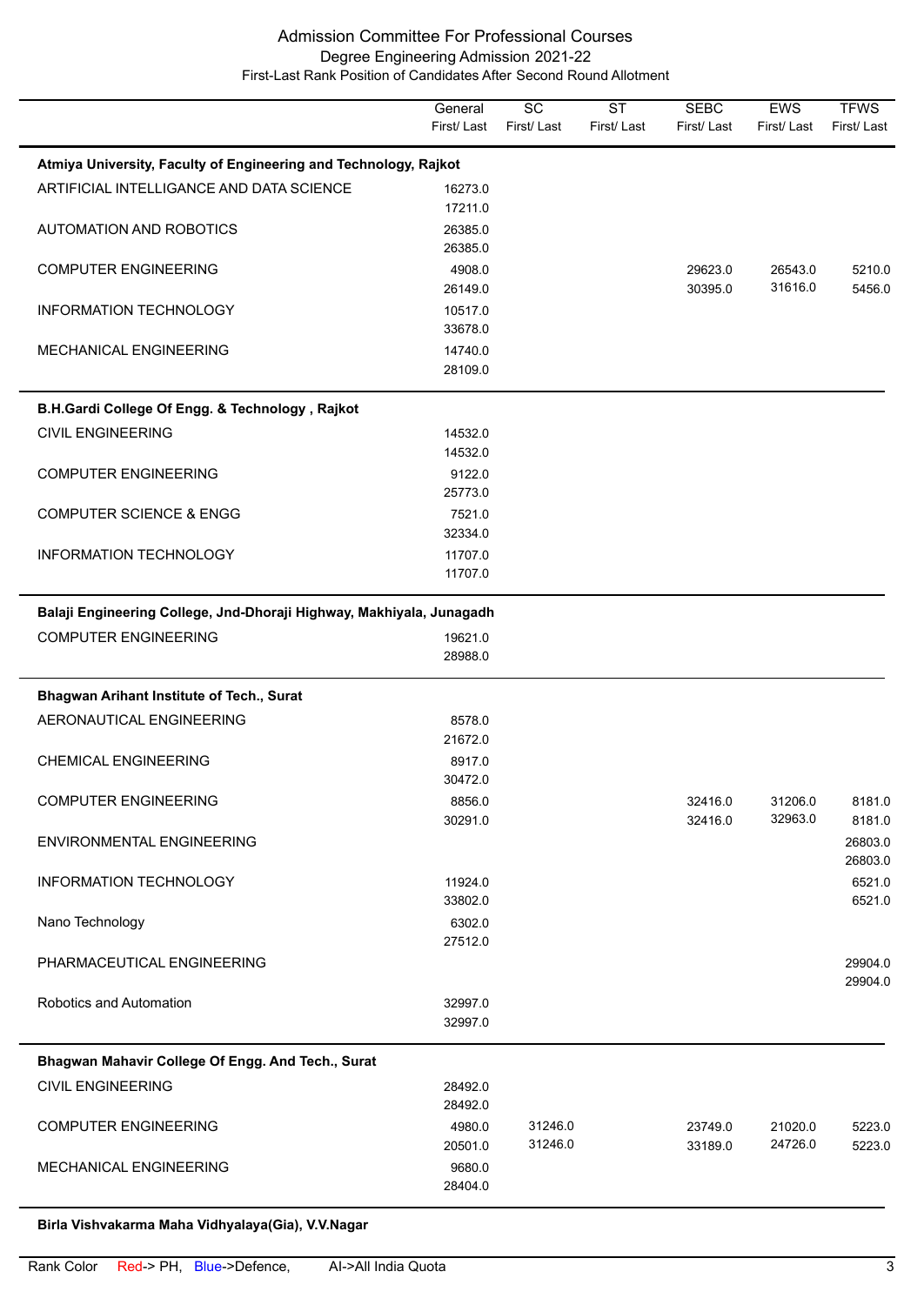# Admission Committee For Professional Courses

## Degree Engineering Admission 2021-22

### First-Last Rank Position of Candidates After Second Round Allotment

| | General First/ Last | SC First/ Last | ST First/ Last | SEBC First/ Last | EWS First/ Last | TFWS First/ Last |
|---|---|---|---|---|---|---|
| **Atmiya University, Faculty of Engineering and Technology, Rajkot** | | | | | | |
| ARTIFICIAL INTELLIGANCE AND DATA SCIENCE | 16273.0<br>17211.0 | | | | | |
| AUTOMATION AND ROBOTICS | 26385.0<br>26385.0 | | | | | |
| COMPUTER ENGINEERING | 4908.0<br>26149.0 | | | 29623.0<br>30395.0 | 26543.0<br>31616.0 | 5210.0<br>5456.0 |
| INFORMATION TECHNOLOGY | 10517.0<br>33678.0 | | | | | |
| MECHANICAL ENGINEERING | 14740.0<br>28109.0 | | | | | |
| **B.H.Gardi College Of Engg. & Technology , Rajkot** | | | | | | |
| CIVIL ENGINEERING | 14532.0<br>14532.0 | | | | | |
| COMPUTER ENGINEERING | 9122.0<br>25773.0 | | | | | |
| COMPUTER SCIENCE & ENGG | 7521.0<br>32334.0 | | | | | |
| INFORMATION TECHNOLOGY | 11707.0<br>11707.0 | | | | | |
| **Balaji Engineering College, Jnd-Dhoraji Highway, Makhiyala, Junagadh** | | | | | | |
| COMPUTER ENGINEERING | 19621.0<br>28988.0 | | | | | |
| **Bhagwan Arihant Institute of Tech., Surat** | | | | | | |
| AERONAUTICAL ENGINEERING | 8578.0<br>21672.0 | | | | | |
| CHEMICAL ENGINEERING | 8917.0<br>30472.0 | | | | | |
| COMPUTER ENGINEERING | 8856.0<br>30291.0 | | | 32416.0<br>32416.0 | 31206.0<br>32963.0 | 8181.0<br>8181.0 |
| ENVIRONMENTAL ENGINEERING | | | | | | 26803.0<br>26803.0 |
| INFORMATION TECHNOLOGY | 11924.0<br>33802.0 | | | | | 6521.0<br>6521.0 |
| Nano Technology | 6302.0<br>27512.0 | | | | | |
| PHARMACEUTICAL ENGINEERING | | | | | | 29904.0<br>29904.0 |
| Robotics and Automation | 32997.0<br>32997.0 | | | | | |
| **Bhagwan Mahavir College Of Engg. And Tech., Surat** | | | | | | |
| CIVIL ENGINEERING | 28492.0<br>28492.0 | | | | | |
| COMPUTER ENGINEERING | 4980.0<br>20501.0 | 31246.0<br>31246.0 | | 23749.0<br>33189.0 | 21020.0<br>24726.0 | 5223.0<br>5223.0 |
| MECHANICAL ENGINEERING | 9680.0<br>28404.0 | | | | | |
| **Birla Vishvakarma Maha Vidhyalaya(Gia), V.V.Nagar** | | | | | | |

Rank Color Red-> PH, Blue->Defence, AI->All India Quota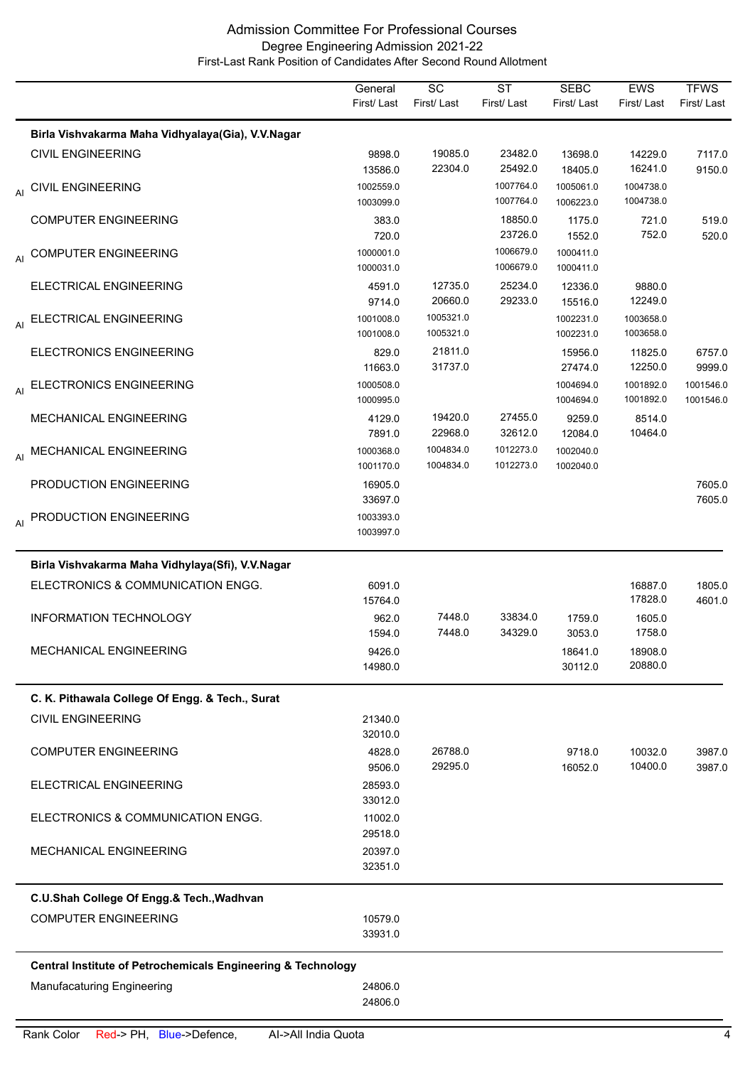Admission Committee For Professional Courses
Degree Engineering Admission 2021-22
First-Last Rank Position of Candidates After Second Round Allotment

| | | General First/ Last | SC First/ Last | ST First/ Last | SEBC First/ Last | EWS First/ Last | TFWS First/ Last |
|---|---|---|---|---|---|---|---|
| | **Birla Vishvakarma Maha Vidhyalaya(Gia), V.V.Nagar** | | | | | | |
| | CIVIL ENGINEERING | 9898.0<br>13586.0 | 19085.0<br>22304.0 | 23482.0<br>25492.0 | 13698.0<br>18405.0 | 14229.0<br>16241.0 | 7117.0<br>9150.0 |
| AI | CIVIL ENGINEERING | 1002559.0<br>1003099.0 | | 1007764.0<br>1007764.0 | 1005061.0<br>1006223.0 | 1004738.0<br>1004738.0 | |
| | COMPUTER ENGINEERING | 383.0<br>720.0 | | 18850.0<br>23726.0 | 1175.0<br>1552.0 | 721.0<br>752.0 | 519.0<br>520.0 |
| AI | COMPUTER ENGINEERING | 1000001.0<br>1000031.0 | | 1006679.0<br>1006679.0 | 1000411.0<br>1000411.0 | | |
| | ELECTRICAL ENGINEERING | 4591.0<br>9714.0 | 12735.0<br>20660.0 | 25234.0<br>29233.0 | 12336.0<br>15516.0 | 9880.0<br>12249.0 | |
| AI | ELECTRICAL ENGINEERING | 1001008.0<br>1001008.0 | 1005321.0<br>1005321.0 | | 1002231.0<br>1002231.0 | 1003658.0<br>1003658.0 | |
| | ELECTRONICS ENGINEERING | 829.0<br>11663.0 | 21811.0<br>31737.0 | | 15956.0<br>27474.0 | 11825.0<br>12250.0 | 6757.0<br>9999.0 |
| AI | ELECTRONICS ENGINEERING | 1000508.0<br>1000995.0 | | | 1004694.0<br>1004694.0 | 1001892.0<br>1001892.0 | 1001546.0<br>1001546.0 |
| | MECHANICAL ENGINEERING | 4129.0<br>7891.0 | 19420.0<br>22968.0 | 27455.0<br>32612.0 | 9259.0<br>12084.0 | 8514.0<br>10464.0 | |
| AI | MECHANICAL ENGINEERING | 1000368.0<br>1001170.0 | 1004834.0<br>1004834.0 | 1012273.0<br>1012273.0 | 1002040.0<br>1002040.0 | | |
| | PRODUCTION ENGINEERING | 16905.0<br>33697.0 | | | | | 7605.0<br>7605.0 |
| AI | PRODUCTION ENGINEERING | 1003393.0<br>1003997.0 | | | | | |
| | **Birla Vishvakarma Maha Vidhylaya(Sfi), V.V.Nagar** | | | | | | |
| | ELECTRONICS & COMMUNICATION ENGG. | 6091.0<br>15764.0 | | | | 16887.0<br>17828.0 | 1805.0<br>4601.0 |
| | INFORMATION TECHNOLOGY | 962.0<br>1594.0 | 7448.0<br>7448.0 | 33834.0<br>34329.0 | 1759.0<br>3053.0 | 1605.0<br>1758.0 | |
| | MECHANICAL ENGINEERING | 9426.0<br>14980.0 | | | 18641.0<br>30112.0 | 18908.0<br>20880.0 | |
| | **C. K. Pithawala College Of Engg. & Tech., Surat** | | | | | | |
| | CIVIL ENGINEERING | 21340.0<br>32010.0 | | | | | |
| | COMPUTER ENGINEERING | 4828.0<br>9506.0 | 26788.0<br>29295.0 | | 9718.0<br>16052.0 | 10032.0<br>10400.0 | 3987.0<br>3987.0 |
| | ELECTRICAL ENGINEERING | 28593.0<br>33012.0 | | | | | |
| | ELECTRONICS & COMMUNICATION ENGG. | 11002.0<br>29518.0 | | | | | |
| | MECHANICAL ENGINEERING | 20397.0<br>32351.0 | | | | | |
| | **C.U.Shah College Of Engg.& Tech.,Wadhvan** | | | | | | |
| | COMPUTER ENGINEERING | 10579.0<br>33931.0 | | | | | |
| | **Central Institute of Petrochemicals Engineering & Technology** | | | | | | |
| | Manufacaturing Engineering | 24806.0<br>24806.0 | | | | | |

Rank Color Red-> PH, Blue->Defence, AI->All India Quota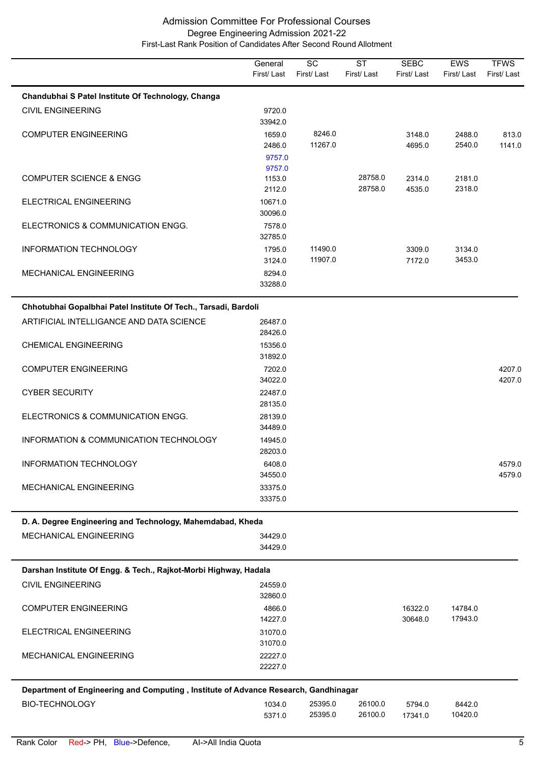# Admission Committee For Professional Courses

## Degree Engineering Admission 2021-22

### First-Last Rank Position of Candidates After Second Round Allotment

| | General First/ Last | SC First/ Last | ST First/ Last | SEBC First/ Last | EWS First/ Last | TFWS First/ Last |
|---|---|---|---|---|---|---|
| **Chandubhai S Patel Institute Of Technology, Changa** | | | | | | |
| CIVIL ENGINEERING | 9720.0<br>33942.0 | | | | | |
| COMPUTER ENGINEERING | 1659.0<br>2486.0<br>9757.0<br>9757.0 | 8246.0<br>11267.0 | | 3148.0<br>4695.0 | 2488.0<br>2540.0 | 813.0<br>1141.0 |
| COMPUTER SCIENCE & ENGG | 1153.0<br>2112.0 | | 28758.0<br>28758.0 | 2314.0<br>4535.0 | 2181.0<br>2318.0 | |
| ELECTRICAL ENGINEERING | 10671.0<br>30096.0 | | | | | |
| ELECTRONICS & COMMUNICATION ENGG. | 7578.0<br>32785.0 | | | | | |
| INFORMATION TECHNOLOGY | 1795.0<br>3124.0 | 11490.0<br>11907.0 | | 3309.0<br>7172.0 | 3134.0<br>3453.0 | |
| MECHANICAL ENGINEERING | 8294.0<br>33288.0 | | | | | |
| **Chhotubhai Gopalbhai Patel Institute Of Tech., Tarsadi, Bardoli** | | | | | | |
| ARTIFICIAL INTELLIGANCE AND DATA SCIENCE | 26487.0<br>28426.0 | | | | | |
| CHEMICAL ENGINEERING | 15356.0<br>31892.0 | | | | | |
| COMPUTER ENGINEERING | 7202.0<br>34022.0 | | | | | 4207.0<br>4207.0 |
| CYBER SECURITY | 22487.0<br>28135.0 | | | | | |
| ELECTRONICS & COMMUNICATION ENGG. | 28139.0<br>34489.0 | | | | | |
| INFORMATION & COMMUNICATION TECHNOLOGY | 14945.0<br>28203.0 | | | | | |
| INFORMATION TECHNOLOGY | 6408.0<br>34550.0 | | | | | 4579.0<br>4579.0 |
| MECHANICAL ENGINEERING | 33375.0<br>33375.0 | | | | | |
| **D. A. Degree Engineering and Technology, Mahemdabad, Kheda** | | | | | | |
| MECHANICAL ENGINEERING | 34429.0<br>34429.0 | | | | | |
| **Darshan Institute Of Engg. & Tech., Rajkot-Morbi Highway, Hadala** | | | | | | |
| CIVIL ENGINEERING | 24559.0<br>32860.0 | | | | | |
| COMPUTER ENGINEERING | 4866.0<br>14227.0 | | | 16322.0<br>30648.0 | 14784.0<br>17943.0 | |
| ELECTRICAL ENGINEERING | 31070.0<br>31070.0 | | | | | |
| MECHANICAL ENGINEERING | 22227.0<br>22227.0 | | | | | |
| **Department of Engineering and Computing , Institute of Advance Research, Gandhinagar** | | | | | | |
| BIO-TECHNOLOGY | 1034.0<br>5371.0 | 25395.0<br>25395.0 | 26100.0<br>26100.0 | 5794.0<br>17341.0 | 8442.0<br>10420.0 | |

Rank Color Red-> PH, Blue->Defence, AI->All India Quota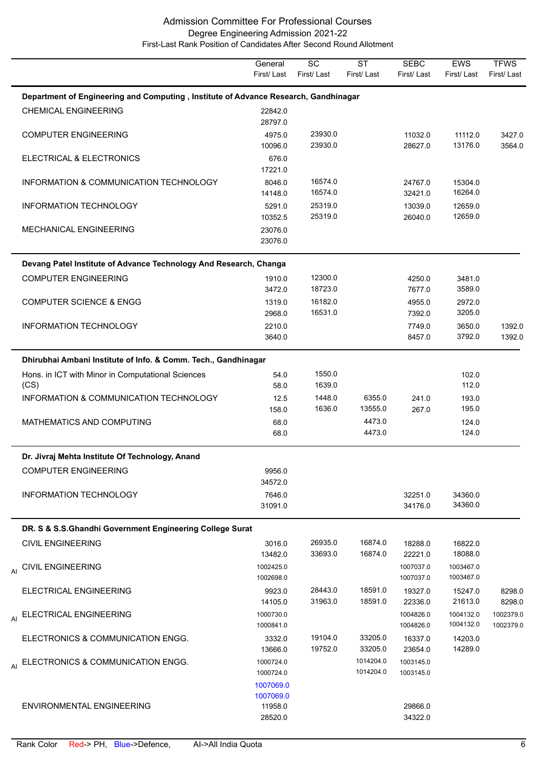# Admission Committee For Professional Courses

## Degree Engineering Admission 2021-22

### First-Last Rank Position of Candidates After Second Round Allotment

| | | General First/ Last | SC First/ Last | ST First/ Last | SEBC First/ Last | EWS First/ Last | TFWS First/ Last |
|---|---|---|---|---|---|---|---|
| **Department of Engineering and Computing , Institute of Advance Research, Gandhinagar** | | | | | | | |
| | CHEMICAL ENGINEERING | 22842.0<br>28797.0 | | | | | |
| | COMPUTER ENGINEERING | 4975.0<br>10096.0 | 23930.0<br>23930.0 | | 11032.0<br>28627.0 | 11112.0<br>13176.0 | 3427.0<br>3564.0 |
| | ELECTRICAL & ELECTRONICS | 676.0<br>17221.0 | | | | | |
| | INFORMATION & COMMUNICATION TECHNOLOGY | 8046.0<br>14148.0 | 16574.0<br>16574.0 | | 24767.0<br>32421.0 | 15304.0<br>16264.0 | |
| | INFORMATION TECHNOLOGY | 5291.0<br>10352.5 | 25319.0<br>25319.0 | | 13039.0<br>26040.0 | 12659.0<br>12659.0 | |
| | MECHANICAL ENGINEERING | 23076.0<br>23076.0 | | | | | |
| **Devang Patel Institute of Advance Technology And Research, Changa** | | | | | | | |
| | COMPUTER ENGINEERING | 1910.0<br>3472.0 | 12300.0<br>18723.0 | | 4250.0<br>7677.0 | 3481.0<br>3589.0 | |
| | COMPUTER SCIENCE & ENGG | 1319.0<br>2968.0 | 16182.0<br>16531.0 | | 4955.0<br>7392.0 | 2972.0<br>3205.0 | |
| | INFORMATION TECHNOLOGY | 2210.0<br>3640.0 | | | 7749.0<br>8457.0 | 3650.0<br>3792.0 | 1392.0<br>1392.0 |
| **Dhirubhai Ambani Institute of Info. & Comm. Tech., Gandhinagar** | | | | | | | |
| | Hons. in ICT with Minor in Computational Sciences (CS) | 54.0<br>58.0 | 1550.0<br>1639.0 | | | 102.0<br>112.0 | |
| | INFORMATION & COMMUNICATION TECHNOLOGY | 12.5<br>158.0 | 1448.0<br>1636.0 | 6355.0<br>13555.0 | 241.0<br>267.0 | 193.0<br>195.0 | |
| | MATHEMATICS AND COMPUTING | 68.0<br>68.0 | | 4473.0<br>4473.0 | | 124.0<br>124.0 | |
| **Dr. Jivraj Mehta Institute Of Technology, Anand** | | | | | | | |
| | COMPUTER ENGINEERING | 9956.0<br>34572.0 | | | | | |
| | INFORMATION TECHNOLOGY | 7646.0<br>31091.0 | | | 32251.0<br>34176.0 | 34360.0<br>34360.0 | |
| **DR. S & S.S.Ghandhi Government Engineering College Surat** | | | | | | | |
| | CIVIL ENGINEERING | 3016.0<br>13482.0 | 26935.0<br>33693.0 | 16874.0<br>16874.0 | 18288.0<br>22221.0 | 16822.0<br>18088.0 | |
| AI | CIVIL ENGINEERING | 1002425.0<br>1002698.0 | | | 1007037.0<br>1007037.0 | 1003467.0<br>1003467.0 | |
| | ELECTRICAL ENGINEERING | 9923.0<br>14105.0 | 28443.0<br>31963.0 | 18591.0<br>18591.0 | 19327.0<br>22336.0 | 15247.0<br>21613.0 | 8298.0<br>8298.0 |
| AI | ELECTRICAL ENGINEERING | 1000730.0<br>1000841.0 | | | 1004826.0<br>1004826.0 | 1004132.0<br>1004132.0 | 1002379.0<br>1002379.0 |
| | ELECTRONICS & COMMUNICATION ENGG. | 3332.0<br>13666.0 | 19104.0<br>19752.0 | 33205.0<br>33205.0 | 16337.0<br>23654.0 | 14203.0<br>14289.0 | |
| AI | ELECTRONICS & COMMUNICATION ENGG. | 1000724.0<br>1000724.0<br>1007069.0 (Defence)<br>1007069.0 (Defence) | | 1014204.0<br>1014204.0 | 1003145.0<br>1003145.0 | | |
| | ENVIRONMENTAL ENGINEERING | 11958.0<br>28520.0 | | | 29866.0<br>34322.0 | | |

Rank Color Red-> PH, Blue->Defence, AI->All India Quota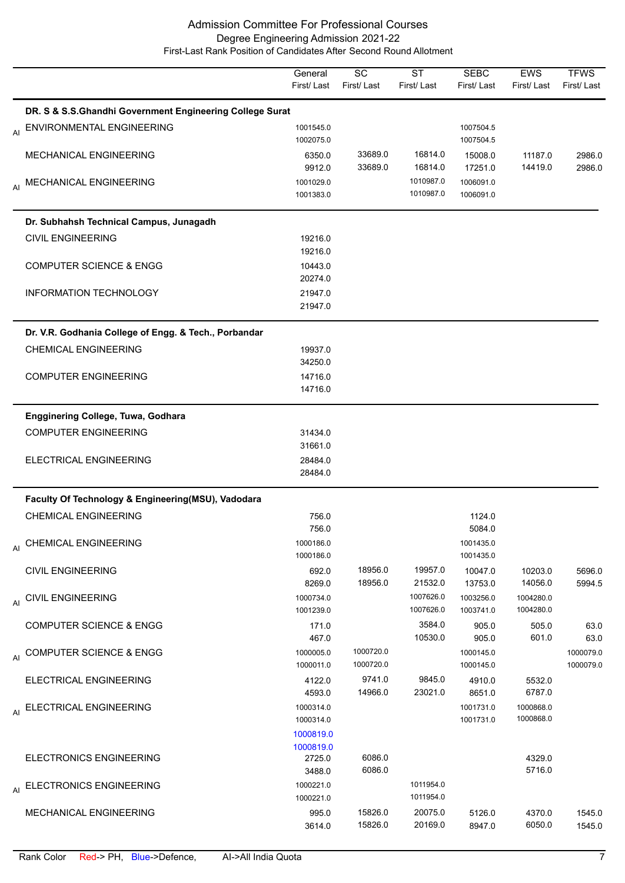# Admission Committee For Professional Courses

## Degree Engineering Admission 2021-22

### First-Last Rank Position of Candidates After Second Round Allotment

| | | General First/ Last | SC First/ Last | ST First/ Last | SEBC First/ Last | EWS First/ Last | TFWS First/ Last |
|---|---|---|---|---|---|---|---|
| | **DR. S & S.S.Ghandhi Government Engineering College Surat** | | | | | | |
| AI | ENVIRONMENTAL ENGINEERING | 1001545.0 / 1002075.0 | | | 1007504.5 / 1007504.5 | | |
| | MECHANICAL ENGINEERING | 6350.0 / 9912.0 | 33689.0 / 33689.0 | 16814.0 / 16814.0 | 15008.0 / 17251.0 | 11187.0 / 14419.0 | 2986.0 / 2986.0 |
| AI | MECHANICAL ENGINEERING | 1001029.0 / 1001383.0 | | 1010987.0 / 1010987.0 | 1006091.0 / 1006091.0 | | |
| | **Dr. Subhahsh Technical Campus, Junagadh** | | | | | | |
| | CIVIL ENGINEERING | 19216.0 / 19216.0 | | | | | |
| | COMPUTER SCIENCE & ENGG | 10443.0 / 20274.0 | | | | | |
| | INFORMATION TECHNOLOGY | 21947.0 / 21947.0 | | | | | |
| | **Dr. V.R. Godhania College of Engg. & Tech., Porbandar** | | | | | | |
| | CHEMICAL ENGINEERING | 19937.0 / 34250.0 | | | | | |
| | COMPUTER ENGINEERING | 14716.0 / 14716.0 | | | | | |
| | **Engginering College, Tuwa, Godhara** | | | | | | |
| | COMPUTER ENGINEERING | 31434.0 / 31661.0 | | | | | |
| | ELECTRICAL ENGINEERING | 28484.0 / 28484.0 | | | | | |
| | **Faculty Of Technology & Engineering(MSU), Vadodara** | | | | | | |
| | CHEMICAL ENGINEERING | 756.0 / 756.0 | | | 1124.0 / 5084.0 | | |
| AI | CHEMICAL ENGINEERING | 1000186.0 / 1000186.0 | | | 1001435.0 / 1001435.0 | | |
| | CIVIL ENGINEERING | 692.0 / 8269.0 | 18956.0 / 18956.0 | 19957.0 / 21532.0 | 10047.0 / 13753.0 | 10203.0 / 14056.0 | 5696.0 / 5994.5 |
| AI | CIVIL ENGINEERING | 1000734.0 / 1001239.0 | | 1007626.0 / 1007626.0 | 1003256.0 / 1003741.0 | 1004280.0 / 1004280.0 | |
| | COMPUTER SCIENCE & ENGG | 171.0 / 467.0 | | 3584.0 / 10530.0 | 905.0 / 905.0 | 505.0 / 601.0 | 63.0 / 63.0 |
| AI | COMPUTER SCIENCE & ENGG | 1000005.0 / 1000011.0 | 1000720.0 / 1000720.0 | | 1000145.0 / 1000145.0 | | 1000079.0 / 1000079.0 |
| | ELECTRICAL ENGINEERING | 4122.0 / 4593.0 | 9741.0 / 14966.0 | 9845.0 / 23021.0 | 4910.0 / 8651.0 | 5532.0 / 6787.0 | |
| AI | ELECTRICAL ENGINEERING | 1000314.0 / 1000314.0 / 1000819.0 (Defence) / 1000819.0 (Defence) | | | 1001731.0 / 1001731.0 | 1000868.0 / 1000868.0 | |
| | ELECTRONICS ENGINEERING | 2725.0 / 3488.0 | 6086.0 / 6086.0 | | | 4329.0 / 5716.0 | |
| AI | ELECTRONICS ENGINEERING | 1000221.0 / 1000221.0 | | 1011954.0 / 1011954.0 | | | |
| | MECHANICAL ENGINEERING | 995.0 / 3614.0 | 15826.0 / 15826.0 | 20075.0 / 20169.0 | 5126.0 / 8947.0 | 4370.0 / 6050.0 | 1545.0 / 1545.0 |

Rank Color Red-> PH, Blue->Defence, AI->All India Quota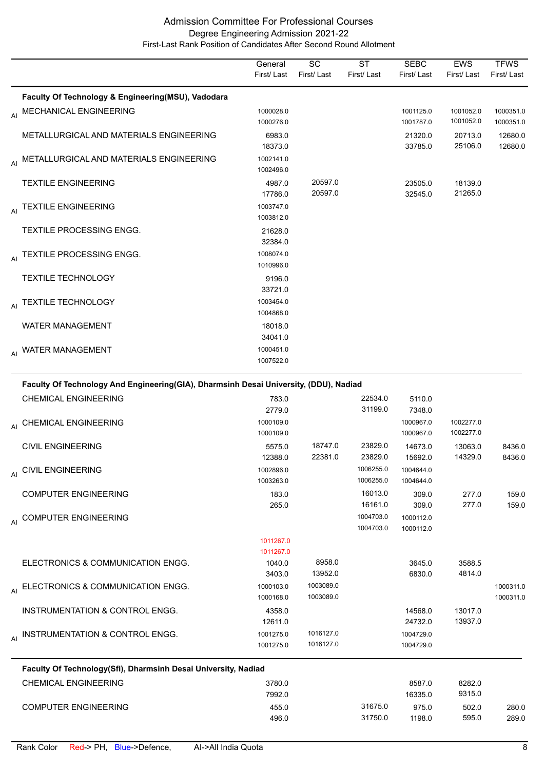# Admission Committee For Professional Courses

## Degree Engineering Admission 2021-22

### First-Last Rank Position of Candidates After Second Round Allotment

| | | General First/ Last | SC First/ Last | ST First/ Last | SEBC First/ Last | EWS First/ Last | TFWS First/ Last |
|---|---|---|---|---|---|---|---|
| | **Faculty Of Technology & Engineering(MSU), Vadodara** | | | | | | |
| AI | MECHANICAL ENGINEERING | 1000028.0<br>1000276.0 | | | 1001125.0<br>1001787.0 | 1001052.0<br>1001052.0 | 1000351.0<br>1000351.0 |
| | METALLURGICAL AND MATERIALS ENGINEERING | 6983.0<br>18373.0 | | | 21320.0<br>33785.0 | 20713.0<br>25106.0 | 12680.0<br>12680.0 |
| AI | METALLURGICAL AND MATERIALS ENGINEERING | 1002141.0<br>1002496.0 | | | | | |
| | TEXTILE ENGINEERING | 4987.0<br>17786.0 | 20597.0<br>20597.0 | | 23505.0<br>32545.0 | 18139.0<br>21265.0 | |
| AI | TEXTILE ENGINEERING | 1003747.0<br>1003812.0 | | | | | |
| | TEXTILE PROCESSING ENGG. | 21628.0<br>32384.0 | | | | | |
| AI | TEXTILE PROCESSING ENGG. | 1008074.0<br>1010996.0 | | | | | |
| | TEXTILE TECHNOLOGY | 9196.0<br>33721.0 | | | | | |
| AI | TEXTILE TECHNOLOGY | 1003454.0<br>1004868.0 | | | | | |
| | WATER MANAGEMENT | 18018.0<br>34041.0 | | | | | |
| AI | WATER MANAGEMENT | 1000451.0<br>1007522.0 | | | | | |
| | **Faculty Of Technology And Engineering(GIA), Dharmsinh Desai University, (DDU), Nadiad** | | | | | | |
| | CHEMICAL ENGINEERING | 783.0<br>2779.0 | | 22534.0<br>31199.0 | 5110.0<br>7348.0 | | |
| AI | CHEMICAL ENGINEERING | 1000109.0<br>1000109.0 | | | 1000967.0<br>1000967.0 | 1002277.0<br>1002277.0 | |
| | CIVIL ENGINEERING | 5575.0<br>12388.0 | 18747.0<br>22381.0 | 23829.0<br>23829.0 | 14673.0<br>15692.0 | 13063.0<br>14329.0 | 8436.0<br>8436.0 |
| AI | CIVIL ENGINEERING | 1002896.0<br>1003263.0 | | 1006255.0<br>1006255.0 | 1004644.0<br>1004644.0 | | |
| | COMPUTER ENGINEERING | 183.0<br>265.0 | | 16013.0<br>16161.0 | 309.0<br>309.0 | 277.0<br>277.0 | 159.0<br>159.0 |
| AI | COMPUTER ENGINEERING | 1011267.0 (PH)<br>1011267.0 (PH) | | 1004703.0<br>1004703.0 | 1000112.0<br>1000112.0 | | |
| | ELECTRONICS & COMMUNICATION ENGG. | 1040.0<br>3403.0 | 8958.0<br>13952.0 | | 3645.0<br>6830.0 | 3588.5<br>4814.0 | |
| AI | ELECTRONICS & COMMUNICATION ENGG. | 1000103.0<br>1000168.0 | 1003089.0<br>1003089.0 | | | | 1000311.0<br>1000311.0 |
| | INSTRUMENTATION & CONTROL ENGG. | 4358.0<br>12611.0 | | | 14568.0<br>24732.0 | 13017.0<br>13937.0 | |
| AI | INSTRUMENTATION & CONTROL ENGG. | 1001275.0<br>1001275.0 | 1016127.0<br>1016127.0 | | 1004729.0<br>1004729.0 | | |
| | **Faculty Of Technology(Sfi), Dharmsinh Desai University, Nadiad** | | | | | | |
| | CHEMICAL ENGINEERING | 3780.0<br>7992.0 | | | 8587.0<br>16335.0 | 8282.0<br>9315.0 | |
| | COMPUTER ENGINEERING | 455.0<br>496.0 | | 31675.0<br>31750.0 | 975.0<br>1198.0 | 502.0<br>595.0 | 280.0<br>289.0 |

Rank Color Red-> PH, Blue->Defence, AI->All India Quota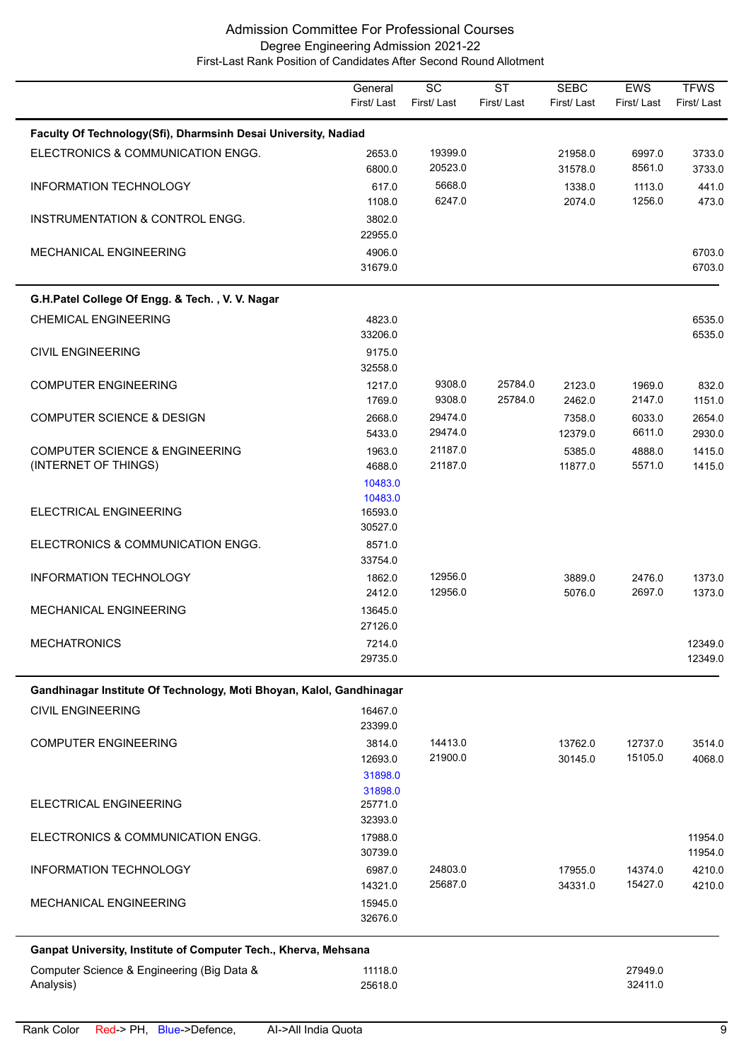## Admission Committee For Professional Courses
### Degree Engineering Admission 2021-22
### First-Last Rank Position of Candidates After Second Round Allotment

| | General First/ Last | SC First/ Last | ST First/ Last | SEBC First/ Last | EWS First/ Last | TFWS First/ Last |
|---|---|---|---|---|---|---|
| **Faculty Of Technology(Sfi), Dharmsinh Desai University, Nadiad** | | | | | | |
| ELECTRONICS & COMMUNICATION ENGG. | 2653.0<br>6800.0 | 19399.0<br>20523.0 | | 21958.0<br>31578.0 | 6997.0<br>8561.0 | 3733.0<br>3733.0 |
| INFORMATION TECHNOLOGY | 617.0<br>1108.0 | 5668.0<br>6247.0 | | 1338.0<br>2074.0 | 1113.0<br>1256.0 | 441.0<br>473.0 |
| INSTRUMENTATION & CONTROL ENGG. | 3802.0<br>22955.0 | | | | | |
| MECHANICAL ENGINEERING | 4906.0<br>31679.0 | | | | | 6703.0<br>6703.0 |
| **G.H.Patel College Of Engg. & Tech. , V. V. Nagar** | | | | | | |
| CHEMICAL ENGINEERING | 4823.0<br>33206.0 | | | | | 6535.0<br>6535.0 |
| CIVIL ENGINEERING | 9175.0<br>32558.0 | | | | | |
| COMPUTER ENGINEERING | 1217.0<br>1769.0 | 9308.0<br>9308.0 | 25784.0<br>25784.0 | 2123.0<br>2462.0 | 1969.0<br>2147.0 | 832.0<br>1151.0 |
| COMPUTER SCIENCE & DESIGN | 2668.0<br>5433.0 | 29474.0<br>29474.0 | | 7358.0<br>12379.0 | 6033.0<br>6611.0 | 2654.0<br>2930.0 |
| COMPUTER SCIENCE & ENGINEERING (INTERNET OF THINGS) | 1963.0<br>4688.0<br>10483.0 (Defence)<br>10483.0 (Defence) | 21187.0<br>21187.0 | | 5385.0<br>11877.0 | 4888.0<br>5571.0 | 1415.0<br>1415.0 |
| ELECTRICAL ENGINEERING | 16593.0<br>30527.0 | | | | | |
| ELECTRONICS & COMMUNICATION ENGG. | 8571.0<br>33754.0 | | | | | |
| INFORMATION TECHNOLOGY | 1862.0<br>2412.0 | 12956.0<br>12956.0 | | 3889.0<br>5076.0 | 2476.0<br>2697.0 | 1373.0<br>1373.0 |
| MECHANICAL ENGINEERING | 13645.0<br>27126.0 | | | | | |
| MECHATRONICS | 7214.0<br>29735.0 | | | | | 12349.0<br>12349.0 |
| **Gandhinagar Institute Of Technology, Moti Bhoyan, Kalol, Gandhinagar** | | | | | | |
| CIVIL ENGINEERING | 16467.0<br>23399.0 | | | | | |
| COMPUTER ENGINEERING | 3814.0<br>12693.0<br>31898.0 (Defence)<br>31898.0 (Defence) | 14413.0<br>21900.0 | | 13762.0<br>30145.0 | 12737.0<br>15105.0 | 3514.0<br>4068.0 |
| ELECTRICAL ENGINEERING | 25771.0<br>32393.0 | | | | | |
| ELECTRONICS & COMMUNICATION ENGG. | 17988.0<br>30739.0 | | | | | 11954.0<br>11954.0 |
| INFORMATION TECHNOLOGY | 6987.0<br>14321.0 | 24803.0<br>25687.0 | | 17955.0<br>34331.0 | 14374.0<br>15427.0 | 4210.0<br>4210.0 |
| MECHANICAL ENGINEERING | 15945.0<br>32676.0 | | | | | |
| **Ganpat University, Institute of Computer Tech., Kherva, Mehsana** | | | | | | |
| Computer Science & Engineering (Big Data & Analysis) | 11118.0<br>25618.0 | | | | 27949.0<br>32411.0 | |

Rank Color Red-> PH, Blue->Defence, AI->All India Quota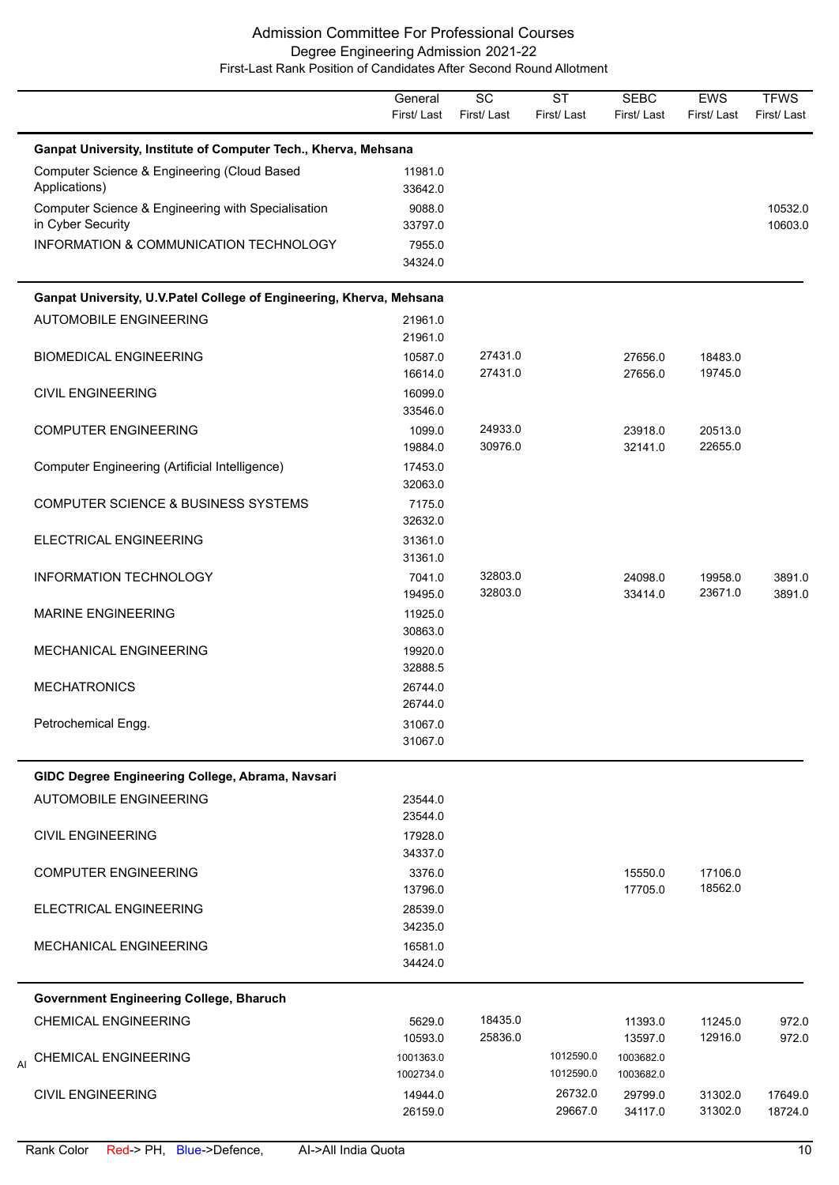# Admission Committee For Professional Courses
## Degree Engineering Admission 2021-22
### First-Last Rank Position of Candidates After Second Round Allotment

| | General First/ Last | SC First/ Last | ST First/ Last | SEBC First/ Last | EWS First/ Last | TFWS First/ Last |
|---|---|---|---|---|---|---|
| **Ganpat University, Institute of Computer Tech., Kherva, Mehsana** | | | | | | |
| Computer Science & Engineering (Cloud Based Applications) | 11981.0 33642.0 | | | | | |
| Computer Science & Engineering with Specialisation in Cyber Security | 9088.0 33797.0 | | | | | 10532.0 10603.0 |
| INFORMATION & COMMUNICATION TECHNOLOGY | 7955.0 34324.0 | | | | | |
| **Ganpat University, U.V.Patel College of Engineering, Kherva, Mehsana** | | | | | | |
| AUTOMOBILE ENGINEERING | 21961.0 21961.0 | | | | | |
| BIOMEDICAL ENGINEERING | 10587.0 16614.0 | 27431.0 27431.0 | | 27656.0 27656.0 | 18483.0 19745.0 | |
| CIVIL ENGINEERING | 16099.0 33546.0 | | | | | |
| COMPUTER ENGINEERING | 1099.0 19884.0 | 24933.0 30976.0 | | 23918.0 32141.0 | 20513.0 22655.0 | |
| Computer Engineering (Artificial Intelligence) | 17453.0 32063.0 | | | | | |
| COMPUTER SCIENCE & BUSINESS SYSTEMS | 7175.0 32632.0 | | | | | |
| ELECTRICAL ENGINEERING | 31361.0 31361.0 | | | | | |
| INFORMATION TECHNOLOGY | 7041.0 19495.0 | 32803.0 32803.0 | | 24098.0 33414.0 | 19958.0 23671.0 | 3891.0 3891.0 |
| MARINE ENGINEERING | 11925.0 30863.0 | | | | | |
| MECHANICAL ENGINEERING | 19920.0 32888.5 | | | | | |
| MECHATRONICS | 26744.0 26744.0 | | | | | |
| Petrochemical Engg. | 31067.0 31067.0 | | | | | |
| **GIDC Degree Engineering College, Abrama, Navsari** | | | | | | |
| AUTOMOBILE ENGINEERING | 23544.0 23544.0 | | | | | |
| CIVIL ENGINEERING | 17928.0 34337.0 | | | | | |
| COMPUTER ENGINEERING | 3376.0 13796.0 | | | 15550.0 17705.0 | 17106.0 18562.0 | |
| ELECTRICAL ENGINEERING | 28539.0 34235.0 | | | | | |
| MECHANICAL ENGINEERING | 16581.0 34424.0 | | | | | |
| **Government Engineering College, Bharuch** | | | | | | |
| CHEMICAL ENGINEERING | 5629.0 10593.0 | 18435.0 25836.0 | | 11393.0 13597.0 | 11245.0 12916.0 | 972.0 972.0 |
| AI CHEMICAL ENGINEERING | 1001363.0 1002734.0 | | 1012590.0 1012590.0 | 1003682.0 1003682.0 | | |
| CIVIL ENGINEERING | 14944.0 26159.0 | | 26732.0 29667.0 | 29799.0 34117.0 | 31302.0 31302.0 | 17649.0 18724.0 |

Rank Color Red-> PH, Blue->Defence, AI->All India Quota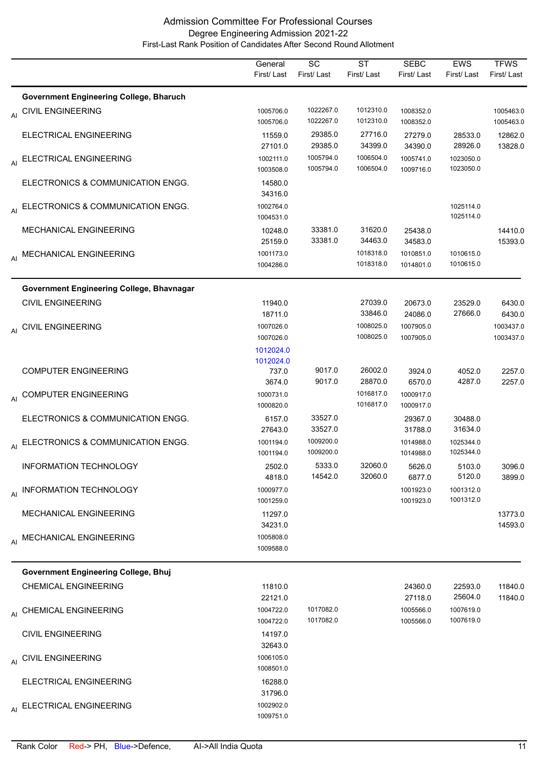# Admission Committee For Professional Courses

## Degree Engineering Admission 2021-22

### First-Last Rank Position of Candidates After Second Round Allotment

| | | General First/ Last | SC First/ Last | ST First/ Last | SEBC First/ Last | EWS First/ Last | TFWS First/ Last |
|---|---|---|---|---|---|---|---|
| | **Government Engineering College, Bharuch** | | | | | | |
| AI | CIVIL ENGINEERING | 1005706.0<br>1005706.0 | 1022267.0<br>1022267.0 | 1012310.0<br>1012310.0 | 1008352.0<br>1008352.0 | | 1005463.0<br>1005463.0 |
| | ELECTRICAL ENGINEERING | 11559.0<br>27101.0 | 29385.0<br>29385.0 | 27716.0<br>34399.0 | 27279.0<br>34390.0 | 28533.0<br>28926.0 | 12862.0<br>13828.0 |
| AI | ELECTRICAL ENGINEERING | 1002111.0<br>1003508.0 | 1005794.0<br>1005794.0 | 1006504.0<br>1006504.0 | 1005741.0<br>1009716.0 | 1023050.0<br>1023050.0 | |
| | ELECTRONICS & COMMUNICATION ENGG. | 14580.0<br>34316.0 | | | | | |
| AI | ELECTRONICS & COMMUNICATION ENGG. | 1002764.0<br>1004531.0 | | | | 1025114.0<br>1025114.0 | |
| | MECHANICAL ENGINEERING | 10248.0<br>25159.0 | 33381.0<br>33381.0 | 31620.0<br>34463.0 | 25438.0<br>34583.0 | | 14410.0<br>15393.0 |
| AI | MECHANICAL ENGINEERING | 1001173.0<br>1004286.0 | | 1018318.0<br>1018318.0 | 1010851.0<br>1014801.0 | 1010615.0<br>1010615.0 | |
| | **Government Engineering College, Bhavnagar** | | | | | | |
| | CIVIL ENGINEERING | 11940.0<br>18711.0 | | 27039.0<br>33846.0 | 20673.0<br>24086.0 | 23529.0<br>27666.0 | 6430.0<br>6430.0 |
| AI | CIVIL ENGINEERING | 1007026.0<br>1007026.0<br>1012024.0 (Defence)<br>1012024.0 (Defence) | | 1008025.0<br>1008025.0 | 1007905.0<br>1007905.0 | | 1003437.0<br>1003437.0 |
| | COMPUTER ENGINEERING | 737.0<br>3674.0 | 9017.0<br>9017.0 | 26002.0<br>28870.0 | 3924.0<br>6570.0 | 4052.0<br>4287.0 | 2257.0<br>2257.0 |
| AI | COMPUTER ENGINEERING | 1000731.0<br>1000820.0 | | 1016817.0<br>1016817.0 | 1000917.0<br>1000917.0 | | |
| | ELECTRONICS & COMMUNICATION ENGG. | 6157.0<br>27643.0 | 33527.0<br>33527.0 | | 29367.0<br>31788.0 | 30488.0<br>31634.0 | |
| AI | ELECTRONICS & COMMUNICATION ENGG. | 1001194.0<br>1001194.0 | 1009200.0<br>1009200.0 | | 1014988.0<br>1014988.0 | 1025344.0<br>1025344.0 | |
| | INFORMATION TECHNOLOGY | 2502.0<br>4818.0 | 5333.0<br>14542.0 | 32060.0<br>32060.0 | 5626.0<br>6877.0 | 5103.0<br>5120.0 | 3096.0<br>3899.0 |
| AI | INFORMATION TECHNOLOGY | 1000977.0<br>1001259.0 | | | 1001923.0<br>1001923.0 | 1001312.0<br>1001312.0 | |
| | MECHANICAL ENGINEERING | 11297.0<br>34231.0 | | | | | 13773.0<br>14593.0 |
| AI | MECHANICAL ENGINEERING | 1005808.0<br>1009588.0 | | | | | |
| | **Government Engineering College, Bhuj** | | | | | | |
| | CHEMICAL ENGINEERING | 11810.0<br>22121.0 | | | 24360.0<br>27118.0 | 22593.0<br>25604.0 | 11840.0<br>11840.0 |
| AI | CHEMICAL ENGINEERING | 1004722.0<br>1004722.0 | 1017082.0<br>1017082.0 | | 1005566.0<br>1005566.0 | 1007619.0<br>1007619.0 | |
| | CIVIL ENGINEERING | 14197.0<br>32643.0 | | | | | |
| AI | CIVIL ENGINEERING | 1006105.0<br>1008501.0 | | | | | |
| | ELECTRICAL ENGINEERING | 16288.0<br>31796.0 | | | | | |
| AI | ELECTRICAL ENGINEERING | 1002902.0<br>1009751.0 | | | | | |

Rank Color Red-> PH, Blue->Defence, AI->All India Quota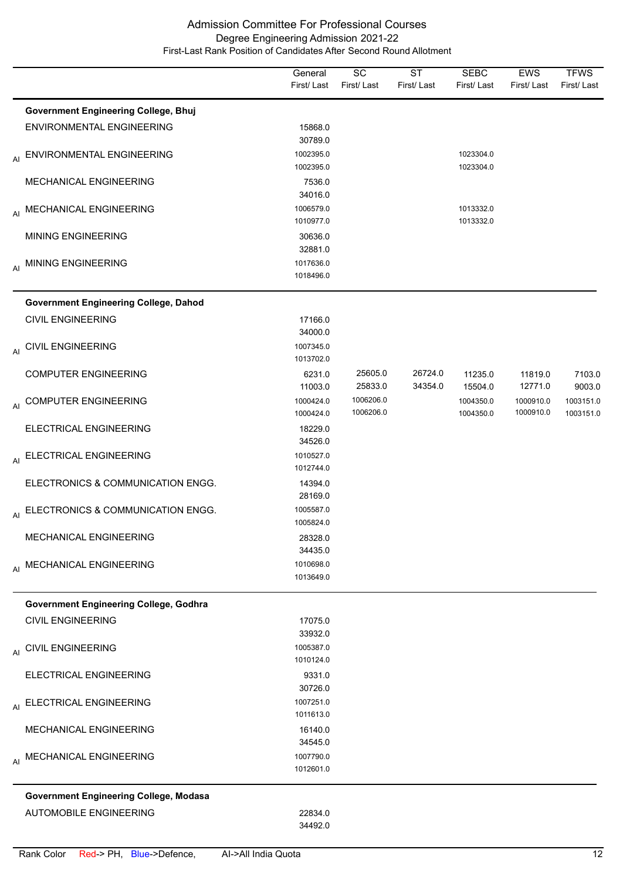# Admission Committee For Professional Courses

## Degree Engineering Admission 2021-22

### First-Last Rank Position of Candidates After Second Round Allotment

| | | General First/ Last | SC First/ Last | ST First/ Last | SEBC First/ Last | EWS First/ Last | TFWS First/ Last |
|---|---|---|---|---|---|---|---|
| | **Government Engineering College, Bhuj** | | | | | | |
| | ENVIRONMENTAL ENGINEERING | 15868.0<br>30789.0 | | | | | |
| AI | ENVIRONMENTAL ENGINEERING | 1002395.0<br>1002395.0 | | | 1023304.0<br>1023304.0 | | |
| | MECHANICAL ENGINEERING | 7536.0<br>34016.0 | | | | | |
| AI | MECHANICAL ENGINEERING | 1006579.0<br>1010977.0 | | | 1013332.0<br>1013332.0 | | |
| | MINING ENGINEERING | 30636.0<br>32881.0 | | | | | |
| AI | MINING ENGINEERING | 1017636.0<br>1018496.0 | | | | | |
| | **Government Engineering College, Dahod** | | | | | | |
| | CIVIL ENGINEERING | 17166.0<br>34000.0 | | | | | |
| AI | CIVIL ENGINEERING | 1007345.0<br>1013702.0 | | | | | |
| | COMPUTER ENGINEERING | 6231.0<br>11003.0 | 25605.0<br>25833.0 | 26724.0<br>34354.0 | 11235.0<br>15504.0 | 11819.0<br>12771.0 | 7103.0<br>9003.0 |
| AI | COMPUTER ENGINEERING | 1000424.0<br>1000424.0 | 1006206.0<br>1006206.0 | | 1004350.0<br>1004350.0 | 1000910.0<br>1000910.0 | 1003151.0<br>1003151.0 |
| | ELECTRICAL ENGINEERING | 18229.0<br>34526.0 | | | | | |
| AI | ELECTRICAL ENGINEERING | 1010527.0<br>1012744.0 | | | | | |
| | ELECTRONICS & COMMUNICATION ENGG. | 14394.0<br>28169.0 | | | | | |
| AI | ELECTRONICS & COMMUNICATION ENGG. | 1005587.0<br>1005824.0 | | | | | |
| | MECHANICAL ENGINEERING | 28328.0<br>34435.0 | | | | | |
| AI | MECHANICAL ENGINEERING | 1010698.0<br>1013649.0 | | | | | |
| | **Government Engineering College, Godhra** | | | | | | |
| | CIVIL ENGINEERING | 17075.0<br>33932.0 | | | | | |
| AI | CIVIL ENGINEERING | 1005387.0<br>1010124.0 | | | | | |
| | ELECTRICAL ENGINEERING | 9331.0<br>30726.0 | | | | | |
| AI | ELECTRICAL ENGINEERING | 1007251.0<br>1011613.0 | | | | | |
| | MECHANICAL ENGINEERING | 16140.0<br>34545.0 | | | | | |
| AI | MECHANICAL ENGINEERING | 1007790.0<br>1012601.0 | | | | | |
| | **Government Engineering College, Modasa** | | | | | | |
| | AUTOMOBILE ENGINEERING | 22834.0<br>34492.0 | | | | | |

Rank Color Red-> PH, Blue->Defence, AI->All India Quota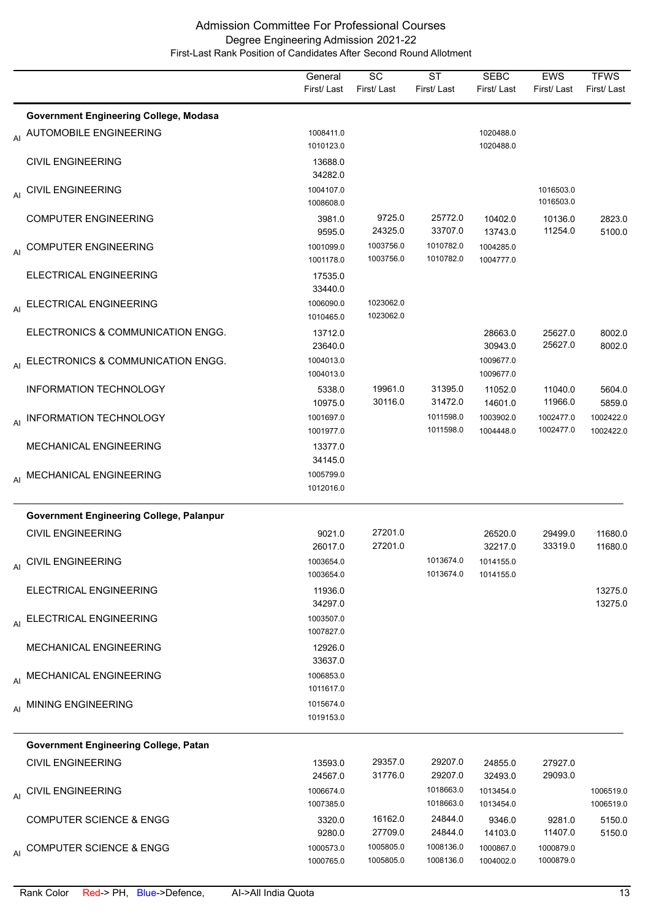# Admission Committee For Professional Courses

## Degree Engineering Admission 2021-22

### First-Last Rank Position of Candidates After Second Round Allotment

| | | General First/ Last | SC First/ Last | ST First/ Last | SEBC First/ Last | EWS First/ Last | TFWS First/ Last |
|---|---|---|---|---|---|---|---|
| | **Government Engineering College, Modasa** | | | | | | |
| AI | AUTOMOBILE ENGINEERING | 1008411.0<br>1010123.0 | | | 1020488.0<br>1020488.0 | | |
| | CIVIL ENGINEERING | 13688.0<br>34282.0 | | | | | |
| AI | CIVIL ENGINEERING | 1004107.0<br>1008608.0 | | | | 1016503.0<br>1016503.0 | |
| | COMPUTER ENGINEERING | 3981.0<br>9595.0 | 9725.0<br>24325.0 | 25772.0<br>33707.0 | 10402.0<br>13743.0 | 10136.0<br>11254.0 | 2823.0<br>5100.0 |
| AI | COMPUTER ENGINEERING | 1001099.0<br>1001178.0 | 1003756.0<br>1003756.0 | 1010782.0<br>1010782.0 | 1004285.0<br>1004777.0 | | |
| | ELECTRICAL ENGINEERING | 17535.0<br>33440.0 | | | | | |
| AI | ELECTRICAL ENGINEERING | 1006090.0<br>1010465.0 | 1023062.0<br>1023062.0 | | | | |
| | ELECTRONICS & COMMUNICATION ENGG. | 13712.0<br>23640.0 | | | 28663.0<br>30943.0 | 25627.0<br>25627.0 | 8002.0<br>8002.0 |
| AI | ELECTRONICS & COMMUNICATION ENGG. | 1004013.0<br>1004013.0 | | | 1009677.0<br>1009677.0 | | |
| | INFORMATION TECHNOLOGY | 5338.0<br>10975.0 | 19961.0<br>30116.0 | 31395.0<br>31472.0 | 11052.0<br>14601.0 | 11040.0<br>11966.0 | 5604.0<br>5859.0 |
| AI | INFORMATION TECHNOLOGY | 1001697.0<br>1001977.0 | | 1011598.0<br>1011598.0 | 1003902.0<br>1004448.0 | 1002477.0<br>1002477.0 | 1002422.0<br>1002422.0 |
| | MECHANICAL ENGINEERING | 13377.0<br>34145.0 | | | | | |
| AI | MECHANICAL ENGINEERING | 1005799.0<br>1012016.0 | | | | | |
| | **Government Engineering College, Palanpur** | | | | | | |
| | CIVIL ENGINEERING | 9021.0<br>26017.0 | 27201.0<br>27201.0 | | 26520.0<br>32217.0 | 29499.0<br>33319.0 | 11680.0<br>11680.0 |
| AI | CIVIL ENGINEERING | 1003654.0<br>1003654.0 | | 1013674.0<br>1013674.0 | 1014155.0<br>1014155.0 | | |
| | ELECTRICAL ENGINEERING | 11936.0<br>34297.0 | | | | | 13275.0<br>13275.0 |
| AI | ELECTRICAL ENGINEERING | 1003507.0<br>1007827.0 | | | | | |
| | MECHANICAL ENGINEERING | 12926.0<br>33637.0 | | | | | |
| AI | MECHANICAL ENGINEERING | 1006853.0<br>1011617.0 | | | | | |
| AI | MINING ENGINEERING | 1015674.0<br>1019153.0 | | | | | |
| | **Government Engineering College, Patan** | | | | | | |
| | CIVIL ENGINEERING | 13593.0<br>24567.0 | 29357.0<br>31776.0 | 29207.0<br>29207.0 | 24855.0<br>32493.0 | 27927.0<br>29093.0 | |
| AI | CIVIL ENGINEERING | 1006674.0<br>1007385.0 | | 1018663.0<br>1018663.0 | 1013454.0<br>1013454.0 | | 1006519.0<br>1006519.0 |
| | COMPUTER SCIENCE & ENGG | 3320.0<br>9280.0 | 16162.0<br>27709.0 | 24844.0<br>24844.0 | 9346.0<br>14103.0 | 9281.0<br>11407.0 | 5150.0<br>5150.0 |
| AI | COMPUTER SCIENCE & ENGG | 1000573.0<br>1000765.0 | 1005805.0<br>1005805.0 | 1008136.0<br>1008136.0 | 1000867.0<br>1004002.0 | 1000879.0<br>1000879.0 | |

Rank Color Red-> PH, Blue->Defence, AI->All India Quota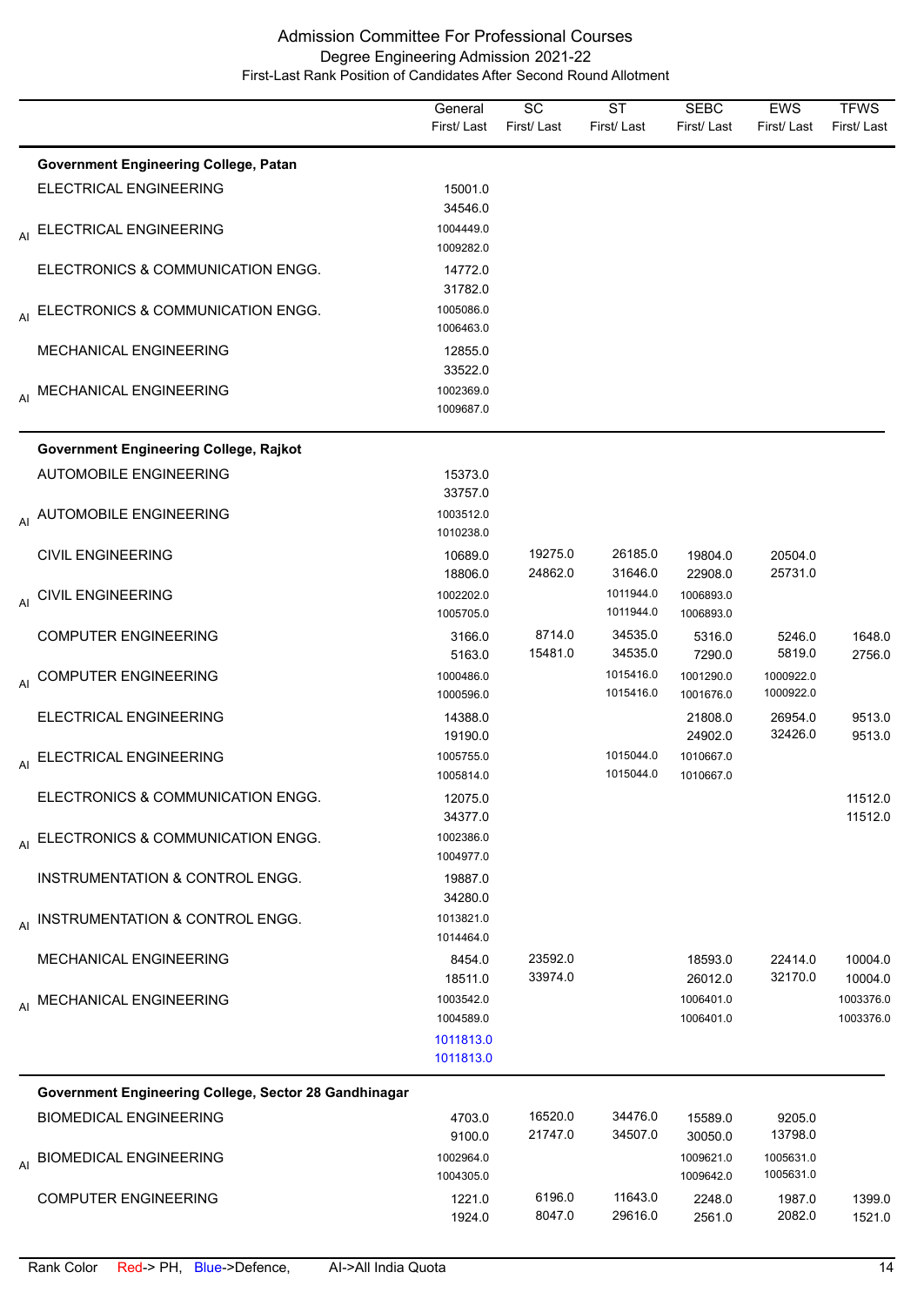# Admission Committee For Professional Courses

## Degree Engineering Admission 2021-22

### First-Last Rank Position of Candidates After Second Round Allotment

| | | General First/ Last | SC First/ Last | ST First/ Last | SEBC First/ Last | EWS First/ Last | TFWS First/ Last |
|---|---|---|---|---|---|---|---|
| | **Government Engineering College, Patan** | | | | | | |
| | ELECTRICAL ENGINEERING | 15001.0<br>34546.0 | | | | | |
| AI | ELECTRICAL ENGINEERING | 1004449.0<br>1009282.0 | | | | | |
| | ELECTRONICS & COMMUNICATION ENGG. | 14772.0<br>31782.0 | | | | | |
| AI | ELECTRONICS & COMMUNICATION ENGG. | 1005086.0<br>1006463.0 | | | | | |
| | MECHANICAL ENGINEERING | 12855.0<br>33522.0 | | | | | |
| AI | MECHANICAL ENGINEERING | 1002369.0<br>1009687.0 | | | | | |
| | **Government Engineering College, Rajkot** | | | | | | |
| | AUTOMOBILE ENGINEERING | 15373.0<br>33757.0 | | | | | |
| AI | AUTOMOBILE ENGINEERING | 1003512.0<br>1010238.0 | | | | | |
| | CIVIL ENGINEERING | 10689.0<br>18806.0 | 19275.0<br>24862.0 | 26185.0<br>31646.0 | 19804.0<br>22908.0 | 20504.0<br>25731.0 | |
| AI | CIVIL ENGINEERING | 1002202.0<br>1005705.0 | | 1011944.0<br>1011944.0 | 1006893.0<br>1006893.0 | | |
| | COMPUTER ENGINEERING | 3166.0<br>5163.0 | 8714.0<br>15481.0 | 34535.0<br>34535.0 | 5316.0<br>7290.0 | 5246.0<br>5819.0 | 1648.0<br>2756.0 |
| AI | COMPUTER ENGINEERING | 1000486.0<br>1000596.0 | | 1015416.0<br>1015416.0 | 1001290.0<br>1001676.0 | 1000922.0<br>1000922.0 | |
| | ELECTRICAL ENGINEERING | 14388.0<br>19190.0 | | | 21808.0<br>24902.0 | 26954.0<br>32426.0 | 9513.0<br>9513.0 |
| AI | ELECTRICAL ENGINEERING | 1005755.0<br>1005814.0 | | 1015044.0<br>1015044.0 | 1010667.0<br>1010667.0 | | |
| | ELECTRONICS & COMMUNICATION ENGG. | 12075.0<br>34377.0 | | | | | 11512.0<br>11512.0 |
| AI | ELECTRONICS & COMMUNICATION ENGG. | 1002386.0<br>1004977.0 | | | | | |
| | INSTRUMENTATION & CONTROL ENGG. | 19887.0<br>34280.0 | | | | | |
| AI | INSTRUMENTATION & CONTROL ENGG. | 1013821.0<br>1014464.0 | | | | | |
| | MECHANICAL ENGINEERING | 8454.0<br>18511.0 | 23592.0<br>33974.0 | | 18593.0<br>26012.0 | 22414.0<br>32170.0 | 10004.0<br>10004.0 |
| AI | MECHANICAL ENGINEERING | 1003542.0<br>1004589.0<br>1011813.0<br>1011813.0 | | | 1006401.0<br>1006401.0 | | 1003376.0<br>1003376.0 |
| | **Government Engineering College, Sector 28 Gandhinagar** | | | | | | |
| | BIOMEDICAL ENGINEERING | 4703.0<br>9100.0 | 16520.0<br>21747.0 | 34476.0<br>34507.0 | 15589.0<br>30050.0 | 9205.0<br>13798.0 | |
| AI | BIOMEDICAL ENGINEERING | 1002964.0<br>1004305.0 | | | 1009621.0<br>1009642.0 | 1005631.0<br>1005631.0 | |
| | COMPUTER ENGINEERING | 1221.0<br>1924.0 | 6196.0<br>8047.0 | 11643.0<br>29616.0 | 2248.0<br>2561.0 | 1987.0<br>2082.0 | 1399.0<br>1521.0 |

Rank Color Red-> PH, Blue->Defence, AI->All India Quota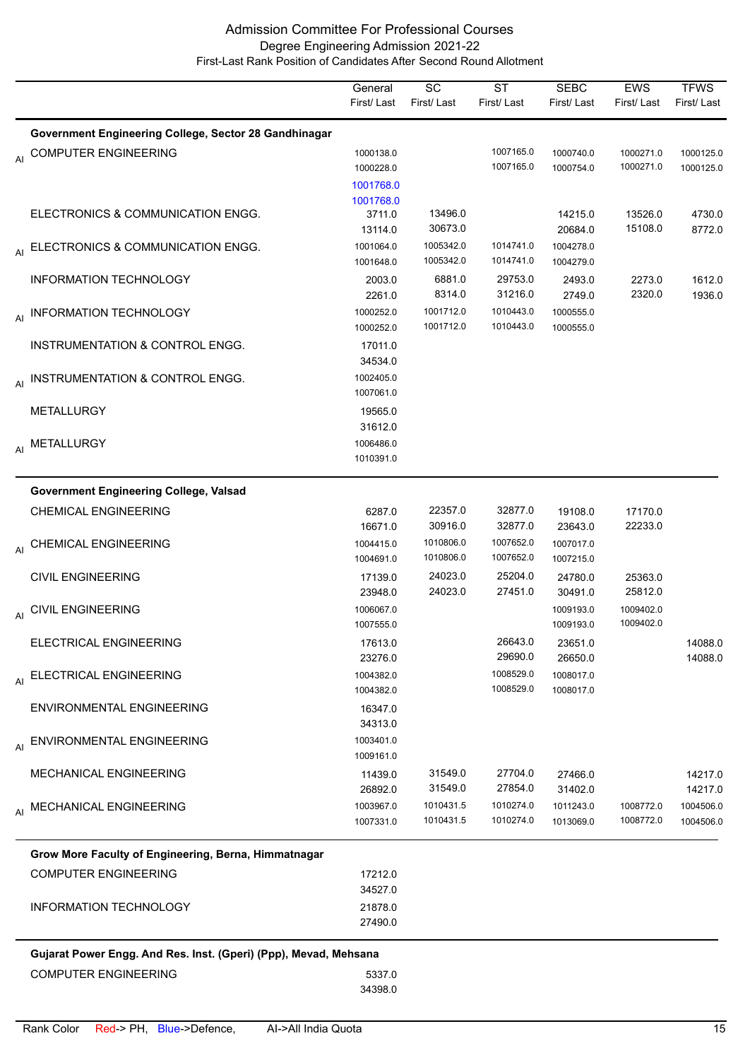# Admission Committee For Professional Courses

## Degree Engineering Admission 2021-22

### First-Last Rank Position of Candidates After Second Round Allotment

| | | General First/ Last | SC First/ Last | ST First/ Last | SEBC First/ Last | EWS First/ Last | TFWS First/ Last |
|---|---|---|---|---|---|---|---|
| | **Government Engineering College, Sector 28 Gandhinagar** | | | | | | |
| AI | COMPUTER ENGINEERING | 1000138.0<br>1000228.0<br>1001768.0<br>1001768.0 | | 1007165.0<br>1007165.0 | 1000740.0<br>1000754.0 | 1000271.0<br>1000271.0 | 1000125.0<br>1000125.0 |
| | ELECTRONICS & COMMUNICATION ENGG. | 3711.0<br>13114.0 | 13496.0<br>30673.0 | | 14215.0<br>20684.0 | 13526.0<br>15108.0 | 4730.0<br>8772.0 |
| AI | ELECTRONICS & COMMUNICATION ENGG. | 1001064.0<br>1001648.0 | 1005342.0<br>1005342.0 | 1014741.0<br>1014741.0 | 1004278.0<br>1004279.0 | | |
| | INFORMATION TECHNOLOGY | 2003.0<br>2261.0 | 6881.0<br>8314.0 | 29753.0<br>31216.0 | 2493.0<br>2749.0 | 2273.0<br>2320.0 | 1612.0<br>1936.0 |
| AI | INFORMATION TECHNOLOGY | 1000252.0<br>1000252.0 | 1001712.0<br>1001712.0 | 1010443.0<br>1010443.0 | 1000555.0<br>1000555.0 | | |
| | INSTRUMENTATION & CONTROL ENGG. | 17011.0<br>34534.0 | | | | | |
| AI | INSTRUMENTATION & CONTROL ENGG. | 1002405.0<br>1007061.0 | | | | | |
| | METALLURGY | 19565.0<br>31612.0 | | | | | |
| AI | METALLURGY | 1006486.0<br>1010391.0 | | | | | |
| | **Government Engineering College, Valsad** | | | | | | |
| | CHEMICAL ENGINEERING | 6287.0<br>16671.0 | 22357.0<br>30916.0 | 32877.0<br>32877.0 | 19108.0<br>23643.0 | 17170.0<br>22233.0 | |
| AI | CHEMICAL ENGINEERING | 1004415.0<br>1004691.0 | 1010806.0<br>1010806.0 | 1007652.0<br>1007652.0 | 1007017.0<br>1007215.0 | | |
| | CIVIL ENGINEERING | 17139.0<br>23948.0 | 24023.0<br>24023.0 | 25204.0<br>27451.0 | 24780.0<br>30491.0 | 25363.0<br>25812.0 | |
| AI | CIVIL ENGINEERING | 1006067.0<br>1007555.0 | | | 1009193.0<br>1009193.0 | 1009402.0<br>1009402.0 | |
| | ELECTRICAL ENGINEERING | 17613.0<br>23276.0 | | 26643.0<br>29690.0 | 23651.0<br>26650.0 | | 14088.0<br>14088.0 |
| AI | ELECTRICAL ENGINEERING | 1004382.0<br>1004382.0 | | 1008529.0<br>1008529.0 | 1008017.0<br>1008017.0 | | |
| | ENVIRONMENTAL ENGINEERING | 16347.0<br>34313.0 | | | | | |
| AI | ENVIRONMENTAL ENGINEERING | 1003401.0<br>1009161.0 | | | | | |
| | MECHANICAL ENGINEERING | 11439.0<br>26892.0 | 31549.0<br>31549.0 | 27704.0<br>27854.0 | 27466.0<br>31402.0 | | 14217.0<br>14217.0 |
| AI | MECHANICAL ENGINEERING | 1003967.0<br>1007331.0 | 1010431.5<br>1010431.5 | 1010274.0<br>1010274.0 | 1011243.0<br>1013069.0 | 1008772.0<br>1008772.0 | 1004506.0<br>1004506.0 |
| | **Grow More Faculty of Engineering, Berna, Himmatnagar** | | | | | | |
| | COMPUTER ENGINEERING | 17212.0<br>34527.0 | | | | | |
| | INFORMATION TECHNOLOGY | 21878.0<br>27490.0 | | | | | |
| | **Gujarat Power Engg. And Res. Inst. (Gperi) (Ppp), Mevad, Mehsana** | | | | | | |
| | COMPUTER ENGINEERING | 5337.0<br>34398.0 | | | | | |

Rank Color Red-> PH, Blue->Defence, AI->All India Quota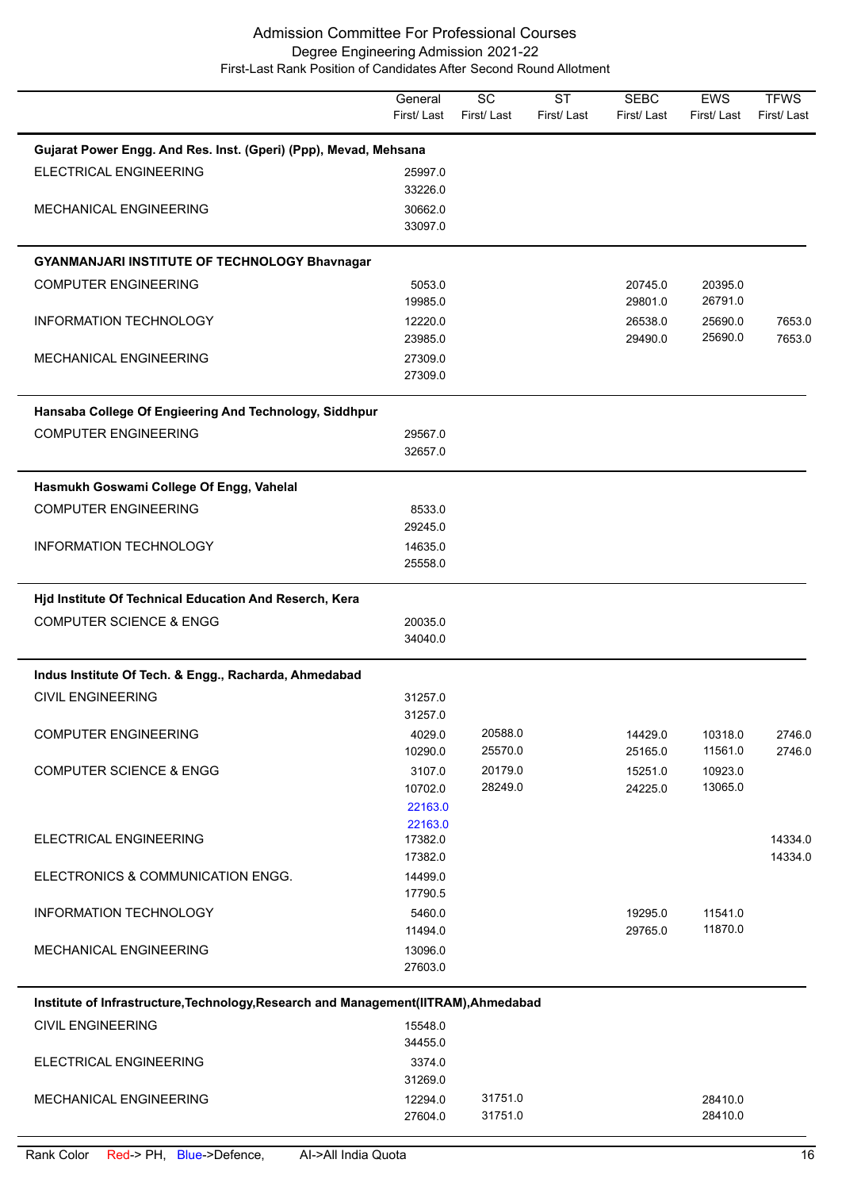# Admission Committee For Professional Courses

## Degree Engineering Admission 2021-22

### First-Last Rank Position of Candidates After Second Round Allotment

| | General First/ Last | SC First/ Last | ST First/ Last | SEBC First/ Last | EWS First/ Last | TFWS First/ Last |
|---|---|---|---|---|---|---|
| **Gujarat Power Engg. And Res. Inst. (Gperi) (Ppp), Mevad, Mehsana** | | | | | | |
| ELECTRICAL ENGINEERING | 25997.0<br>33226.0 | | | | | |
| MECHANICAL ENGINEERING | 30662.0<br>33097.0 | | | | | |
| **GYANMANJARI INSTITUTE OF TECHNOLOGY Bhavnagar** | | | | | | |
| COMPUTER ENGINEERING | 5053.0<br>19985.0 | | | 20745.0<br>29801.0 | 20395.0<br>26791.0 | |
| INFORMATION TECHNOLOGY | 12220.0<br>23985.0 | | | 26538.0<br>29490.0 | 25690.0<br>25690.0 | 7653.0<br>7653.0 |
| MECHANICAL ENGINEERING | 27309.0<br>27309.0 | | | | | |
| **Hansaba College Of Engieering And Technology, Siddhpur** | | | | | | |
| COMPUTER ENGINEERING | 29567.0<br>32657.0 | | | | | |
| **Hasmukh Goswami College Of Engg, Vahelal** | | | | | | |
| COMPUTER ENGINEERING | 8533.0<br>29245.0 | | | | | |
| INFORMATION TECHNOLOGY | 14635.0<br>25558.0 | | | | | |
| **Hjd Institute Of Technical Education And Reserch, Kera** | | | | | | |
| COMPUTER SCIENCE & ENGG | 20035.0<br>34040.0 | | | | | |
| **Indus Institute Of Tech. & Engg., Racharda, Ahmedabad** | | | | | | |
| CIVIL ENGINEERING | 31257.0<br>31257.0 | | | | | |
| COMPUTER ENGINEERING | 4029.0<br>10290.0 | 20588.0<br>25570.0 | | 14429.0<br>25165.0 | 10318.0<br>11561.0 | 2746.0<br>2746.0 |
| COMPUTER SCIENCE & ENGG | 3107.0<br>10702.0<br>22163.0<br>22163.0 | 20179.0<br>28249.0 | | 15251.0<br>24225.0 | 10923.0<br>13065.0 | |
| ELECTRICAL ENGINEERING | 17382.0<br>17382.0 | | | | | 14334.0<br>14334.0 |
| ELECTRONICS & COMMUNICATION ENGG. | 14499.0<br>17790.5 | | | | | |
| INFORMATION TECHNOLOGY | 5460.0<br>11494.0 | | | 19295.0<br>29765.0 | 11541.0<br>11870.0 | |
| MECHANICAL ENGINEERING | 13096.0<br>27603.0 | | | | | |
| **Institute of Infrastructure,Technology,Research and Management(IITRAM),Ahmedabad** | | | | | | |
| CIVIL ENGINEERING | 15548.0<br>34455.0 | | | | | |
| ELECTRICAL ENGINEERING | 3374.0<br>31269.0 | | | | | |
| MECHANICAL ENGINEERING | 12294.0<br>27604.0 | 31751.0<br>31751.0 | | | 28410.0<br>28410.0 | |

Rank Color Red-> PH, Blue->Defence, AI->All India Quota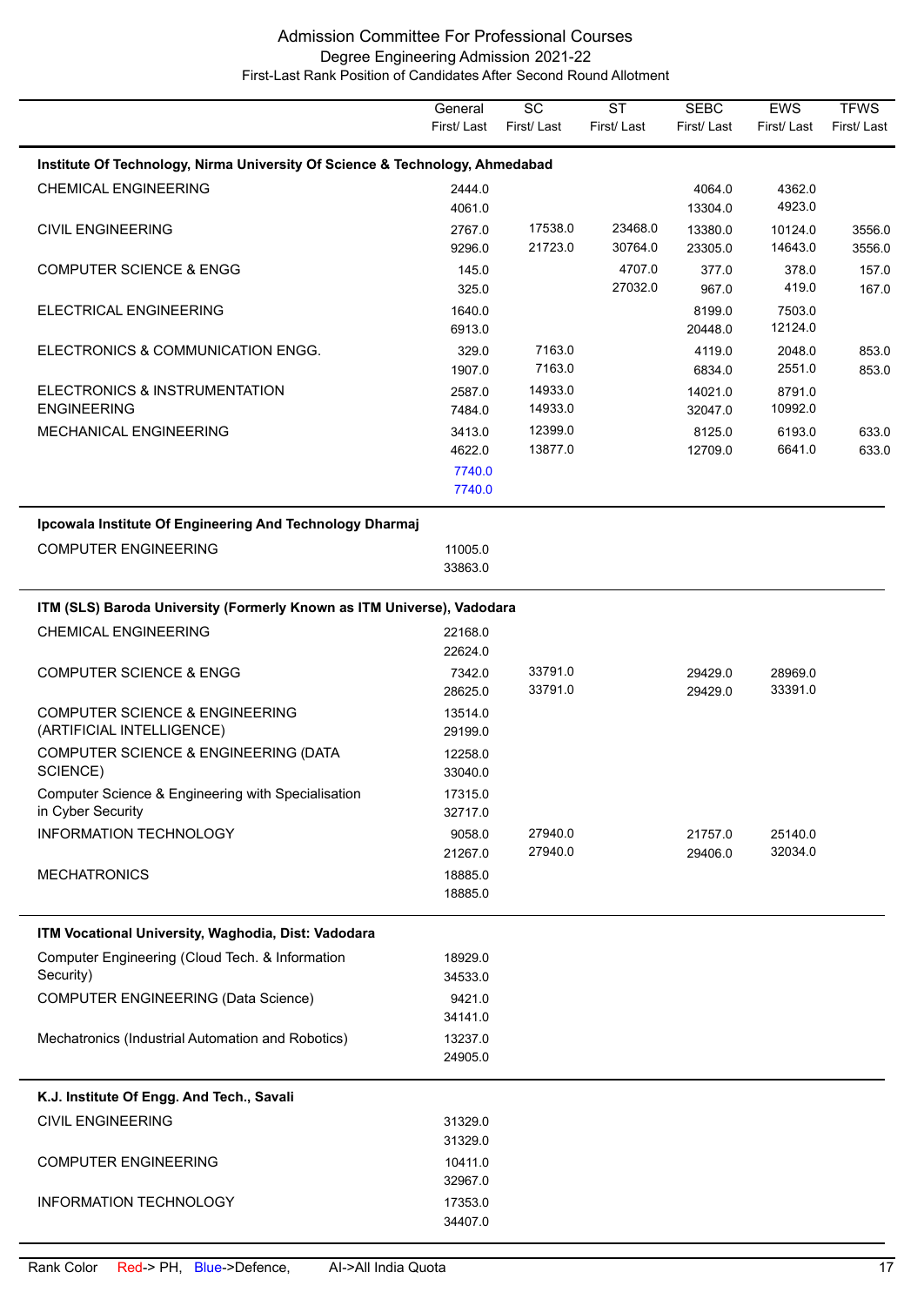# Admission Committee For Professional Courses

## Degree Engineering Admission 2021-22

### First-Last Rank Position of Candidates After Second Round Allotment

| | General First/ Last | SC First/ Last | ST First/ Last | SEBC First/ Last | EWS First/ Last | TFWS First/ Last |
|---|---|---|---|---|---|---|
| **Institute Of Technology, Nirma University Of Science & Technology, Ahmedabad** | | | | | | |
| CHEMICAL ENGINEERING | 2444.0<br>4061.0 | | | 4064.0<br>13304.0 | 4362.0<br>4923.0 | |
| CIVIL ENGINEERING | 2767.0<br>9296.0 | 17538.0<br>21723.0 | 23468.0<br>30764.0 | 13380.0<br>23305.0 | 10124.0<br>14643.0 | 3556.0<br>3556.0 |
| COMPUTER SCIENCE & ENGG | 145.0<br>325.0 | | 4707.0<br>27032.0 | 377.0<br>967.0 | 378.0<br>419.0 | 157.0<br>167.0 |
| ELECTRICAL ENGINEERING | 1640.0<br>6913.0 | | | 8199.0<br>20448.0 | 7503.0<br>12124.0 | |
| ELECTRONICS & COMMUNICATION ENGG. | 329.0<br>1907.0 | 7163.0<br>7163.0 | | 4119.0<br>6834.0 | 2048.0<br>2551.0 | 853.0<br>853.0 |
| ELECTRONICS & INSTRUMENTATION ENGINEERING | 2587.0<br>7484.0 | 14933.0<br>14933.0 | | 14021.0<br>32047.0 | 8791.0<br>10992.0 | |
| MECHANICAL ENGINEERING | 3413.0<br>4622.0<br>7740.0 (Defence)<br>7740.0 (Defence) | 12399.0<br>13877.0 | | 8125.0<br>12709.0 | 6193.0<br>6641.0 | 633.0<br>633.0 |
| **Ipcowala Institute Of Engineering And Technology Dharmaj** | | | | | | |
| COMPUTER ENGINEERING | 11005.0<br>33863.0 | | | | | |
| **ITM (SLS) Baroda University (Formerly Known as ITM Universe), Vadodara** | | | | | | |
| CHEMICAL ENGINEERING | 22168.0<br>22624.0 | | | | | |
| COMPUTER SCIENCE & ENGG | 7342.0<br>28625.0 | 33791.0<br>33791.0 | | 29429.0<br>29429.0 | 28969.0<br>33391.0 | |
| COMPUTER SCIENCE & ENGINEERING (ARTIFICIAL INTELLIGENCE) | 13514.0<br>29199.0 | | | | | |
| COMPUTER SCIENCE & ENGINEERING (DATA SCIENCE) | 12258.0<br>33040.0 | | | | | |
| Computer Science & Engineering with Specialisation in Cyber Security | 17315.0<br>32717.0 | | | | | |
| INFORMATION TECHNOLOGY | 9058.0<br>21267.0 | 27940.0<br>27940.0 | | 21757.0<br>29406.0 | 25140.0<br>32034.0 | |
| MECHATRONICS | 18885.0<br>18885.0 | | | | | |
| **ITM Vocational University, Waghodia, Dist: Vadodara** | | | | | | |
| Computer Engineering (Cloud Tech. & Information Security) | 18929.0<br>34533.0 | | | | | |
| COMPUTER ENGINEERING (Data Science) | 9421.0<br>34141.0 | | | | | |
| Mechatronics (Industrial Automation and Robotics) | 13237.0<br>24905.0 | | | | | |
| **K.J. Institute Of Engg. And Tech., Savali** | | | | | | |
| CIVIL ENGINEERING | 31329.0<br>31329.0 | | | | | |
| COMPUTER ENGINEERING | 10411.0<br>32967.0 | | | | | |
| INFORMATION TECHNOLOGY | 17353.0<br>34407.0 | | | | | |

Rank Color Red-> PH, Blue->Defence, AI->All India Quota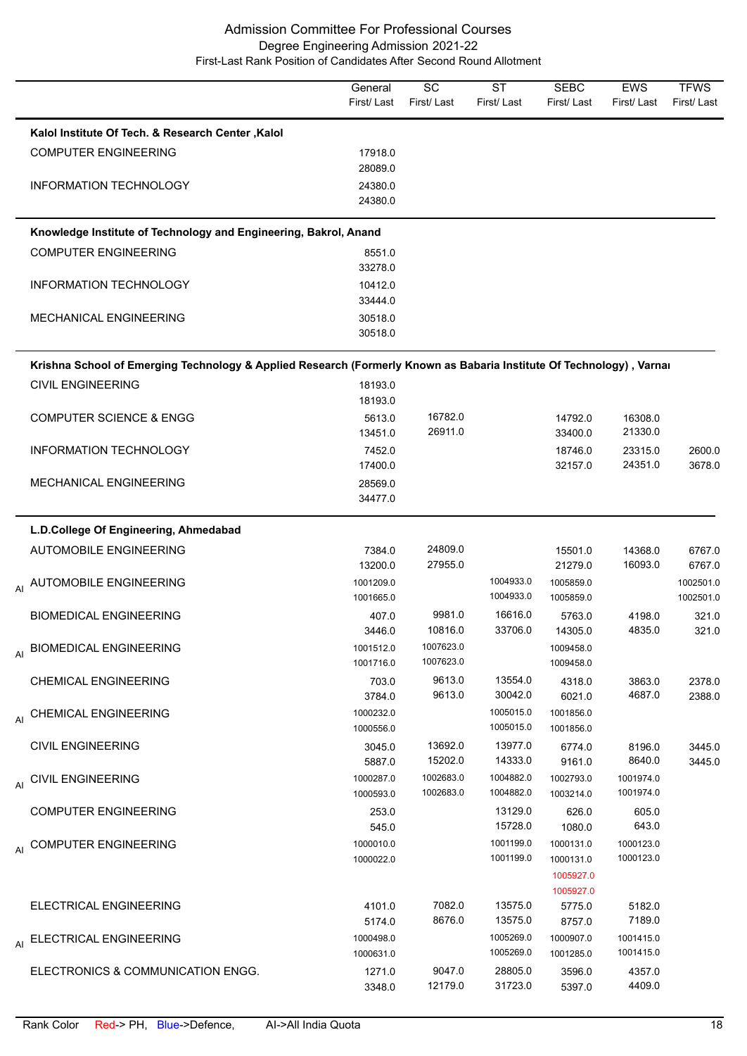# Admission Committee For Professional Courses

## Degree Engineering Admission 2021-22

### First-Last Rank Position of Candidates After Second Round Allotment

| | | General First/ Last | SC First/ Last | ST First/ Last | SEBC First/ Last | EWS First/ Last | TFWS First/ Last |
|---|---|---|---|---|---|---|---|
| **Kalol Institute Of Tech. & Research Center ,Kalol** | | | | | | | |
| | COMPUTER ENGINEERING | 17918.0<br>28089.0 | | | | | |
| | INFORMATION TECHNOLOGY | 24380.0<br>24380.0 | | | | | |
| **Knowledge Institute of Technology and Engineering, Bakrol, Anand** | | | | | | | |
| | COMPUTER ENGINEERING | 8551.0<br>33278.0 | | | | | |
| | INFORMATION TECHNOLOGY | 10412.0<br>33444.0 | | | | | |
| | MECHANICAL ENGINEERING | 30518.0<br>30518.0 | | | | | |
| **Krishna School of Emerging Technology & Applied Research (Formerly Known as Babaria Institute Of Technology) , Varnai** | | | | | | | |
| | CIVIL ENGINEERING | 18193.0<br>18193.0 | | | | | |
| | COMPUTER SCIENCE & ENGG | 5613.0<br>13451.0 | 16782.0<br>26911.0 | | 14792.0<br>33400.0 | 16308.0<br>21330.0 | |
| | INFORMATION TECHNOLOGY | 7452.0<br>17400.0 | | | 18746.0<br>32157.0 | 23315.0<br>24351.0 | 2600.0<br>3678.0 |
| | MECHANICAL ENGINEERING | 28569.0<br>34477.0 | | | | | |
| **L.D.College Of Engineering, Ahmedabad** | | | | | | | |
| | AUTOMOBILE ENGINEERING | 7384.0<br>13200.0 | 24809.0<br>27955.0 | | 15501.0<br>21279.0 | 14368.0<br>16093.0 | 6767.0<br>6767.0 |
| AI | AUTOMOBILE ENGINEERING | 1001209.0<br>1001665.0 | | 1004933.0<br>1004933.0 | 1005859.0<br>1005859.0 | | 1002501.0<br>1002501.0 |
| | BIOMEDICAL ENGINEERING | 407.0<br>3446.0 | 9981.0<br>10816.0 | 16616.0<br>33706.0 | 5763.0<br>14305.0 | 4198.0<br>4835.0 | 321.0<br>321.0 |
| AI | BIOMEDICAL ENGINEERING | 1001512.0<br>1001716.0 | 1007623.0<br>1007623.0 | | 1009458.0<br>1009458.0 | | |
| | CHEMICAL ENGINEERING | 703.0<br>3784.0 | 9613.0<br>9613.0 | 13554.0<br>30042.0 | 4318.0<br>6021.0 | 3863.0<br>4687.0 | 2378.0<br>2388.0 |
| AI | CHEMICAL ENGINEERING | 1000232.0<br>1000556.0 | | 1005015.0<br>1005015.0 | 1001856.0<br>1001856.0 | | |
| | CIVIL ENGINEERING | 3045.0<br>5887.0 | 13692.0<br>15202.0 | 13977.0<br>14333.0 | 6774.0<br>9161.0 | 8196.0<br>8640.0 | 3445.0<br>3445.0 |
| AI | CIVIL ENGINEERING | 1000287.0<br>1000593.0 | 1002683.0<br>1002683.0 | 1004882.0<br>1004882.0 | 1002793.0<br>1003214.0 | 1001974.0<br>1001974.0 | |
| | COMPUTER ENGINEERING | 253.0<br>545.0 | | 13129.0<br>15728.0 | 626.0<br>1080.0 | 605.0<br>643.0 | |
| AI | COMPUTER ENGINEERING | 1000010.0<br>1000022.0 | | 1001199.0<br>1001199.0 | 1000131.0<br>1000131.0<br>1005927.0 (PH)<br>1005927.0 (PH) | 1000123.0<br>1000123.0 | |
| | ELECTRICAL ENGINEERING | 4101.0<br>5174.0 | 7082.0<br>8676.0 | 13575.0<br>13575.0 | 5775.0<br>8757.0 | 5182.0<br>7189.0 | |
| AI | ELECTRICAL ENGINEERING | 1000498.0<br>1000631.0 | | 1005269.0<br>1005269.0 | 1000907.0<br>1001285.0 | 1001415.0<br>1001415.0 | |
| | ELECTRONICS & COMMUNICATION ENGG. | 1271.0<br>3348.0 | 9047.0<br>12179.0 | 28805.0<br>31723.0 | 3596.0<br>5397.0 | 4357.0<br>4409.0 | |

Rank Color Red-> PH, Blue->Defence, AI->All India Quota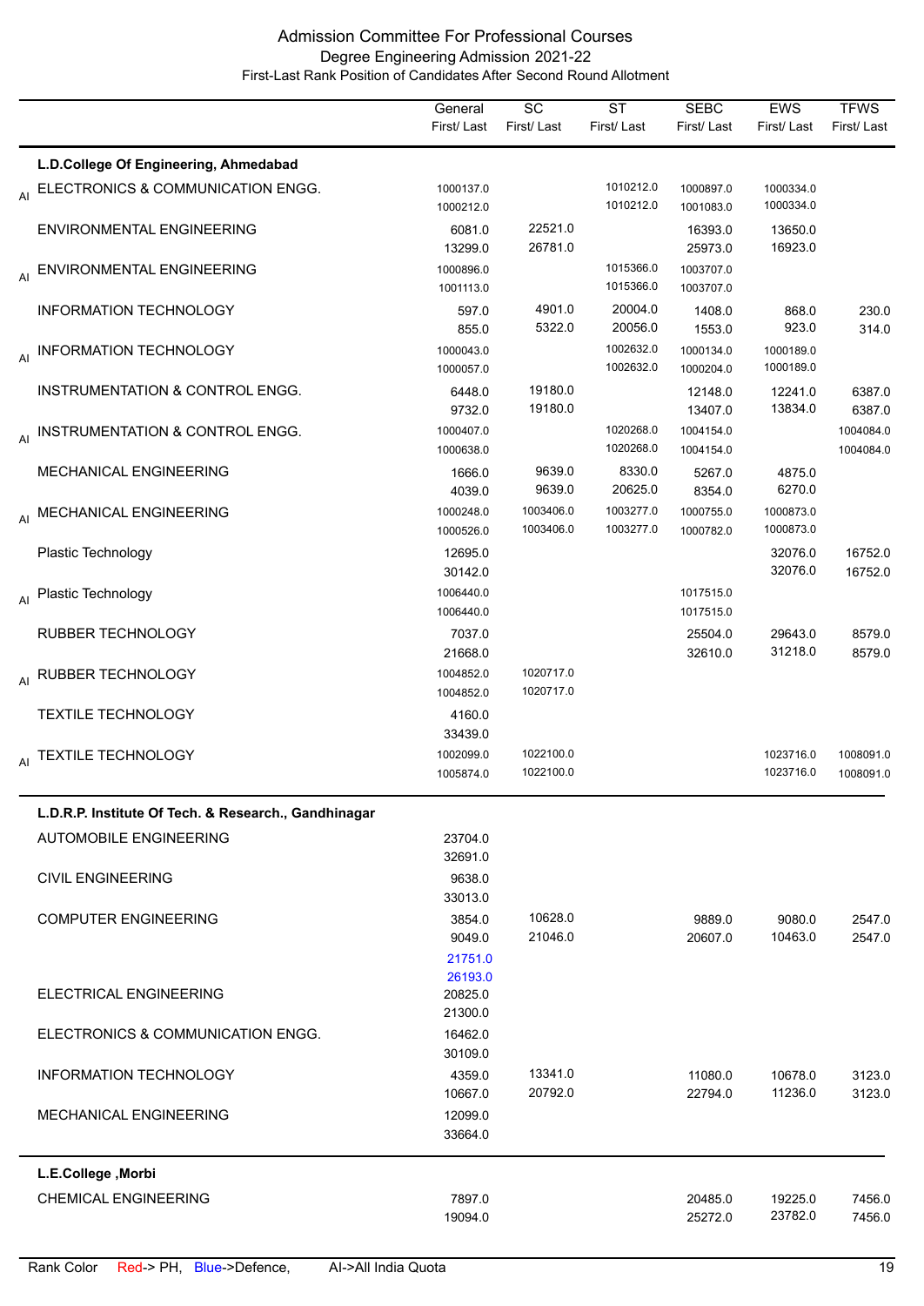## Admission Committee For Professional Courses
### Degree Engineering Admission 2021-22
### First-Last Rank Position of Candidates After Second Round Allotment

| | | General First/ Last | SC First/ Last | ST First/ Last | SEBC First/ Last | EWS First/ Last | TFWS First/ Last |
|---|---|---|---|---|---|---|---|
| | **L.D.College Of Engineering, Ahmedabad** | | | | | | |
| AI | ELECTRONICS & COMMUNICATION ENGG. | 1000137.0 / 1000212.0 | | 1010212.0 / 1010212.0 | 1000897.0 / 1001083.0 | 1000334.0 / 1000334.0 | |
| | ENVIRONMENTAL ENGINEERING | 6081.0 / 13299.0 | 22521.0 / 26781.0 | | 16393.0 / 25973.0 | 13650.0 / 16923.0 | |
| AI | ENVIRONMENTAL ENGINEERING | 1000896.0 / 1001113.0 | | 1015366.0 / 1015366.0 | 1003707.0 / 1003707.0 | | |
| | INFORMATION TECHNOLOGY | 597.0 / 855.0 | 4901.0 / 5322.0 | 20004.0 / 20056.0 | 1408.0 / 1553.0 | 868.0 / 923.0 | 230.0 / 314.0 |
| AI | INFORMATION TECHNOLOGY | 1000043.0 / 1000057.0 | | 1002632.0 / 1002632.0 | 1000134.0 / 1000204.0 | 1000189.0 / 1000189.0 | |
| | INSTRUMENTATION & CONTROL ENGG. | 6448.0 / 9732.0 | 19180.0 / 19180.0 | | 12148.0 / 13407.0 | 12241.0 / 13834.0 | 6387.0 / 6387.0 |
| AI | INSTRUMENTATION & CONTROL ENGG. | 1000407.0 / 1000638.0 | | 1020268.0 / 1020268.0 | 1004154.0 / 1004154.0 | | 1004084.0 / 1004084.0 |
| | MECHANICAL ENGINEERING | 1666.0 / 4039.0 | 9639.0 / 9639.0 | 8330.0 / 20625.0 | 5267.0 / 8354.0 | 4875.0 / 6270.0 | |
| AI | MECHANICAL ENGINEERING | 1000248.0 / 1000526.0 | 1003406.0 / 1003406.0 | 1003277.0 / 1003277.0 | 1000755.0 / 1000782.0 | 1000873.0 / 1000873.0 | |
| | Plastic Technology | 12695.0 / 30142.0 | | | | 32076.0 / 32076.0 | 16752.0 / 16752.0 |
| AI | Plastic Technology | 1006440.0 / 1006440.0 | | | 1017515.0 / 1017515.0 | | |
| | RUBBER TECHNOLOGY | 7037.0 / 21668.0 | | | 25504.0 / 32610.0 | 29643.0 / 31218.0 | 8579.0 / 8579.0 |
| AI | RUBBER TECHNOLOGY | 1004852.0 / 1004852.0 | 1020717.0 / 1020717.0 | | | | |
| | TEXTILE TECHNOLOGY | 4160.0 / 33439.0 | | | | | |
| AI | TEXTILE TECHNOLOGY | 1002099.0 / 1005874.0 | 1022100.0 / 1022100.0 | | | 1023716.0 / 1023716.0 | 1008091.0 / 1008091.0 |
| | **L.D.R.P. Institute Of Tech. & Research., Gandhinagar** | | | | | | |
| | AUTOMOBILE ENGINEERING | 23704.0 / 32691.0 | | | | | |
| | CIVIL ENGINEERING | 9638.0 / 33013.0 | | | | | |
| | COMPUTER ENGINEERING | 3854.0 / 9049.0 / 21751.0 (Defence) / 26193.0 (Defence) | 10628.0 / 21046.0 | | 9889.0 / 20607.0 | 9080.0 / 10463.0 | 2547.0 / 2547.0 |
| | ELECTRICAL ENGINEERING | 20825.0 / 21300.0 | | | | | |
| | ELECTRONICS & COMMUNICATION ENGG. | 16462.0 / 30109.0 | | | | | |
| | INFORMATION TECHNOLOGY | 4359.0 / 10667.0 | 13341.0 / 20792.0 | | 11080.0 / 22794.0 | 10678.0 / 11236.0 | 3123.0 / 3123.0 |
| | MECHANICAL ENGINEERING | 12099.0 / 33664.0 | | | | | |
| | **L.E.College ,Morbi** | | | | | | |
| | CHEMICAL ENGINEERING | 7897.0 / 19094.0 | | | 20485.0 / 25272.0 | 19225.0 / 23782.0 | 7456.0 / 7456.0 |

Rank Color Red-> PH, Blue->Defence, AI->All India Quota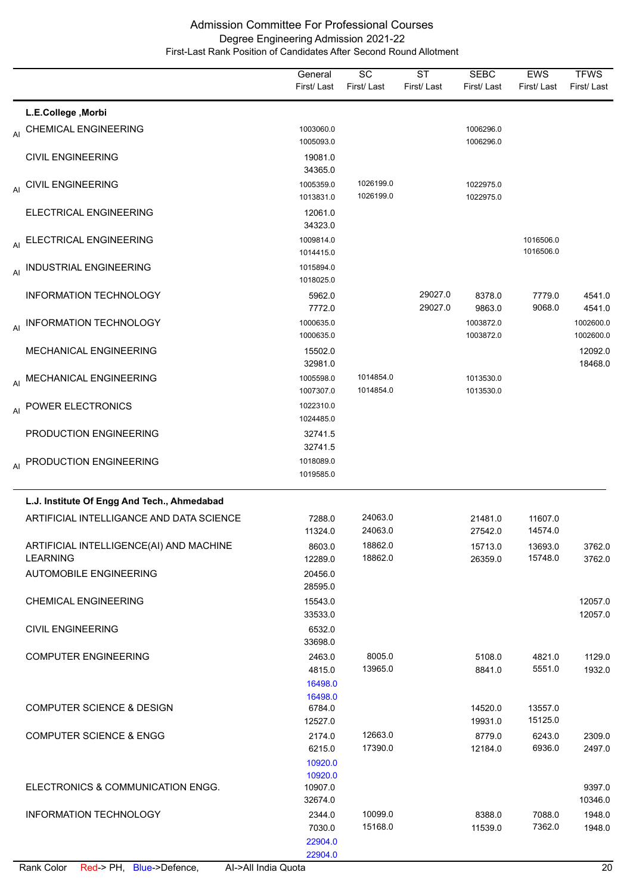# Admission Committee For Professional Courses

## Degree Engineering Admission 2021-22

### First-Last Rank Position of Candidates After Second Round Allotment

| | | General First/ Last | SC First/ Last | ST First/ Last | SEBC First/ Last | EWS First/ Last | TFWS First/ Last |
|---|---|---|---|---|---|---|---|
| | **L.E.College ,Morbi** | | | | | | |
| AI | CHEMICAL ENGINEERING | 1003060.0 1005093.0 | | | 1006296.0 1006296.0 | | |
| | CIVIL ENGINEERING | 19081.0 34365.0 | | | | | |
| AI | CIVIL ENGINEERING | 1005359.0 1013831.0 | 1026199.0 1026199.0 | | 1022975.0 1022975.0 | | |
| | ELECTRICAL ENGINEERING | 12061.0 34323.0 | | | | | |
| AI | ELECTRICAL ENGINEERING | 1009814.0 1014415.0 | | | | 1016506.0 1016506.0 | |
| AI | INDUSTRIAL ENGINEERING | 1015894.0 1018025.0 | | | | | |
| | INFORMATION TECHNOLOGY | 5962.0 7772.0 | | 29027.0 29027.0 | 8378.0 9863.0 | 7779.0 9068.0 | 4541.0 4541.0 |
| AI | INFORMATION TECHNOLOGY | 1000635.0 1000635.0 | | | 1003872.0 1003872.0 | | 1002600.0 1002600.0 |
| | MECHANICAL ENGINEERING | 15502.0 32981.0 | | | | | 12092.0 18468.0 |
| AI | MECHANICAL ENGINEERING | 1005598.0 1007307.0 | 1014854.0 1014854.0 | | 1013530.0 1013530.0 | | |
| AI | POWER ELECTRONICS | 1022310.0 1024485.0 | | | | | |
| | PRODUCTION ENGINEERING | 32741.5 32741.5 | | | | | |
| AI | PRODUCTION ENGINEERING | 1018089.0 1019585.0 | | | | | |
| | **L.J. Institute Of Engg And Tech., Ahmedabad** | | | | | | |
| | ARTIFICIAL INTELLIGANCE AND DATA SCIENCE | 7288.0 11324.0 | 24063.0 24063.0 | | 21481.0 27542.0 | 11607.0 14574.0 | |
| | ARTIFICIAL INTELLIGENCE(AI) AND MACHINE LEARNING | 8603.0 12289.0 | 18862.0 18862.0 | | 15713.0 26359.0 | 13693.0 15748.0 | 3762.0 3762.0 |
| | AUTOMOBILE ENGINEERING | 20456.0 28595.0 | | | | | |
| | CHEMICAL ENGINEERING | 15543.0 33533.0 | | | | | 12057.0 12057.0 |
| | CIVIL ENGINEERING | 6532.0 33698.0 | | | | | |
| | COMPUTER ENGINEERING | 2463.0 4815.0 16498.0 (Defence) 16498.0 (Defence) | 8005.0 13965.0 | | 5108.0 8841.0 | 4821.0 5551.0 | 1129.0 1932.0 |
| | COMPUTER SCIENCE & DESIGN | 6784.0 12527.0 | | | 14520.0 19931.0 | 13557.0 15125.0 | |
| | COMPUTER SCIENCE & ENGG | 2174.0 6215.0 10920.0 (Defence) 10920.0 (Defence) | 12663.0 17390.0 | | 8779.0 12184.0 | 6243.0 6936.0 | 2309.0 2497.0 |
| | ELECTRONICS & COMMUNICATION ENGG. | 10907.0 32674.0 | | | | | 9397.0 10346.0 |
| | INFORMATION TECHNOLOGY | 2344.0 7030.0 22904.0 (Defence) 22904.0 (Defence) | 10099.0 15168.0 | | 8388.0 11539.0 | 7088.0 7362.0 | 1948.0 1948.0 |

Rank Color Red-> PH, Blue->Defence, AI->All India Quota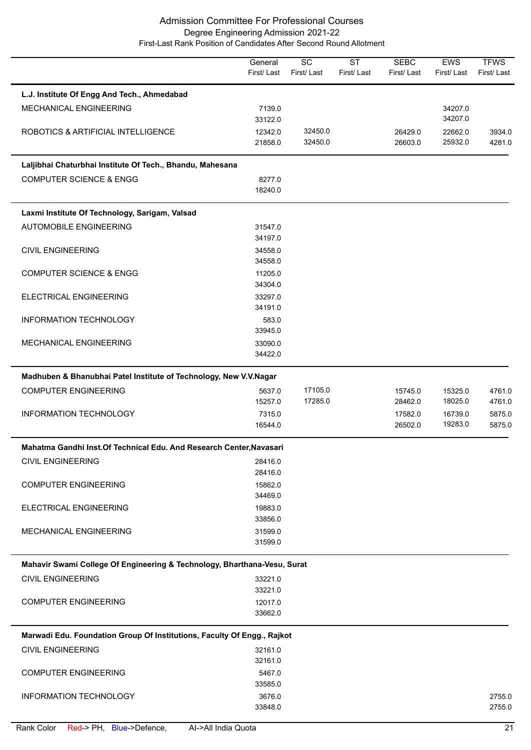# Admission Committee For Professional Courses

## Degree Engineering Admission 2021-22

### First-Last Rank Position of Candidates After Second Round Allotment

| | General First/ Last | SC First/ Last | ST First/ Last | SEBC First/ Last | EWS First/ Last | TFWS First/ Last |
|---|---|---|---|---|---|---|
| **L.J. Institute Of Engg And Tech., Ahmedabad** | | | | | | |
| MECHANICAL ENGINEERING | 7139.0<br>33122.0 | | | | 34207.0<br>34207.0 | |
| ROBOTICS & ARTIFICIAL INTELLIGENCE | 12342.0<br>21858.0 | 32450.0<br>32450.0 | | 26429.0<br>26603.0 | 22662.0<br>25932.0 | 3934.0<br>4281.0 |
| **Laljibhai Chaturbhai Institute Of Tech., Bhandu, Mahesana** | | | | | | |
| COMPUTER SCIENCE & ENGG | 8277.0<br>18240.0 | | | | | |
| **Laxmi Institute Of Technology, Sarigam, Valsad** | | | | | | |
| AUTOMOBILE ENGINEERING | 31547.0<br>34197.0 | | | | | |
| CIVIL ENGINEERING | 34558.0<br>34558.0 | | | | | |
| COMPUTER SCIENCE & ENGG | 11205.0<br>34304.0 | | | | | |
| ELECTRICAL ENGINEERING | 33297.0<br>34191.0 | | | | | |
| INFORMATION TECHNOLOGY | 583.0<br>33945.0 | | | | | |
| MECHANICAL ENGINEERING | 33090.0<br>34422.0 | | | | | |
| **Madhuben & Bhanubhai Patel Institute of Technology, New V.V.Nagar** | | | | | | |
| COMPUTER ENGINEERING | 5637.0<br>15257.0 | 17105.0<br>17285.0 | | 15745.0<br>28462.0 | 15325.0<br>18025.0 | 4761.0<br>4761.0 |
| INFORMATION TECHNOLOGY | 7315.0<br>16544.0 | | | 17582.0<br>26502.0 | 16739.0<br>19283.0 | 5875.0<br>5875.0 |
| **Mahatma Gandhi Inst.Of Technical Edu. And Research Center,Navasari** | | | | | | |
| CIVIL ENGINEERING | 28416.0<br>28416.0 | | | | | |
| COMPUTER ENGINEERING | 15862.0<br>34469.0 | | | | | |
| ELECTRICAL ENGINEERING | 19883.0<br>33856.0 | | | | | |
| MECHANICAL ENGINEERING | 31599.0<br>31599.0 | | | | | |
| **Mahavir Swami College Of Engineering & Technology, Bharthana-Vesu, Surat** | | | | | | |
| CIVIL ENGINEERING | 33221.0<br>33221.0 | | | | | |
| COMPUTER ENGINEERING | 12017.0<br>33662.0 | | | | | |
| **Marwadi Edu. Foundation Group Of Institutions, Faculty Of Engg., Rajkot** | | | | | | |
| CIVIL ENGINEERING | 32161.0<br>32161.0 | | | | | |
| COMPUTER ENGINEERING | 5467.0<br>33585.0 | | | | | |
| INFORMATION TECHNOLOGY | 3676.0<br>33848.0 | | | | | 2755.0<br>2755.0 |

Rank Color Red-> PH, Blue->Defence, AI->All India Quota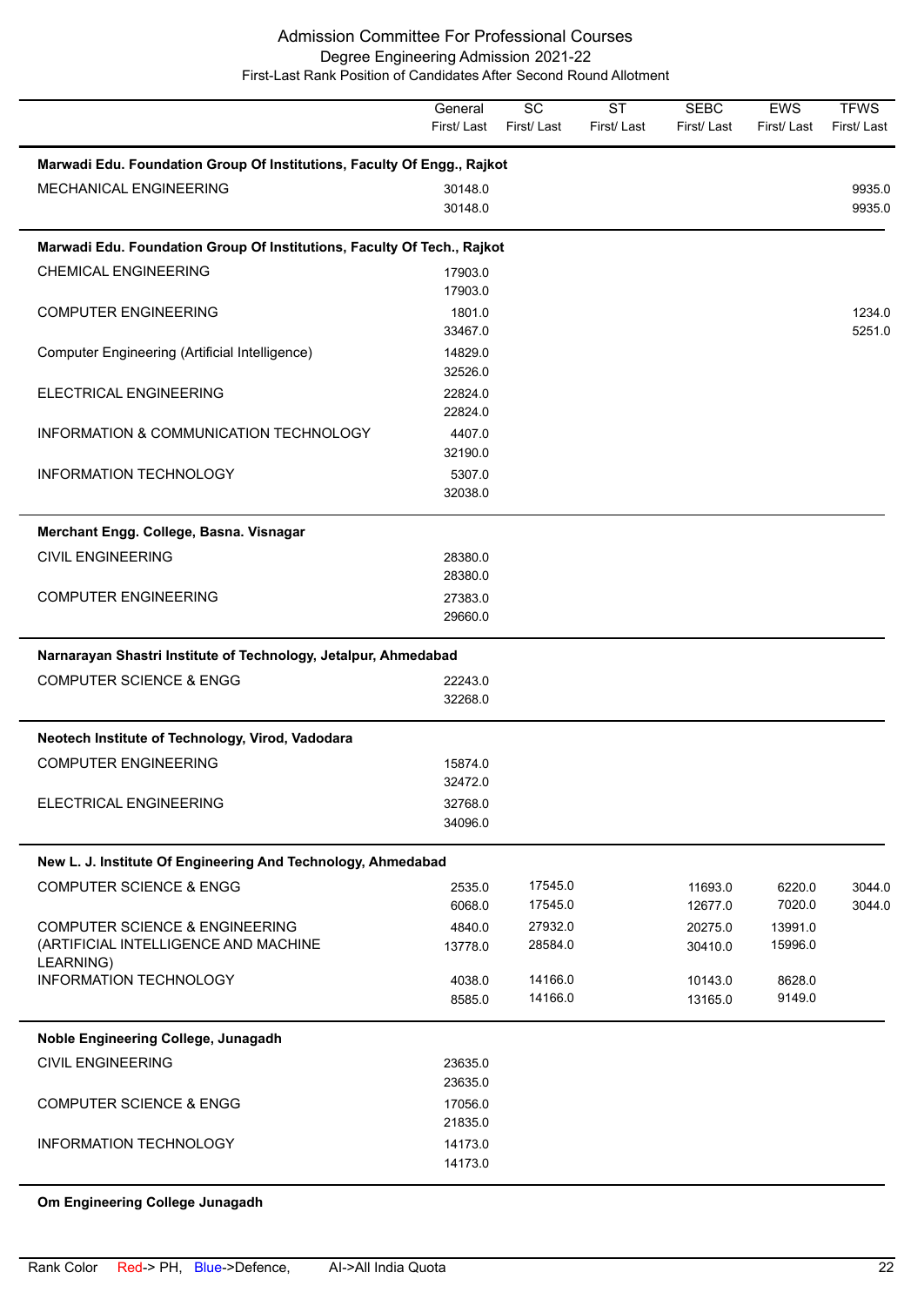# Admission Committee For Professional Courses

## Degree Engineering Admission 2021-22

### First-Last Rank Position of Candidates After Second Round Allotment

| | General First/ Last | SC First/ Last | ST First/ Last | SEBC First/ Last | EWS First/ Last | TFWS First/ Last |
|---|---|---|---|---|---|---|
| **Marwadi Edu. Foundation Group Of Institutions, Faculty Of Engg., Rajkot** | | | | | | |
| MECHANICAL ENGINEERING | 30148.0<br>30148.0 | | | | | 9935.0<br>9935.0 |
| **Marwadi Edu. Foundation Group Of Institutions, Faculty Of Tech., Rajkot** | | | | | | |
| CHEMICAL ENGINEERING | 17903.0<br>17903.0 | | | | | |
| COMPUTER ENGINEERING | 1801.0<br>33467.0 | | | | | 1234.0<br>5251.0 |
| Computer Engineering (Artificial Intelligence) | 14829.0<br>32526.0 | | | | | |
| ELECTRICAL ENGINEERING | 22824.0<br>22824.0 | | | | | |
| INFORMATION & COMMUNICATION TECHNOLOGY | 4407.0<br>32190.0 | | | | | |
| INFORMATION TECHNOLOGY | 5307.0<br>32038.0 | | | | | |
| **Merchant Engg. College, Basna. Visnagar** | | | | | | |
| CIVIL ENGINEERING | 28380.0<br>28380.0 | | | | | |
| COMPUTER ENGINEERING | 27383.0<br>29660.0 | | | | | |
| **Narnarayan Shastri Institute of Technology, Jetalpur, Ahmedabad** | | | | | | |
| COMPUTER SCIENCE & ENGG | 22243.0<br>32268.0 | | | | | |
| **Neotech Institute of Technology, Virod, Vadodara** | | | | | | |
| COMPUTER ENGINEERING | 15874.0<br>32472.0 | | | | | |
| ELECTRICAL ENGINEERING | 32768.0<br>34096.0 | | | | | |
| **New L. J. Institute Of Engineering And Technology, Ahmedabad** | | | | | | |
| COMPUTER SCIENCE & ENGG | 2535.0<br>6068.0 | 17545.0<br>17545.0 | | 11693.0<br>12677.0 | 6220.0<br>7020.0 | 3044.0<br>3044.0 |
| COMPUTER SCIENCE & ENGINEERING (ARTIFICIAL INTELLIGENCE AND MACHINE LEARNING) | 4840.0<br>13778.0 | 27932.0<br>28584.0 | | 20275.0<br>30410.0 | 13991.0<br>15996.0 | |
| INFORMATION TECHNOLOGY | 4038.0<br>8585.0 | 14166.0<br>14166.0 | | 10143.0<br>13165.0 | 8628.0<br>9149.0 | |
| **Noble Engineering College, Junagadh** | | | | | | |
| CIVIL ENGINEERING | 23635.0<br>23635.0 | | | | | |
| COMPUTER SCIENCE & ENGG | 17056.0<br>21835.0 | | | | | |
| INFORMATION TECHNOLOGY | 14173.0<br>14173.0 | | | | | |
| **Om Engineering College Junagadh** | | | | | | |

Rank Color Red-> PH, Blue->Defence, AI->All India Quota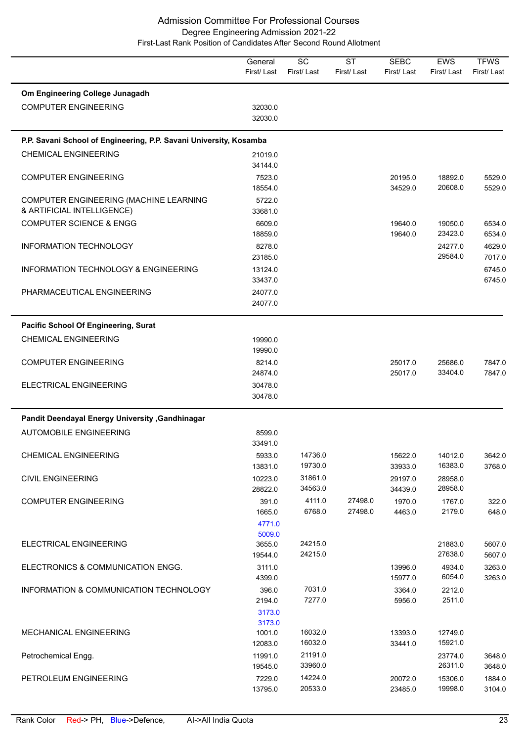# Admission Committee For Professional Courses

## Degree Engineering Admission 2021-22

### First-Last Rank Position of Candidates After Second Round Allotment

| | General First/ Last | SC First/ Last | ST First/ Last | SEBC First/ Last | EWS First/ Last | TFWS First/ Last |
|---|---|---|---|---|---|---|
| **Om Engineering College Junagadh** | | | | | | |
| COMPUTER ENGINEERING | 32030.0<br>32030.0 | | | | | |
| **P.P. Savani School of Engineering, P.P. Savani University, Kosamba** | | | | | | |
| CHEMICAL ENGINEERING | 21019.0<br>34144.0 | | | | | |
| COMPUTER ENGINEERING | 7523.0<br>18554.0 | | | 20195.0<br>34529.0 | 18892.0<br>20608.0 | 5529.0<br>5529.0 |
| COMPUTER ENGINEERING (MACHINE LEARNING & ARTIFICIAL INTELLIGENCE) | 5722.0<br>33681.0 | | | | | |
| COMPUTER SCIENCE & ENGG | 6609.0<br>18859.0 | | | 19640.0<br>19640.0 | 19050.0<br>23423.0 | 6534.0<br>6534.0 |
| INFORMATION TECHNOLOGY | 8278.0<br>23185.0 | | | | 24277.0<br>29584.0 | 4629.0<br>7017.0 |
| INFORMATION TECHNOLOGY & ENGINEERING | 13124.0<br>33437.0 | | | | | 6745.0<br>6745.0 |
| PHARMACEUTICAL ENGINEERING | 24077.0<br>24077.0 | | | | | |
| **Pacific School Of Engineering, Surat** | | | | | | |
| CHEMICAL ENGINEERING | 19990.0<br>19990.0 | | | | | |
| COMPUTER ENGINEERING | 8214.0<br>24874.0 | | | 25017.0<br>25017.0 | 25686.0<br>33404.0 | 7847.0<br>7847.0 |
| ELECTRICAL ENGINEERING | 30478.0<br>30478.0 | | | | | |
| **Pandit Deendayal Energy University ,Gandhinagar** | | | | | | |
| AUTOMOBILE ENGINEERING | 8599.0<br>33491.0 | | | | | |
| CHEMICAL ENGINEERING | 5933.0<br>13831.0 | 14736.0<br>19730.0 | | 15622.0<br>33933.0 | 14012.0<br>16383.0 | 3642.0<br>3768.0 |
| CIVIL ENGINEERING | 10223.0<br>28822.0 | 31861.0<br>34563.0 | | 29197.0<br>34439.0 | 28958.0<br>28958.0 | |
| COMPUTER ENGINEERING | 391.0<br>1665.0<br>4771.0 (Defence)<br>5009.0 (Defence) | 4111.0<br>6768.0 | 27498.0<br>27498.0 | 1970.0<br>4463.0 | 1767.0<br>2179.0 | 322.0<br>648.0 |
| ELECTRICAL ENGINEERING | 3655.0<br>19544.0 | 24215.0<br>24215.0 | | | 21883.0<br>27638.0 | 5607.0<br>5607.0 |
| ELECTRONICS & COMMUNICATION ENGG. | 3111.0<br>4399.0 | | | 13996.0<br>15977.0 | 4934.0<br>6054.0 | 3263.0<br>3263.0 |
| INFORMATION & COMMUNICATION TECHNOLOGY | 396.0<br>2194.0<br>3173.0 (Defence)<br>3173.0 (Defence) | 7031.0<br>7277.0 | | 3364.0<br>5956.0 | 2212.0<br>2511.0 | |
| MECHANICAL ENGINEERING | 1001.0<br>12083.0 | 16032.0<br>16032.0 | | 13393.0<br>33441.0 | 12749.0<br>15921.0 | |
| Petrochemical Engg. | 11991.0<br>19545.0 | 21191.0<br>33960.0 | | | 23774.0<br>26311.0 | 3648.0<br>3648.0 |
| PETROLEUM ENGINEERING | 7229.0<br>13795.0 | 14224.0<br>20533.0 | | 20072.0<br>23485.0 | 15306.0<br>19998.0 | 1884.0<br>3104.0 |

Rank Color Red-> PH, Blue->Defence, AI->All India Quota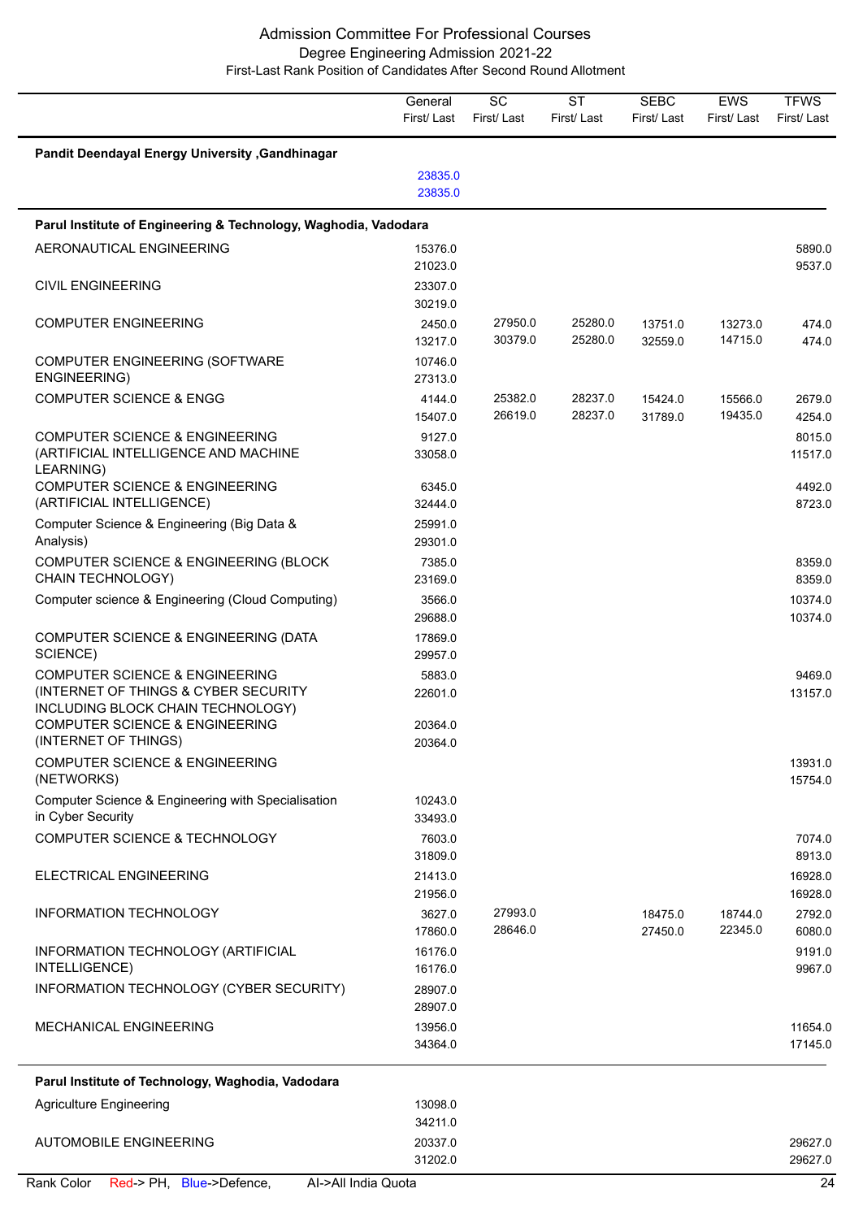# Admission Committee For Professional Courses

## Degree Engineering Admission 2021-22

### First-Last Rank Position of Candidates After Second Round Allotment

| | General First/ Last | SC First/ Last | ST First/ Last | SEBC First/ Last | EWS First/ Last | TFWS First/ Last |
|---|---|---|---|---|---|---|
| **Pandit Deendayal Energy University ,Gandhinagar** | | | | | | |
| | 23835.0<br>23835.0 | | | | | |
| **Parul Institute of Engineering & Technology, Waghodia, Vadodara** | | | | | | |
| AERONAUTICAL ENGINEERING | 15376.0<br>21023.0 | | | | | 5890.0<br>9537.0 |
| CIVIL ENGINEERING | 23307.0<br>30219.0 | | | | | |
| COMPUTER ENGINEERING | 2450.0<br>13217.0 | 27950.0<br>30379.0 | 25280.0<br>25280.0 | 13751.0<br>32559.0 | 13273.0<br>14715.0 | 474.0<br>474.0 |
| COMPUTER ENGINEERING (SOFTWARE ENGINEERING) | 10746.0<br>27313.0 | | | | | |
| COMPUTER SCIENCE & ENGG | 4144.0<br>15407.0 | 25382.0<br>26619.0 | 28237.0<br>28237.0 | 15424.0<br>31789.0 | 15566.0<br>19435.0 | 2679.0<br>4254.0 |
| COMPUTER SCIENCE & ENGINEERING (ARTIFICIAL INTELLIGENCE AND MACHINE LEARNING) | 9127.0<br>33058.0 | | | | | 8015.0<br>11517.0 |
| COMPUTER SCIENCE & ENGINEERING (ARTIFICIAL INTELLIGENCE) | 6345.0<br>32444.0 | | | | | 4492.0<br>8723.0 |
| Computer Science & Engineering (Big Data & Analysis) | 25991.0<br>29301.0 | | | | | |
| COMPUTER SCIENCE & ENGINEERING (BLOCK CHAIN TECHNOLOGY) | 7385.0<br>23169.0 | | | | | 8359.0<br>8359.0 |
| Computer science & Engineering (Cloud Computing) | 3566.0<br>29688.0 | | | | | 10374.0<br>10374.0 |
| COMPUTER SCIENCE & ENGINEERING (DATA SCIENCE) | 17869.0<br>29957.0 | | | | | |
| COMPUTER SCIENCE & ENGINEERING (INTERNET OF THINGS & CYBER SECURITY INCLUDING BLOCK CHAIN TECHNOLOGY) | 5883.0<br>22601.0 | | | | | 9469.0<br>13157.0 |
| COMPUTER SCIENCE & ENGINEERING (INTERNET OF THINGS) | 20364.0<br>20364.0 | | | | | |
| COMPUTER SCIENCE & ENGINEERING (NETWORKS) | | | | | | 13931.0<br>15754.0 |
| Computer Science & Engineering with Specialisation in Cyber Security | 10243.0<br>33493.0 | | | | | |
| COMPUTER SCIENCE & TECHNOLOGY | 7603.0<br>31809.0 | | | | | 7074.0<br>8913.0 |
| ELECTRICAL ENGINEERING | 21413.0<br>21956.0 | | | | | 16928.0<br>16928.0 |
| INFORMATION TECHNOLOGY | 3627.0<br>17860.0 | 27993.0<br>28646.0 | | 18475.0<br>27450.0 | 18744.0<br>22345.0 | 2792.0<br>6080.0 |
| INFORMATION TECHNOLOGY (ARTIFICIAL INTELLIGENCE) | 16176.0<br>16176.0 | | | | | 9191.0<br>9967.0 |
| INFORMATION TECHNOLOGY (CYBER SECURITY) | 28907.0<br>28907.0 | | | | | |
| MECHANICAL ENGINEERING | 13956.0<br>34364.0 | | | | | 11654.0<br>17145.0 |
| **Parul Institute of Technology, Waghodia, Vadodara** | | | | | | |
| Agriculture Engineering | 13098.0<br>34211.0 | | | | | |
| AUTOMOBILE ENGINEERING | 20337.0<br>31202.0 | | | | | 29627.0<br>29627.0 |

Rank Color Red-> PH, Blue->Defence, AI->All India Quota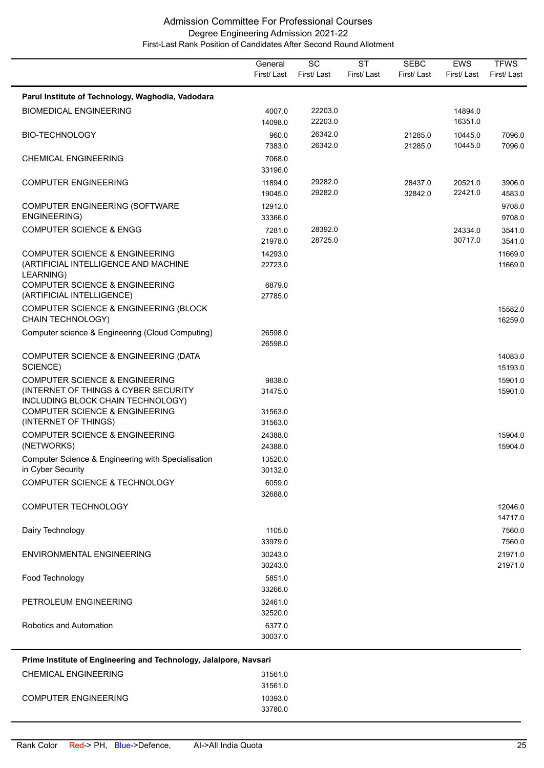# Admission Committee For Professional Courses

## Degree Engineering Admission 2021-22

### First-Last Rank Position of Candidates After Second Round Allotment

| | General First/ Last | SC First/ Last | ST First/ Last | SEBC First/ Last | EWS First/ Last | TFWS First/ Last |
|---|---|---|---|---|---|---|
| **Parul Institute of Technology, Waghodia, Vadodara** | | | | | | |
| BIOMEDICAL ENGINEERING | 4007.0<br>14098.0 | 22203.0<br>22203.0 | | | 14894.0<br>16351.0 | |
| BIO-TECHNOLOGY | 960.0<br>7383.0 | 26342.0<br>26342.0 | | 21285.0<br>21285.0 | 10445.0<br>10445.0 | 7096.0<br>7096.0 |
| CHEMICAL ENGINEERING | 7068.0<br>33196.0 | | | | | |
| COMPUTER ENGINEERING | 11894.0<br>19045.0 | 29282.0<br>29282.0 | | 28437.0<br>32842.0 | 20521.0<br>22421.0 | 3906.0<br>4583.0 |
| COMPUTER ENGINEERING (SOFTWARE ENGINEERING) | 12912.0<br>33366.0 | | | | | 9708.0<br>9708.0 |
| COMPUTER SCIENCE & ENGG | 7281.0<br>21978.0 | 28392.0<br>28725.0 | | | 24334.0<br>30717.0 | 3541.0<br>3541.0 |
| COMPUTER SCIENCE & ENGINEERING (ARTIFICIAL INTELLIGENCE AND MACHINE LEARNING) | 14293.0<br>22723.0 | | | | | 11669.0<br>11669.0 |
| COMPUTER SCIENCE & ENGINEERING (ARTIFICIAL INTELLIGENCE) | 6879.0<br>27785.0 | | | | | |
| COMPUTER SCIENCE & ENGINEERING (BLOCK CHAIN TECHNOLOGY) | | | | | | 15582.0<br>16259.0 |
| Computer science & Engineering (Cloud Computing) | 26598.0<br>26598.0 | | | | | |
| COMPUTER SCIENCE & ENGINEERING (DATA SCIENCE) | | | | | | 14083.0<br>15193.0 |
| COMPUTER SCIENCE & ENGINEERING (INTERNET OF THINGS & CYBER SECURITY INCLUDING BLOCK CHAIN TECHNOLOGY) | 9838.0<br>31475.0 | | | | | 15901.0<br>15901.0 |
| COMPUTER SCIENCE & ENGINEERING (INTERNET OF THINGS) | 31563.0<br>31563.0 | | | | | |
| COMPUTER SCIENCE & ENGINEERING (NETWORKS) | 24388.0<br>24388.0 | | | | | 15904.0<br>15904.0 |
| Computer Science & Engineering with Specialisation in Cyber Security | 13520.0<br>30132.0 | | | | | |
| COMPUTER SCIENCE & TECHNOLOGY | 6059.0<br>32688.0 | | | | | |
| COMPUTER TECHNOLOGY | | | | | | 12046.0<br>14717.0 |
| Dairy Technology | 1105.0<br>33979.0 | | | | | 7560.0<br>7560.0 |
| ENVIRONMENTAL ENGINEERING | 30243.0<br>30243.0 | | | | | 21971.0<br>21971.0 |
| Food Technology | 5851.0<br>33266.0 | | | | | |
| PETROLEUM ENGINEERING | 32461.0<br>32520.0 | | | | | |
| Robotics and Automation | 6377.0<br>30037.0 | | | | | |
| **Prime Institute of Engineering and Technology, Jalalpore, Navsari** | | | | | | |
| CHEMICAL ENGINEERING | 31561.0<br>31561.0 | | | | | |
| COMPUTER ENGINEERING | 10393.0<br>33780.0 | | | | | |

Rank Color Red-> PH, Blue->Defence, AI->All India Quota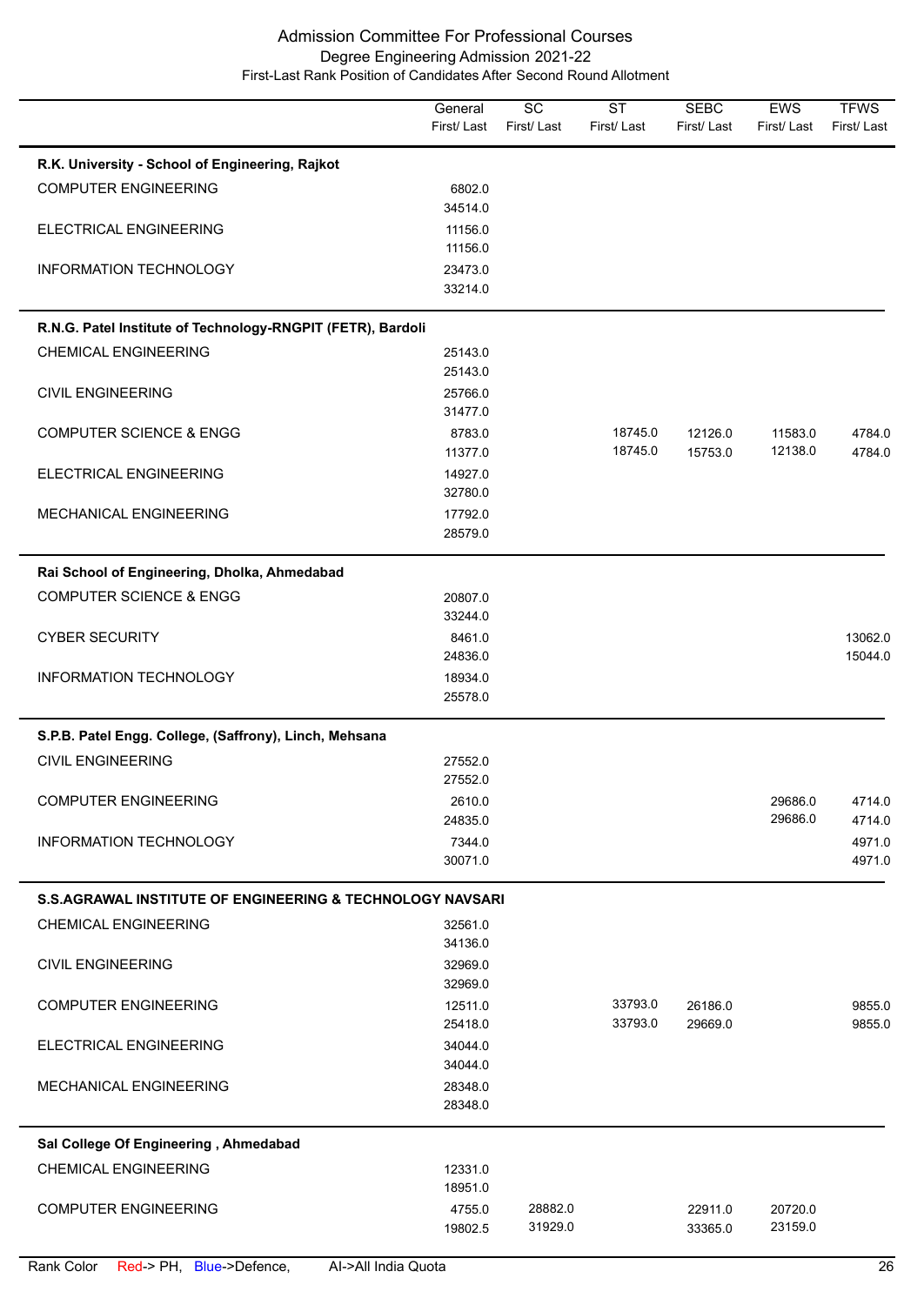# Admission Committee For Professional Courses

## Degree Engineering Admission 2021-22

### First-Last Rank Position of Candidates After Second Round Allotment

| | General First/ Last | SC First/ Last | ST First/ Last | SEBC First/ Last | EWS First/ Last | TFWS First/ Last |
|---|---|---|---|---|---|---|
| **R.K. University - School of Engineering, Rajkot** | | | | | | |
| COMPUTER ENGINEERING | 6802.0<br>34514.0 | | | | | |
| ELECTRICAL ENGINEERING | 11156.0<br>11156.0 | | | | | |
| INFORMATION TECHNOLOGY | 23473.0<br>33214.0 | | | | | |
| **R.N.G. Patel Institute of Technology-RNGPIT (FETR), Bardoli** | | | | | | |
| CHEMICAL ENGINEERING | 25143.0<br>25143.0 | | | | | |
| CIVIL ENGINEERING | 25766.0<br>31477.0 | | | | | |
| COMPUTER SCIENCE & ENGG | 8783.0<br>11377.0 | | 18745.0<br>18745.0 | 12126.0<br>15753.0 | 11583.0<br>12138.0 | 4784.0<br>4784.0 |
| ELECTRICAL ENGINEERING | 14927.0<br>32780.0 | | | | | |
| MECHANICAL ENGINEERING | 17792.0<br>28579.0 | | | | | |
| **Rai School of Engineering, Dholka, Ahmedabad** | | | | | | |
| COMPUTER SCIENCE & ENGG | 20807.0<br>33244.0 | | | | | |
| CYBER SECURITY | 8461.0<br>24836.0 | | | | | 13062.0<br>15044.0 |
| INFORMATION TECHNOLOGY | 18934.0<br>25578.0 | | | | | |
| **S.P.B. Patel Engg. College, (Saffrony), Linch, Mehsana** | | | | | | |
| CIVIL ENGINEERING | 27552.0<br>27552.0 | | | | | |
| COMPUTER ENGINEERING | 2610.0<br>24835.0 | | | | 29686.0<br>29686.0 | 4714.0<br>4714.0 |
| INFORMATION TECHNOLOGY | 7344.0<br>30071.0 | | | | | 4971.0<br>4971.0 |
| **S.S.AGRAWAL INSTITUTE OF ENGINEERING & TECHNOLOGY NAVSARI** | | | | | | |
| CHEMICAL ENGINEERING | 32561.0<br>34136.0 | | | | | |
| CIVIL ENGINEERING | 32969.0<br>32969.0 | | | | | |
| COMPUTER ENGINEERING | 12511.0<br>25418.0 | | 33793.0<br>33793.0 | 26186.0<br>29669.0 | | 9855.0<br>9855.0 |
| ELECTRICAL ENGINEERING | 34044.0<br>34044.0 | | | | | |
| MECHANICAL ENGINEERING | 28348.0<br>28348.0 | | | | | |
| **Sal College Of Engineering , Ahmedabad** | | | | | | |
| CHEMICAL ENGINEERING | 12331.0<br>18951.0 | | | | | |
| COMPUTER ENGINEERING | 4755.0<br>19802.5 | 28882.0<br>31929.0 | | 22911.0<br>33365.0 | 20720.0<br>23159.0 | |

Rank Color Red-> PH, Blue->Defence, AI->All India Quota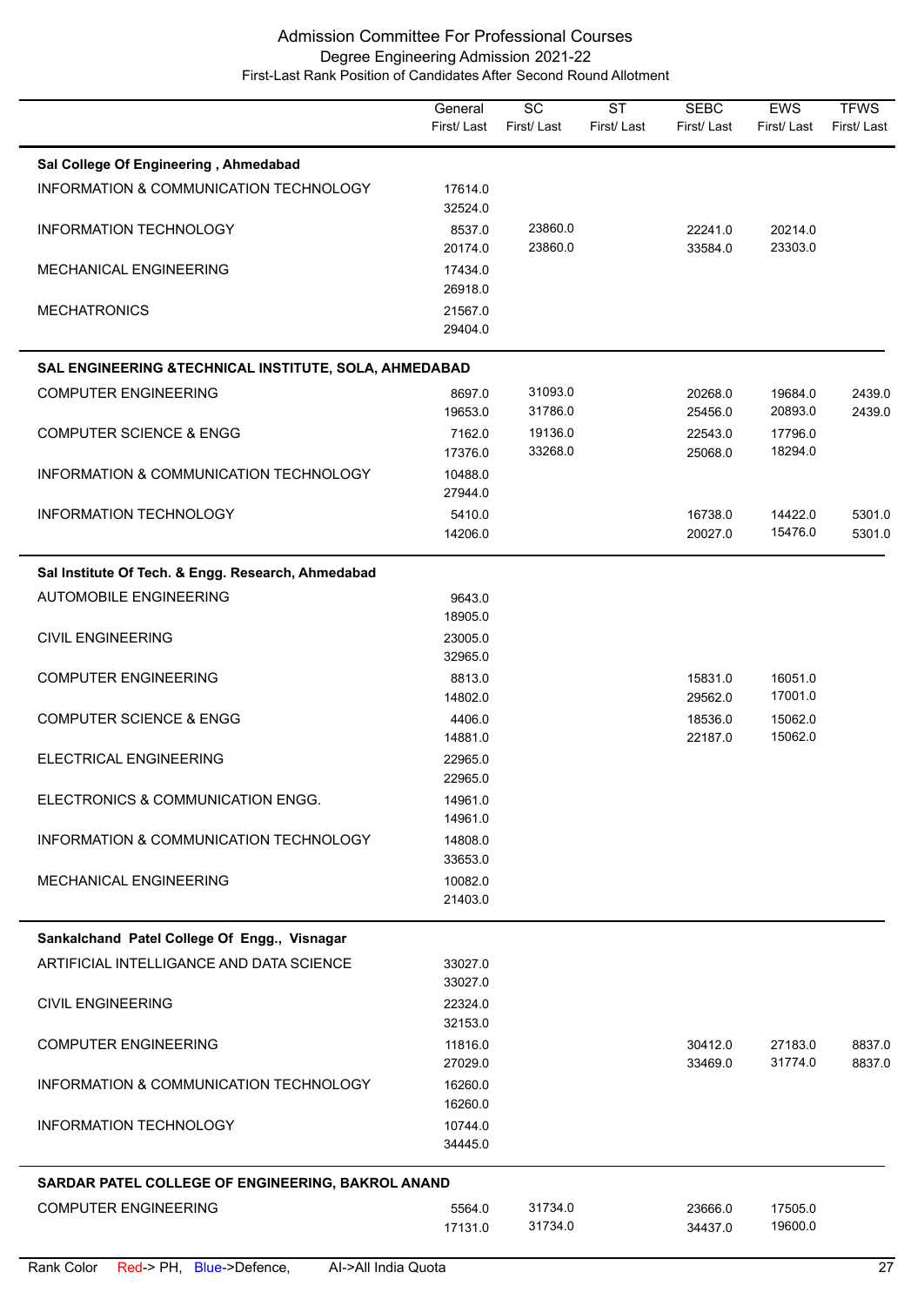# Admission Committee For Professional Courses

## Degree Engineering Admission 2021-22

### First-Last Rank Position of Candidates After Second Round Allotment

| | General First/ Last | SC First/ Last | ST First/ Last | SEBC First/ Last | EWS First/ Last | TFWS First/ Last |
|---|---|---|---|---|---|---|
| **Sal College Of Engineering , Ahmedabad** | | | | | | |
| INFORMATION & COMMUNICATION TECHNOLOGY | 17614.0<br>32524.0 | | | | | |
| INFORMATION TECHNOLOGY | 8537.0<br>20174.0 | 23860.0<br>23860.0 | | 22241.0<br>33584.0 | 20214.0<br>23303.0 | |
| MECHANICAL ENGINEERING | 17434.0<br>26918.0 | | | | | |
| MECHATRONICS | 21567.0<br>29404.0 | | | | | |
| **SAL ENGINEERING &TECHNICAL INSTITUTE, SOLA, AHMEDABAD** | | | | | | |
| COMPUTER ENGINEERING | 8697.0<br>19653.0 | 31093.0<br>31786.0 | | 20268.0<br>25456.0 | 19684.0<br>20893.0 | 2439.0<br>2439.0 |
| COMPUTER SCIENCE & ENGG | 7162.0<br>17376.0 | 19136.0<br>33268.0 | | 22543.0<br>25068.0 | 17796.0<br>18294.0 | |
| INFORMATION & COMMUNICATION TECHNOLOGY | 10488.0<br>27944.0 | | | | | |
| INFORMATION TECHNOLOGY | 5410.0<br>14206.0 | | | 16738.0<br>20027.0 | 14422.0<br>15476.0 | 5301.0<br>5301.0 |
| **Sal Institute Of Tech. & Engg. Research, Ahmedabad** | | | | | | |
| AUTOMOBILE ENGINEERING | 9643.0<br>18905.0 | | | | | |
| CIVIL ENGINEERING | 23005.0<br>32965.0 | | | | | |
| COMPUTER ENGINEERING | 8813.0<br>14802.0 | | | 15831.0<br>29562.0 | 16051.0<br>17001.0 | |
| COMPUTER SCIENCE & ENGG | 4406.0<br>14881.0 | | | 18536.0<br>22187.0 | 15062.0<br>15062.0 | |
| ELECTRICAL ENGINEERING | 22965.0<br>22965.0 | | | | | |
| ELECTRONICS & COMMUNICATION ENGG. | 14961.0<br>14961.0 | | | | | |
| INFORMATION & COMMUNICATION TECHNOLOGY | 14808.0<br>33653.0 | | | | | |
| MECHANICAL ENGINEERING | 10082.0<br>21403.0 | | | | | |
| **Sankalchand Patel College Of Engg., Visnagar** | | | | | | |
| ARTIFICIAL INTELLIGANCE AND DATA SCIENCE | 33027.0<br>33027.0 | | | | | |
| CIVIL ENGINEERING | 22324.0<br>32153.0 | | | | | |
| COMPUTER ENGINEERING | 11816.0<br>27029.0 | | | 30412.0<br>33469.0 | 27183.0<br>31774.0 | 8837.0<br>8837.0 |
| INFORMATION & COMMUNICATION TECHNOLOGY | 16260.0<br>16260.0 | | | | | |
| INFORMATION TECHNOLOGY | 10744.0<br>34445.0 | | | | | |
| **SARDAR PATEL COLLEGE OF ENGINEERING, BAKROL ANAND** | | | | | | |
| COMPUTER ENGINEERING | 5564.0<br>17131.0 | 31734.0<br>31734.0 | | 23666.0<br>34437.0 | 17505.0<br>19600.0 | |

Rank Color Red-> PH, Blue->Defence, AI->All India Quota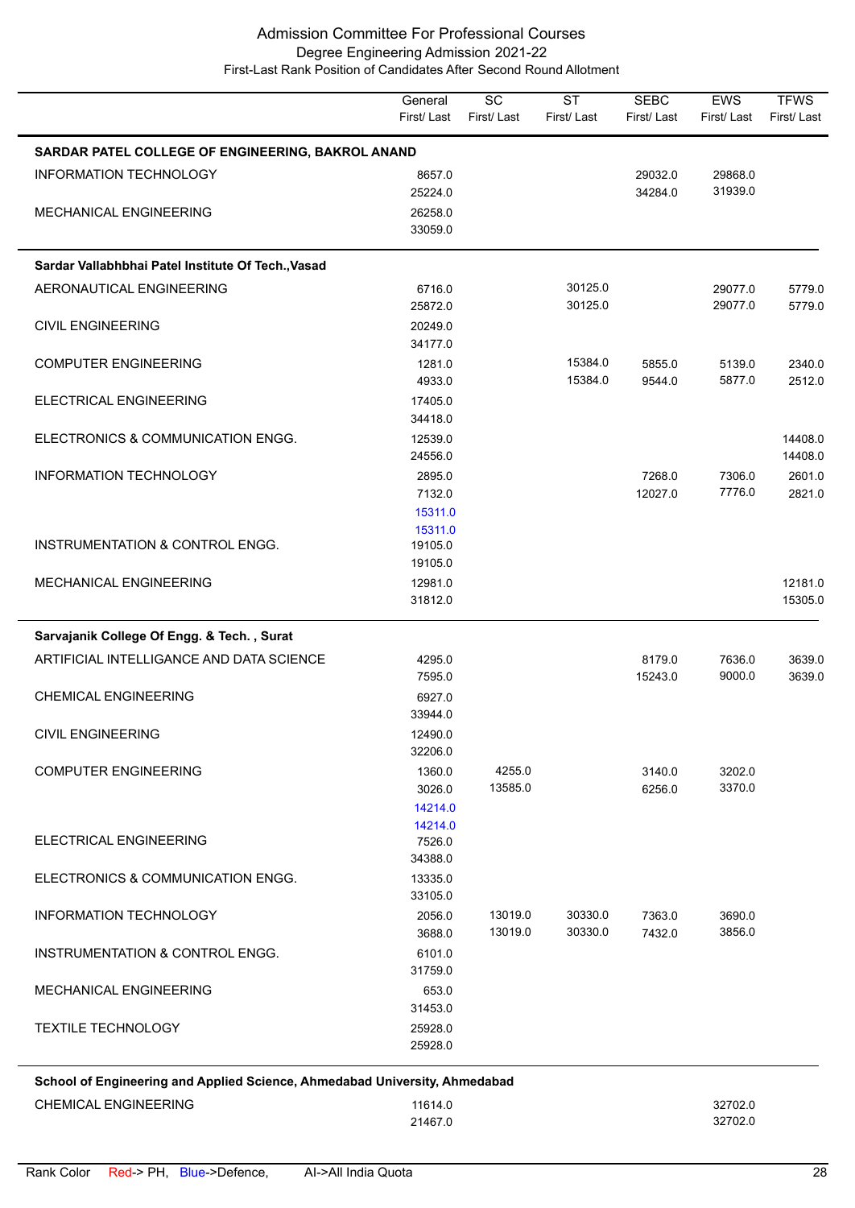Admission Committee For Professional Courses
Degree Engineering Admission 2021-22
First-Last Rank Position of Candidates After Second Round Allotment

| | General First/ Last | SC First/ Last | ST First/ Last | SEBC First/ Last | EWS First/ Last | TFWS First/ Last |
|---|---|---|---|---|---|---|
| **SARDAR PATEL COLLEGE OF ENGINEERING, BAKROL ANAND** | | | | | | |
| INFORMATION TECHNOLOGY | 8657.0<br>25224.0 | | | 29032.0<br>34284.0 | 29868.0<br>31939.0 | |
| MECHANICAL ENGINEERING | 26258.0<br>33059.0 | | | | | |
| **Sardar Vallabhbhai Patel Institute Of Tech.,Vasad** | | | | | | |
| AERONAUTICAL ENGINEERING | 6716.0<br>25872.0 | | 30125.0<br>30125.0 | | 29077.0<br>29077.0 | 5779.0<br>5779.0 |
| CIVIL ENGINEERING | 20249.0<br>34177.0 | | | | | |
| COMPUTER ENGINEERING | 1281.0<br>4933.0 | | 15384.0<br>15384.0 | 5855.0<br>9544.0 | 5139.0<br>5877.0 | 2340.0<br>2512.0 |
| ELECTRICAL ENGINEERING | 17405.0<br>34418.0 | | | | | |
| ELECTRONICS & COMMUNICATION ENGG. | 12539.0<br>24556.0 | | | | | 14408.0<br>14408.0 |
| INFORMATION TECHNOLOGY | 2895.0<br>7132.0<br>15311.0<br>15311.0 | | | 7268.0<br>12027.0 | 7306.0<br>7776.0 | 2601.0<br>2821.0 |
| INSTRUMENTATION & CONTROL ENGG. | 19105.0<br>19105.0 | | | | | |
| MECHANICAL ENGINEERING | 12981.0<br>31812.0 | | | | | 12181.0<br>15305.0 |
| **Sarvajanik College Of Engg. & Tech. , Surat** | | | | | | |
| ARTIFICIAL INTELLIGANCE AND DATA SCIENCE | 4295.0<br>7595.0 | | | 8179.0<br>15243.0 | 7636.0<br>9000.0 | 3639.0<br>3639.0 |
| CHEMICAL ENGINEERING | 6927.0<br>33944.0 | | | | | |
| CIVIL ENGINEERING | 12490.0<br>32206.0 | | | | | |
| COMPUTER ENGINEERING | 1360.0<br>3026.0<br>14214.0<br>14214.0 | 4255.0<br>13585.0 | | 3140.0<br>6256.0 | 3202.0<br>3370.0 | |
| ELECTRICAL ENGINEERING | 7526.0<br>34388.0 | | | | | |
| ELECTRONICS & COMMUNICATION ENGG. | 13335.0<br>33105.0 | | | | | |
| INFORMATION TECHNOLOGY | 2056.0<br>3688.0 | 13019.0<br>13019.0 | 30330.0<br>30330.0 | 7363.0<br>7432.0 | 3690.0<br>3856.0 | |
| INSTRUMENTATION & CONTROL ENGG. | 6101.0<br>31759.0 | | | | | |
| MECHANICAL ENGINEERING | 653.0<br>31453.0 | | | | | |
| TEXTILE TECHNOLOGY | 25928.0<br>25928.0 | | | | | |
| **School of Engineering and Applied Science, Ahmedabad University, Ahmedabad** | | | | | | |
| CHEMICAL ENGINEERING | 11614.0<br>21467.0 | | | | 32702.0<br>32702.0 | |

Rank Color Red-> PH, Blue->Defence, AI->All India Quota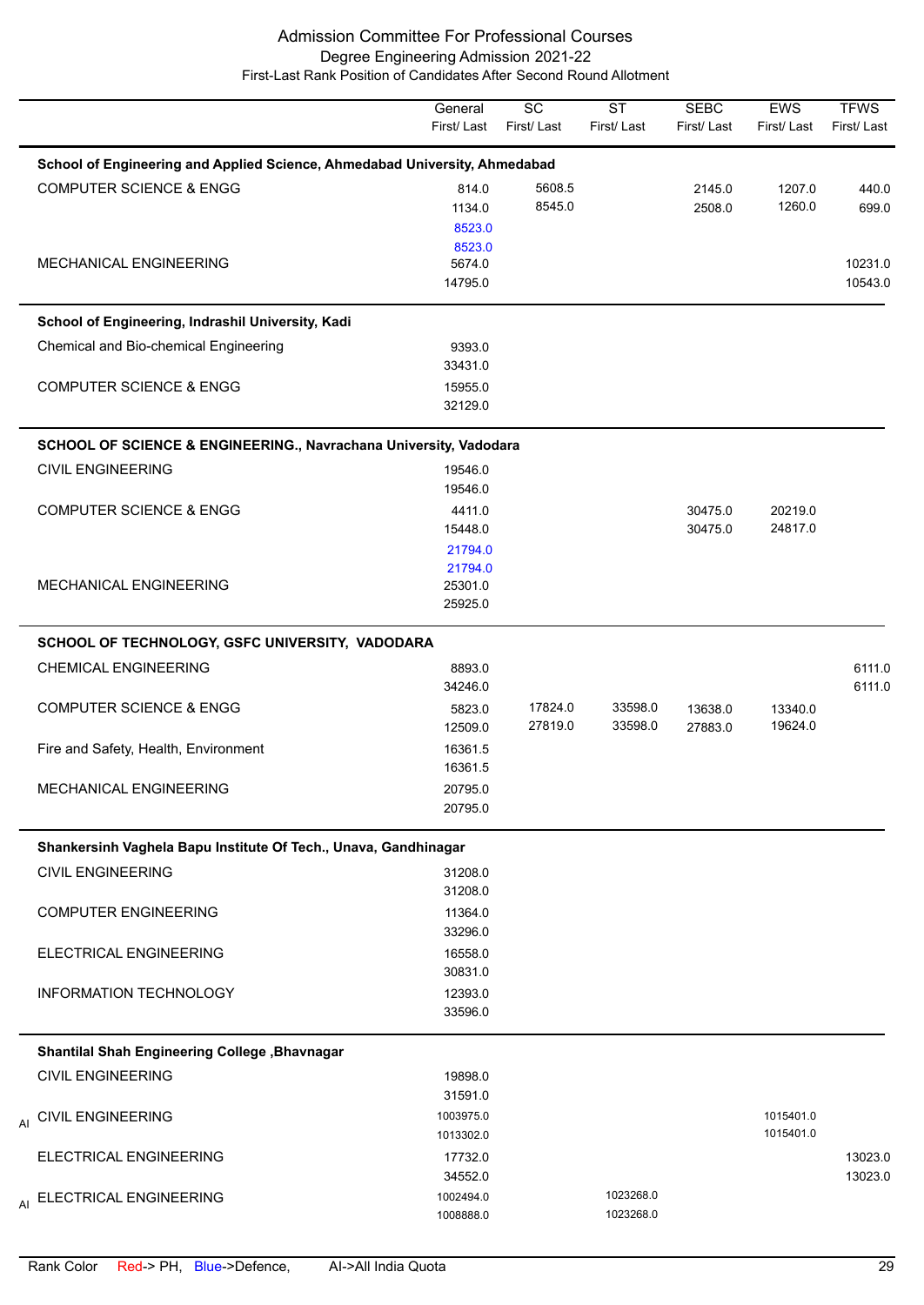# Admission Committee For Professional Courses

## Degree Engineering Admission 2021-22

### First-Last Rank Position of Candidates After Second Round Allotment

| | | General First/ Last | SC First/ Last | ST First/ Last | SEBC First/ Last | EWS First/ Last | TFWS First/ Last |
|---|---|---|---|---|---|---|---|
| | **School of Engineering and Applied Science, Ahmedabad University, Ahmedabad** | | | | | | |
| | COMPUTER SCIENCE & ENGG | 814.0<br>1134.0<br>8523.0<br>8523.0 | 5608.5<br>8545.0 | | 2145.0<br>2508.0 | 1207.0<br>1260.0 | 440.0<br>699.0 |
| | MECHANICAL ENGINEERING | 5674.0<br>14795.0 | | | | | 10231.0<br>10543.0 |
| | **School of Engineering, Indrashil University, Kadi** | | | | | | |
| | Chemical and Bio-chemical Engineering | 9393.0<br>33431.0 | | | | | |
| | COMPUTER SCIENCE & ENGG | 15955.0<br>32129.0 | | | | | |
| | **SCHOOL OF SCIENCE & ENGINEERING., Navrachana University, Vadodara** | | | | | | |
| | CIVIL ENGINEERING | 19546.0<br>19546.0 | | | | | |
| | COMPUTER SCIENCE & ENGG | 4411.0<br>15448.0<br>21794.0<br>21794.0 | | | 30475.0<br>30475.0 | 20219.0<br>24817.0 | |
| | MECHANICAL ENGINEERING | 25301.0<br>25925.0 | | | | | |
| | **SCHOOL OF TECHNOLOGY, GSFC UNIVERSITY, VADODARA** | | | | | | |
| | CHEMICAL ENGINEERING | 8893.0<br>34246.0 | | | | | 6111.0<br>6111.0 |
| | COMPUTER SCIENCE & ENGG | 5823.0<br>12509.0 | 17824.0<br>27819.0 | 33598.0<br>33598.0 | 13638.0<br>27883.0 | 13340.0<br>19624.0 | |
| | Fire and Safety, Health, Environment | 16361.5<br>16361.5 | | | | | |
| | MECHANICAL ENGINEERING | 20795.0<br>20795.0 | | | | | |
| | **Shankersinh Vaghela Bapu Institute Of Tech., Unava, Gandhinagar** | | | | | | |
| | CIVIL ENGINEERING | 31208.0<br>31208.0 | | | | | |
| | COMPUTER ENGINEERING | 11364.0<br>33296.0 | | | | | |
| | ELECTRICAL ENGINEERING | 16558.0<br>30831.0 | | | | | |
| | INFORMATION TECHNOLOGY | 12393.0<br>33596.0 | | | | | |
| | **Shantilal Shah Engineering College ,Bhavnagar** | | | | | | |
| | CIVIL ENGINEERING | 19898.0<br>31591.0 | | | | | |
| AI | CIVIL ENGINEERING | 1003975.0<br>1013302.0 | | | | 1015401.0<br>1015401.0 | |
| | ELECTRICAL ENGINEERING | 17732.0<br>34552.0 | | | | | 13023.0<br>13023.0 |
| AI | ELECTRICAL ENGINEERING | 1002494.0<br>1008888.0 | | 1023268.0<br>1023268.0 | | | |

Rank Color Red-> PH, Blue->Defence, AI->All India Quota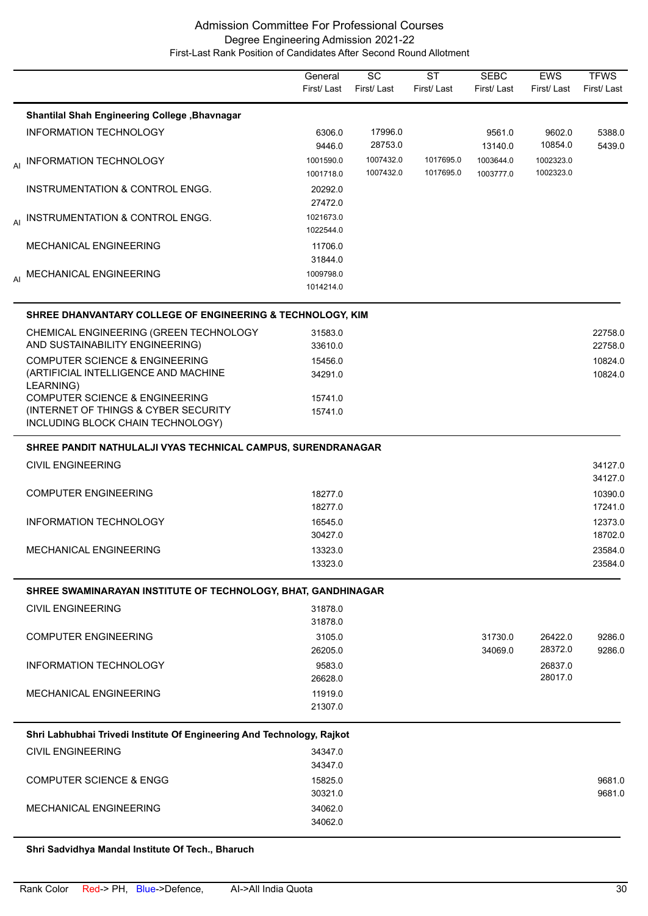| | General First/ Last | SC First/ Last | ST First/ Last | SEBC First/ Last | EWS First/ Last | TFWS First/ Last |
|---|---|---|---|---|---|---|
| **Shantilal Shah Engineering College ,Bhavnagar** | | | | | | |
| INFORMATION TECHNOLOGY | 6306.0<br>9446.0 | 17996.0<br>28753.0 | | 9561.0<br>13140.0 | 9602.0<br>10854.0 | 5388.0<br>5439.0 |
| AI INFORMATION TECHNOLOGY | 1001590.0<br>1001718.0 | 1007432.0<br>1007432.0 | 1017695.0<br>1017695.0 | 1003644.0<br>1003777.0 | 1002323.0<br>1002323.0 | |
| INSTRUMENTATION & CONTROL ENGG. | 20292.0<br>27472.0 | | | | | |
| AI INSTRUMENTATION & CONTROL ENGG. | 1021673.0<br>1022544.0 | | | | | |
| MECHANICAL ENGINEERING | 11706.0<br>31844.0 | | | | | |
| AI MECHANICAL ENGINEERING | 1009798.0<br>1014214.0 | | | | | |
| **SHREE DHANVANTARY COLLEGE OF ENGINEERING & TECHNOLOGY, KIM** | | | | | | |
| CHEMICAL ENGINEERING (GREEN TECHNOLOGY AND SUSTAINABILITY ENGINEERING) | 31583.0<br>33610.0 | | | | | 22758.0<br>22758.0 |
| COMPUTER SCIENCE & ENGINEERING (ARTIFICIAL INTELLIGENCE AND MACHINE LEARNING) | 15456.0<br>34291.0 | | | | | 10824.0<br>10824.0 |
| COMPUTER SCIENCE & ENGINEERING (INTERNET OF THINGS & CYBER SECURITY INCLUDING BLOCK CHAIN TECHNOLOGY) | 15741.0<br>15741.0 | | | | | |
| **SHREE PANDIT NATHULALJI VYAS TECHNICAL CAMPUS, SURENDRANAGAR** | | | | | | |
| CIVIL ENGINEERING | | | | | | 34127.0<br>34127.0 |
| COMPUTER ENGINEERING | 18277.0<br>18277.0 | | | | | 10390.0<br>17241.0 |
| INFORMATION TECHNOLOGY | 16545.0<br>30427.0 | | | | | 12373.0<br>18702.0 |
| MECHANICAL ENGINEERING | 13323.0<br>13323.0 | | | | | 23584.0<br>23584.0 |
| **SHREE SWAMINARAYAN INSTITUTE OF TECHNOLOGY, BHAT, GANDHINAGAR** | | | | | | |
| CIVIL ENGINEERING | 31878.0<br>31878.0 | | | | | |
| COMPUTER ENGINEERING | 3105.0<br>26205.0 | | | 31730.0<br>34069.0 | 26422.0<br>28372.0 | 9286.0<br>9286.0 |
| INFORMATION TECHNOLOGY | 9583.0<br>26628.0 | | | | 26837.0<br>28017.0 | |
| MECHANICAL ENGINEERING | 11919.0<br>21307.0 | | | | | |
| **Shri Labhubhai Trivedi Institute Of Engineering And Technology, Rajkot** | | | | | | |
| CIVIL ENGINEERING | 34347.0<br>34347.0 | | | | | |
| COMPUTER SCIENCE & ENGG | 15825.0<br>30321.0 | | | | | 9681.0<br>9681.0 |
| MECHANICAL ENGINEERING | 34062.0<br>34062.0 | | | | | |
| **Shri Sadvidhya Mandal Institute Of Tech., Bharuch** | | | | | | |

Rank Color Red-> PH, Blue->Defence, AI->All India Quota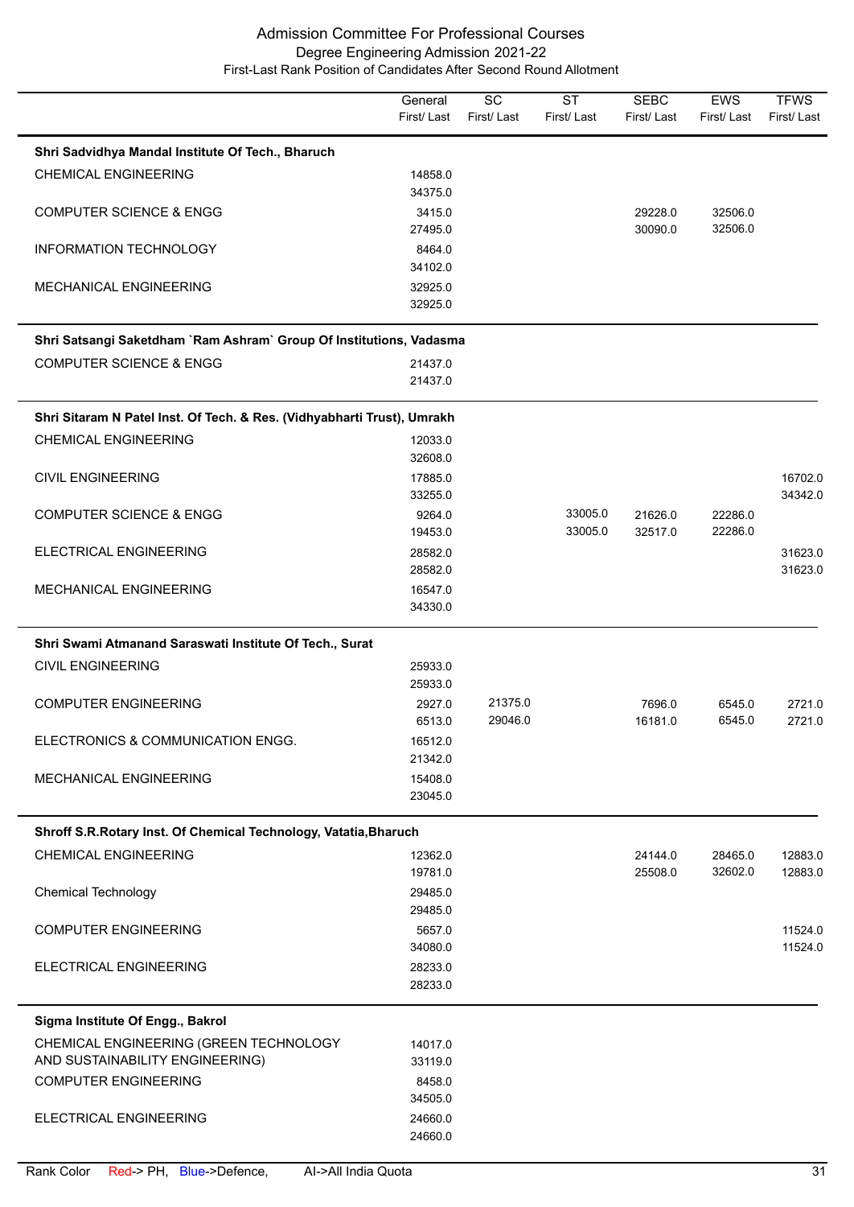# Admission Committee For Professional Courses
## Degree Engineering Admission 2021-22
### First-Last Rank Position of Candidates After Second Round Allotment

| | General<br>First/ Last | SC<br>First/ Last | ST<br>First/ Last | SEBC<br>First/ Last | EWS<br>First/ Last | TFWS<br>First/ Last |
|---|---|---|---|---|---|---|
| **Shri Sadvidhya Mandal Institute Of Tech., Bharuch** | | | | | | |
| CHEMICAL ENGINEERING | 14858.0<br>34375.0 | | | | | |
| COMPUTER SCIENCE & ENGG | 3415.0<br>27495.0 | | | 29228.0<br>30090.0 | 32506.0<br>32506.0 | |
| INFORMATION TECHNOLOGY | 8464.0<br>34102.0 | | | | | |
| MECHANICAL ENGINEERING | 32925.0<br>32925.0 | | | | | |
| **Shri Satsangi Saketdham `Ram Ashram` Group Of Institutions, Vadasma** | | | | | | |
| COMPUTER SCIENCE & ENGG | 21437.0<br>21437.0 | | | | | |
| **Shri Sitaram N Patel Inst. Of Tech. & Res. (Vidhyabharti Trust), Umrakh** | | | | | | |
| CHEMICAL ENGINEERING | 12033.0<br>32608.0 | | | | | |
| CIVIL ENGINEERING | 17885.0<br>33255.0 | | | | | 16702.0<br>34342.0 |
| COMPUTER SCIENCE & ENGG | 9264.0<br>19453.0 | | 33005.0<br>33005.0 | 21626.0<br>32517.0 | 22286.0<br>22286.0 | |
| ELECTRICAL ENGINEERING | 28582.0<br>28582.0 | | | | | 31623.0<br>31623.0 |
| MECHANICAL ENGINEERING | 16547.0<br>34330.0 | | | | | |
| **Shri Swami Atmanand Saraswati Institute Of Tech., Surat** | | | | | | |
| CIVIL ENGINEERING | 25933.0<br>25933.0 | | | | | |
| COMPUTER ENGINEERING | 2927.0<br>6513.0 | 21375.0<br>29046.0 | | 7696.0<br>16181.0 | 6545.0<br>6545.0 | 2721.0<br>2721.0 |
| ELECTRONICS & COMMUNICATION ENGG. | 16512.0<br>21342.0 | | | | | |
| MECHANICAL ENGINEERING | 15408.0<br>23045.0 | | | | | |
| **Shroff S.R.Rotary Inst. Of Chemical Technology, Vatatia,Bharuch** | | | | | | |
| CHEMICAL ENGINEERING | 12362.0<br>19781.0 | | | 24144.0<br>25508.0 | 28465.0<br>32602.0 | 12883.0<br>12883.0 |
| Chemical Technology | 29485.0<br>29485.0 | | | | | |
| COMPUTER ENGINEERING | 5657.0<br>34080.0 | | | | | 11524.0<br>11524.0 |
| ELECTRICAL ENGINEERING | 28233.0<br>28233.0 | | | | | |
| **Sigma Institute Of Engg., Bakrol** | | | | | | |
| CHEMICAL ENGINEERING (GREEN TECHNOLOGY AND SUSTAINABILITY ENGINEERING) | 14017.0<br>33119.0 | | | | | |
| COMPUTER ENGINEERING | 8458.0<br>34505.0 | | | | | |
| ELECTRICAL ENGINEERING | 24660.0<br>24660.0 | | | | | |

Rank Color Red-> PH, Blue->Defence, AI->All India Quota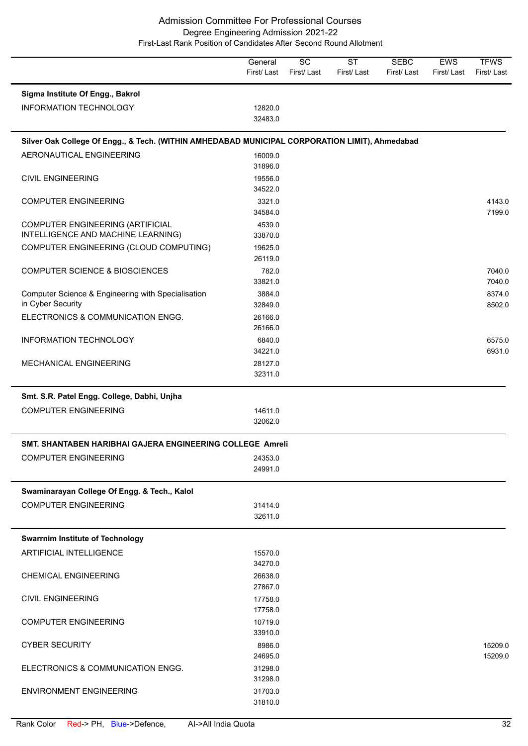## Admission Committee For Professional Courses
### Degree Engineering Admission 2021-22
### First-Last Rank Position of Candidates After Second Round Allotment

| | General First/ Last | SC First/ Last | ST First/ Last | SEBC First/ Last | EWS First/ Last | TFWS First/ Last |
|---|---|---|---|---|---|---|
| **Sigma Institute Of Engg., Bakrol** | | | | | | |
| INFORMATION TECHNOLOGY | 12820.0<br>32483.0 | | | | | |
| **Silver Oak College Of Engg., & Tech. (WITHIN AMHEDABAD MUNICIPAL CORPORATION LIMIT), Ahmedabad** | | | | | | |
| AERONAUTICAL ENGINEERING | 16009.0<br>31896.0 | | | | | |
| CIVIL ENGINEERING | 19556.0<br>34522.0 | | | | | |
| COMPUTER ENGINEERING | 3321.0<br>34584.0 | | | | | 4143.0<br>7199.0 |
| COMPUTER ENGINEERING (ARTIFICIAL INTELLIGENCE AND MACHINE LEARNING) | 4539.0<br>33870.0 | | | | | |
| COMPUTER ENGINEERING (CLOUD COMPUTING) | 19625.0<br>26119.0 | | | | | |
| COMPUTER SCIENCE & BIOSCIENCES | 782.0<br>33821.0 | | | | | 7040.0<br>7040.0 |
| Computer Science & Engineering with Specialisation in Cyber Security | 3884.0<br>32849.0 | | | | | 8374.0<br>8502.0 |
| ELECTRONICS & COMMUNICATION ENGG. | 26166.0<br>26166.0 | | | | | |
| INFORMATION TECHNOLOGY | 6840.0<br>34221.0 | | | | | 6575.0<br>6931.0 |
| MECHANICAL ENGINEERING | 28127.0<br>32311.0 | | | | | |
| **Smt. S.R. Patel Engg. College, Dabhi, Unjha** | | | | | | |
| COMPUTER ENGINEERING | 14611.0<br>32062.0 | | | | | |
| **SMT. SHANTABEN HARIBHAI GAJERA ENGINEERING COLLEGE Amreli** | | | | | | |
| COMPUTER ENGINEERING | 24353.0<br>24991.0 | | | | | |
| **Swaminarayan College Of Engg. & Tech., Kalol** | | | | | | |
| COMPUTER ENGINEERING | 31414.0<br>32611.0 | | | | | |
| **Swarrnim Institute of Technology** | | | | | | |
| ARTIFICIAL INTELLIGENCE | 15570.0<br>34270.0 | | | | | |
| CHEMICAL ENGINEERING | 26638.0<br>27867.0 | | | | | |
| CIVIL ENGINEERING | 17758.0<br>17758.0 | | | | | |
| COMPUTER ENGINEERING | 10719.0<br>33910.0 | | | | | |
| CYBER SECURITY | 8986.0<br>24695.0 | | | | | 15209.0<br>15209.0 |
| ELECTRONICS & COMMUNICATION ENGG. | 31298.0<br>31298.0 | | | | | |
| ENVIRONMENT ENGINEERING | 31703.0<br>31810.0 | | | | | |

Rank Color Red-> PH, Blue->Defence, AI->All India Quota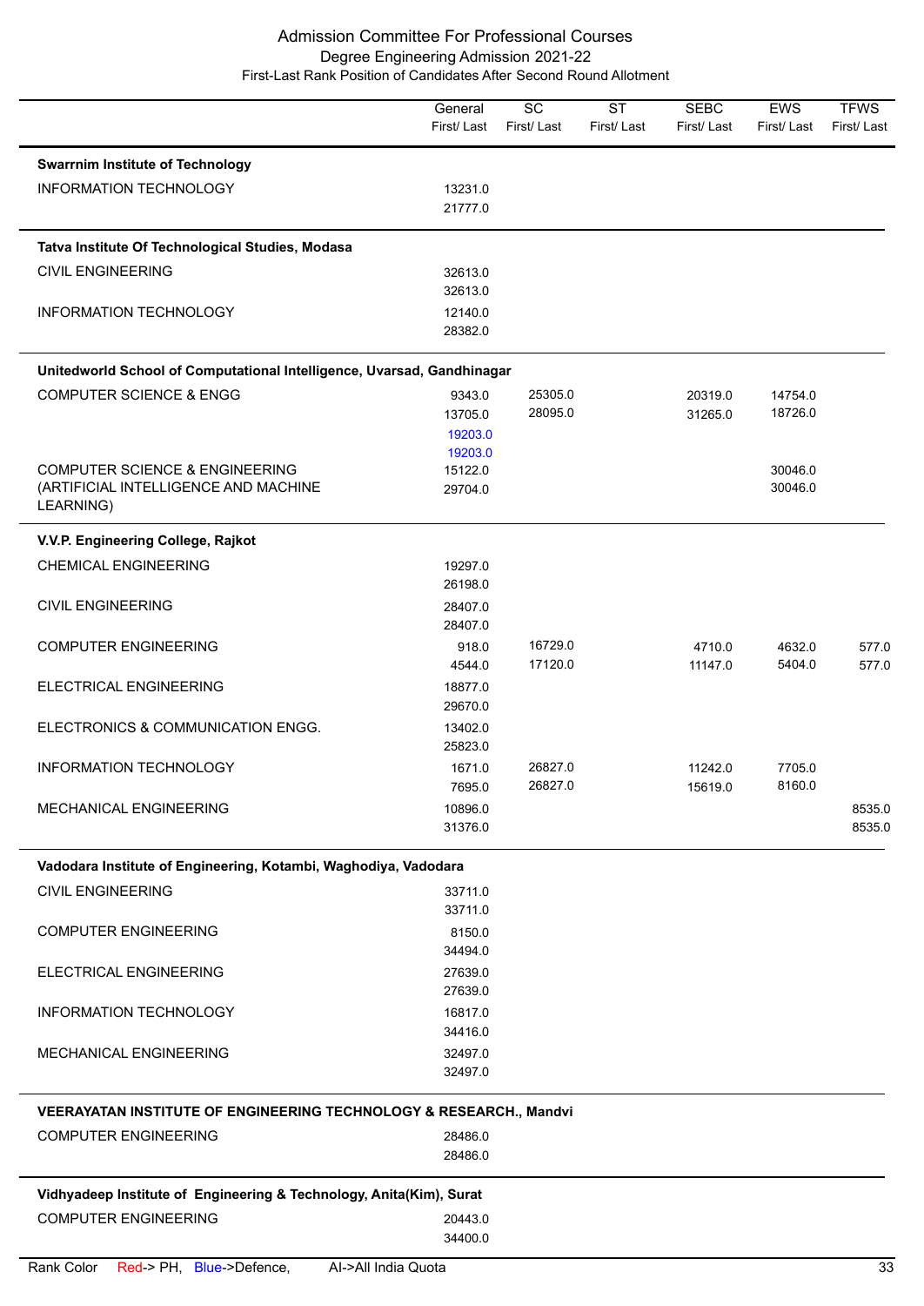# Admission Committee For Professional Courses
## Degree Engineering Admission 2021-22
### First-Last Rank Position of Candidates After Second Round Allotment

| | General First/ Last | SC First/ Last | ST First/ Last | SEBC First/ Last | EWS First/ Last | TFWS First/ Last |
|---|---|---|---|---|---|---|
| **Swarrnim Institute of Technology** | | | | | | |
| INFORMATION TECHNOLOGY | 13231.0<br>21777.0 | | | | | |
| **Tatva Institute Of Technological Studies, Modasa** | | | | | | |
| CIVIL ENGINEERING | 32613.0<br>32613.0 | | | | | |
| INFORMATION TECHNOLOGY | 12140.0<br>28382.0 | | | | | |
| **Unitedworld School of Computational Intelligence, Uvarsad, Gandhinagar** | | | | | | |
| COMPUTER SCIENCE & ENGG | 9343.0<br>13705.0<br>19203.0<br>19203.0 | 25305.0<br>28095.0 | | 20319.0<br>31265.0 | 14754.0<br>18726.0 | |
| COMPUTER SCIENCE & ENGINEERING (ARTIFICIAL INTELLIGENCE AND MACHINE LEARNING) | 15122.0<br>29704.0 | | | | 30046.0<br>30046.0 | |
| **V.V.P. Engineering College, Rajkot** | | | | | | |
| CHEMICAL ENGINEERING | 19297.0<br>26198.0 | | | | | |
| CIVIL ENGINEERING | 28407.0<br>28407.0 | | | | | |
| COMPUTER ENGINEERING | 918.0<br>4544.0 | 16729.0<br>17120.0 | | 4710.0<br>11147.0 | 4632.0<br>5404.0 | 577.0<br>577.0 |
| ELECTRICAL ENGINEERING | 18877.0<br>29670.0 | | | | | |
| ELECTRONICS & COMMUNICATION ENGG. | 13402.0<br>25823.0 | | | | | |
| INFORMATION TECHNOLOGY | 1671.0<br>7695.0 | 26827.0<br>26827.0 | | 11242.0<br>15619.0 | 7705.0<br>8160.0 | |
| MECHANICAL ENGINEERING | 10896.0<br>31376.0 | | | | | 8535.0<br>8535.0 |
| **Vadodara Institute of Engineering, Kotambi, Waghodiya, Vadodara** | | | | | | |
| CIVIL ENGINEERING | 33711.0<br>33711.0 | | | | | |
| COMPUTER ENGINEERING | 8150.0<br>34494.0 | | | | | |
| ELECTRICAL ENGINEERING | 27639.0<br>27639.0 | | | | | |
| INFORMATION TECHNOLOGY | 16817.0<br>34416.0 | | | | | |
| MECHANICAL ENGINEERING | 32497.0<br>32497.0 | | | | | |
| **VEERAYATAN INSTITUTE OF ENGINEERING TECHNOLOGY & RESEARCH., Mandvi** | | | | | | |
| COMPUTER ENGINEERING | 28486.0<br>28486.0 | | | | | |
| **Vidhyadeep Institute of Engineering & Technology, Anita(Kim), Surat** | | | | | | |
| COMPUTER ENGINEERING | 20443.0<br>34400.0 | | | | | |

Rank Color Red-> PH, Blue->Defence, AI->All India Quota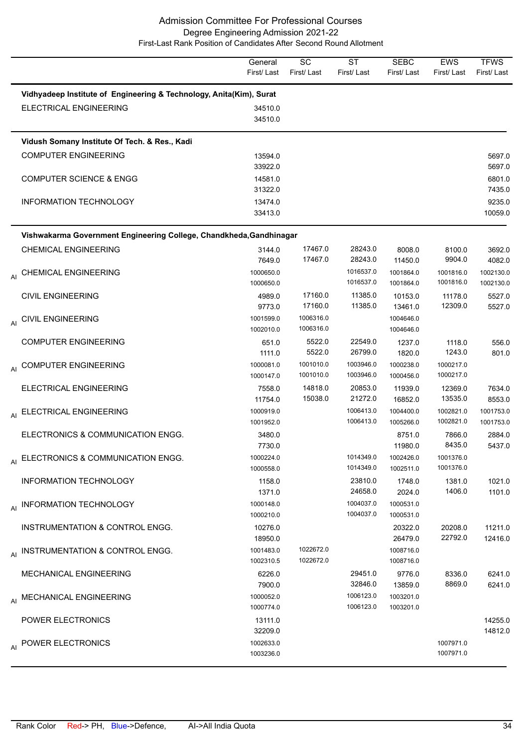# Admission Committee For Professional Courses

## Degree Engineering Admission 2021-22

### First-Last Rank Position of Candidates After Second Round Allotment

| | | General First/ Last | SC First/ Last | ST First/ Last | SEBC First/ Last | EWS First/ Last | TFWS First/ Last |
|---|---|---|---|---|---|---|---|
| **Vidhyadeep Institute of Engineering & Technology, Anita(Kim), Surat** | | | | | | | |
| | ELECTRICAL ENGINEERING | 34510.0<br>34510.0 | | | | | |
| **Vidush Somany Institute Of Tech. & Res., Kadi** | | | | | | | |
| | COMPUTER ENGINEERING | 13594.0<br>33922.0 | | | | | 5697.0<br>5697.0 |
| | COMPUTER SCIENCE & ENGG | 14581.0<br>31322.0 | | | | | 6801.0<br>7435.0 |
| | INFORMATION TECHNOLOGY | 13474.0<br>33413.0 | | | | | 9235.0<br>10059.0 |
| **Vishwakarma Government Engineering College, Chandkheda,Gandhinagar** | | | | | | | |
| | CHEMICAL ENGINEERING | 3144.0<br>7649.0 | 17467.0<br>17467.0 | 28243.0<br>28243.0 | 8008.0<br>11450.0 | 8100.0<br>9904.0 | 3692.0<br>4082.0 |
| AI | CHEMICAL ENGINEERING | 1000650.0<br>1000650.0 | | 1016537.0<br>1016537.0 | 1001864.0<br>1001864.0 | 1001816.0<br>1001816.0 | 1002130.0<br>1002130.0 |
| | CIVIL ENGINEERING | 4989.0<br>9773.0 | 17160.0<br>17160.0 | 11385.0<br>11385.0 | 10153.0<br>13461.0 | 11178.0<br>12309.0 | 5527.0<br>5527.0 |
| AI | CIVIL ENGINEERING | 1001599.0<br>1002010.0 | 1006316.0<br>1006316.0 | | 1004646.0<br>1004646.0 | | |
| | COMPUTER ENGINEERING | 651.0<br>1111.0 | 5522.0<br>5522.0 | 22549.0<br>26799.0 | 1237.0<br>1820.0 | 1118.0<br>1243.0 | 556.0<br>801.0 |
| AI | COMPUTER ENGINEERING | 1000081.0<br>1000147.0 | 1001010.0<br>1001010.0 | 1003946.0<br>1003946.0 | 1000238.0<br>1000456.0 | 1000217.0<br>1000217.0 | |
| | ELECTRICAL ENGINEERING | 7558.0<br>11754.0 | 14818.0<br>15038.0 | 20853.0<br>21272.0 | 11939.0<br>16852.0 | 12369.0<br>13535.0 | 7634.0<br>8553.0 |
| AI | ELECTRICAL ENGINEERING | 1000919.0<br>1001952.0 | | 1006413.0<br>1006413.0 | 1004400.0<br>1005266.0 | 1002821.0<br>1002821.0 | 1001753.0<br>1001753.0 |
| | ELECTRONICS & COMMUNICATION ENGG. | 3480.0<br>7730.0 | | | 8751.0<br>11980.0 | 7866.0<br>8435.0 | 2884.0<br>5437.0 |
| AI | ELECTRONICS & COMMUNICATION ENGG. | 1000224.0<br>1000558.0 | | 1014349.0<br>1014349.0 | 1002426.0<br>1002511.0 | 1001376.0<br>1001376.0 | |
| | INFORMATION TECHNOLOGY | 1158.0<br>1371.0 | | 23810.0<br>24658.0 | 1748.0<br>2024.0 | 1381.0<br>1406.0 | 1021.0<br>1101.0 |
| AI | INFORMATION TECHNOLOGY | 1000148.0<br>1000210.0 | | 1004037.0<br>1004037.0 | 1000531.0<br>1000531.0 | | |
| | INSTRUMENTATION & CONTROL ENGG. | 10276.0<br>18950.0 | | | 20322.0<br>26479.0 | 20208.0<br>22792.0 | 11211.0<br>12416.0 |
| AI | INSTRUMENTATION & CONTROL ENGG. | 1001483.0<br>1002310.5 | 1022672.0<br>1022672.0 | | 1008716.0<br>1008716.0 | | |
| | MECHANICAL ENGINEERING | 6226.0<br>7900.0 | | 29451.0<br>32846.0 | 9776.0<br>13859.0 | 8336.0<br>8869.0 | 6241.0<br>6241.0 |
| AI | MECHANICAL ENGINEERING | 1000052.0<br>1000774.0 | | 1006123.0<br>1006123.0 | 1003201.0<br>1003201.0 | | |
| | POWER ELECTRONICS | 13111.0<br>32209.0 | | | | | 14255.0<br>14812.0 |
| AI | POWER ELECTRONICS | 1002633.0<br>1003236.0 | | | | 1007971.0<br>1007971.0 | |

Rank Color Red-> PH, Blue->Defence, AI->All India Quota